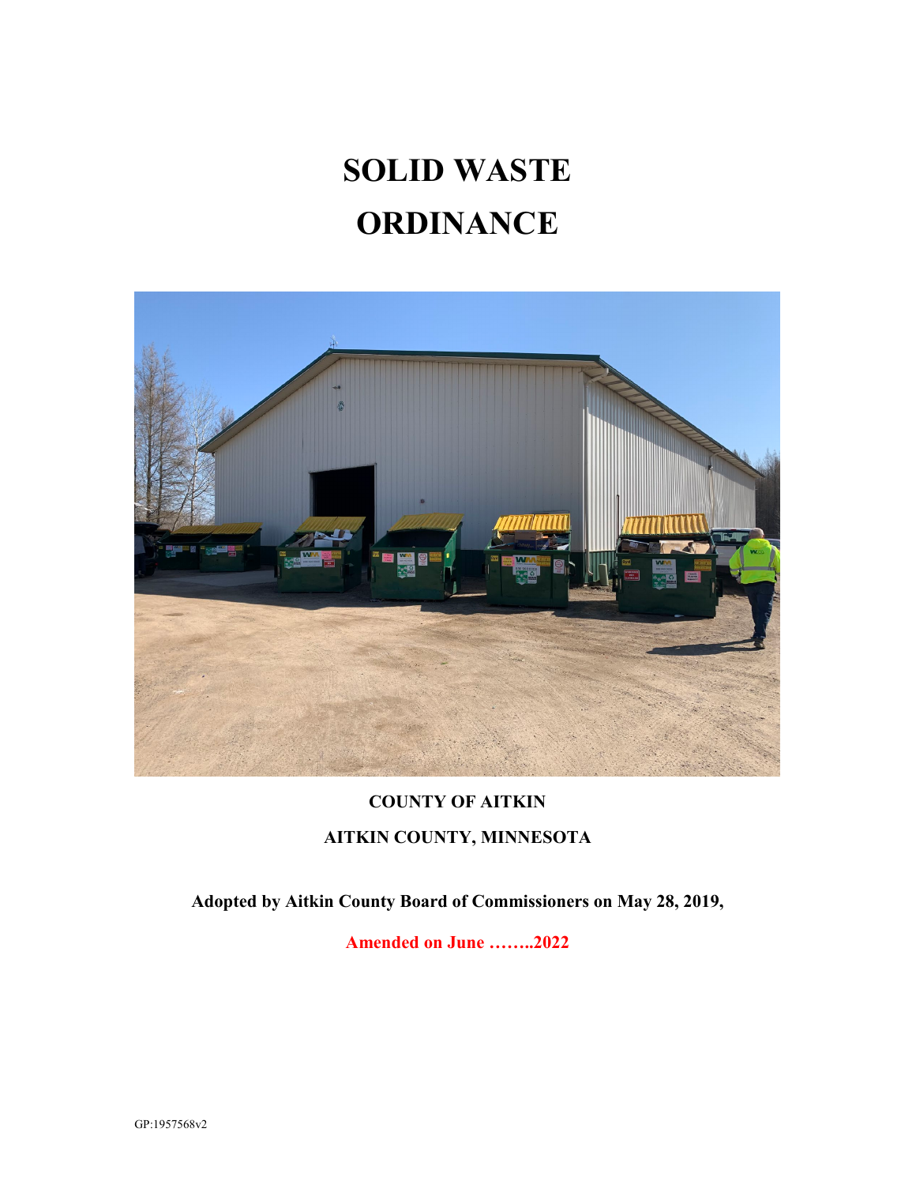# SOLID WASTE ORDINANCE

**COUNTY OF AITKIN**

**AITKIN COUNTY, MINNESOTA**

**Adopted by Aitkin County Board of Commissioners on May 28, 2019,**

**Amended on June ……..2022**

GP:1957568v2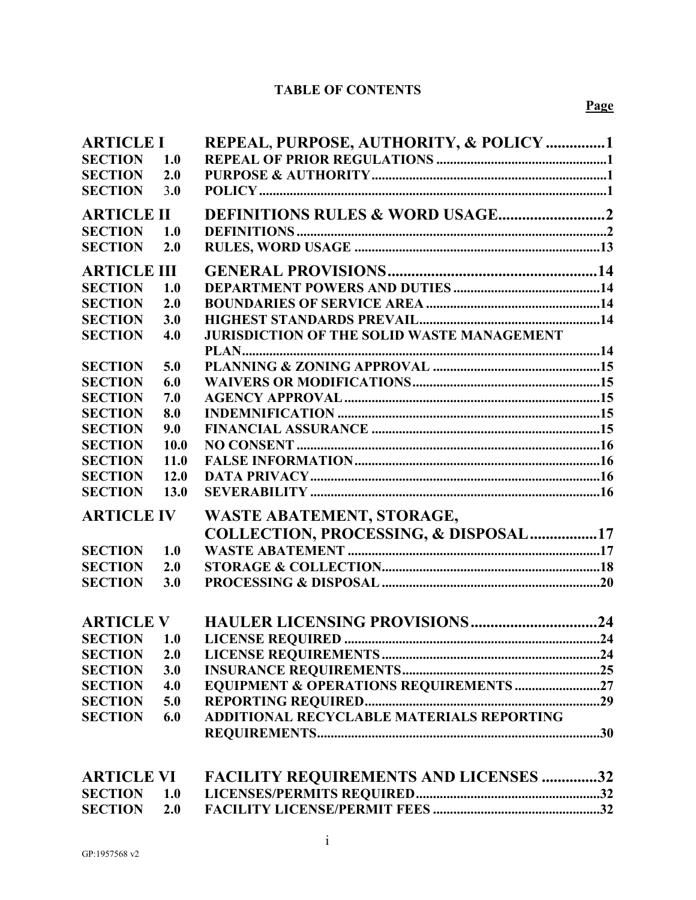# TABLE OF CONTENTS

| | | Page |
|---|---|---|
| **ARTICLE I** | **REPEAL, PURPOSE, AUTHORITY, & POLICY** | **1** |
| SECTION 1.0 | REPEAL OF PRIOR REGULATIONS | 1 |
| SECTION 2.0 | PURPOSE & AUTHORITY | 1 |
| SECTION 3.0 | POLICY | 1 |
| **ARTICLE II** | **DEFINITIONS RULES & WORD USAGE** | **2** |
| SECTION 1.0 | DEFINITIONS | 2 |
| SECTION 2.0 | RULES, WORD USAGE | 13 |
| **ARTICLE III** | **GENERAL PROVISIONS** | **14** |
| SECTION 1.0 | DEPARTMENT POWERS AND DUTIES | 14 |
| SECTION 2.0 | BOUNDARIES OF SERVICE AREA | 14 |
| SECTION 3.0 | HIGHEST STANDARDS PREVAIL | 14 |
| SECTION 4.0 | JURISDICTION OF THE SOLID WASTE MANAGEMENT PLAN | 14 |
| SECTION 5.0 | PLANNING & ZONING APPROVAL | 15 |
| SECTION 6.0 | WAIVERS OR MODIFICATIONS | 15 |
| SECTION 7.0 | AGENCY APPROVAL | 15 |
| SECTION 8.0 | INDEMNIFICATION | 15 |
| SECTION 9.0 | FINANCIAL ASSURANCE | 15 |
| SECTION 10.0 | NO CONSENT | 16 |
| SECTION 11.0 | FALSE INFORMATION | 16 |
| SECTION 12.0 | DATA PRIVACY | 16 |
| SECTION 13.0 | SEVERABILITY | 16 |
| **ARTICLE IV** | **WASTE ABATEMENT, STORAGE, COLLECTION, PROCESSING, & DISPOSAL** | **17** |
| SECTION 1.0 | WASTE ABATEMENT | 17 |
| SECTION 2.0 | STORAGE & COLLECTION | 18 |
| SECTION 3.0 | PROCESSING & DISPOSAL | 20 |
| **ARTICLE V** | **HAULER LICENSING PROVISIONS** | **24** |
| SECTION 1.0 | LICENSE REQUIRED | 24 |
| SECTION 2.0 | LICENSE REQUIREMENTS | 24 |
| SECTION 3.0 | INSURANCE REQUIREMENTS | 25 |
| SECTION 4.0 | EQUIPMENT & OPERATIONS REQUIREMENTS | 27 |
| SECTION 5.0 | REPORTING REQUIRED | 29 |
| SECTION 6.0 | ADDITIONAL RECYCLABLE MATERIALS REPORTING REQUIREMENTS | 30 |
| **ARTICLE VI** | **FACILITY REQUIREMENTS AND LICENSES** | **32** |
| SECTION 1.0 | LICENSES/PERMITS REQUIRED | 32 |
| SECTION 2.0 | FACILITY LICENSE/PERMIT FEES | 32 |

GP:1957568 v2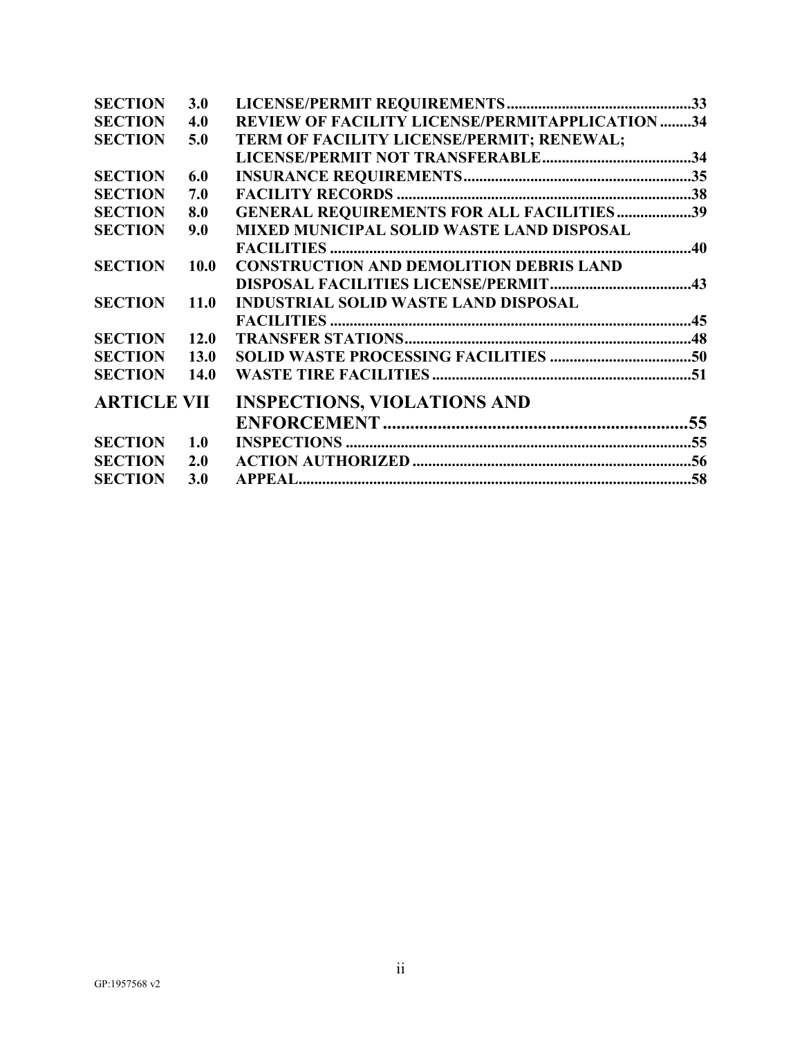| | | | |
|---|---|---|---|
| **SECTION** | **3.0** | **LICENSE/PERMIT REQUIREMENTS** | **33** |
| **SECTION** | **4.0** | **REVIEW OF FACILITY LICENSE/PERMITAPPLICATION** | **34** |
| **SECTION** | **5.0** | **TERM OF FACILITY LICENSE/PERMIT; RENEWAL; LICENSE/PERMIT NOT TRANSFERABLE** | **34** |
| **SECTION** | **6.0** | **INSURANCE REQUIREMENTS** | **35** |
| **SECTION** | **7.0** | **FACILITY RECORDS** | **38** |
| **SECTION** | **8.0** | **GENERAL REQUIREMENTS FOR ALL FACILITIES** | **39** |
| **SECTION** | **9.0** | **MIXED MUNICIPAL SOLID WASTE LAND DISPOSAL FACILITIES** | **40** |
| **SECTION** | **10.0** | **CONSTRUCTION AND DEMOLITION DEBRIS LAND DISPOSAL FACILITIES LICENSE/PERMIT** | **43** |
| **SECTION** | **11.0** | **INDUSTRIAL SOLID WASTE LAND DISPOSAL FACILITIES** | **45** |
| **SECTION** | **12.0** | **TRANSFER STATIONS** | **48** |
| **SECTION** | **13.0** | **SOLID WASTE PROCESSING FACILITIES** | **50** |
| **SECTION** | **14.0** | **WASTE TIRE FACILITIES** | **51** |
| **ARTICLE VII** | | **INSPECTIONS, VIOLATIONS AND ENFORCEMENT** | **55** |
| **SECTION** | **1.0** | **INSPECTIONS** | **55** |
| **SECTION** | **2.0** | **ACTION AUTHORIZED** | **56** |
| **SECTION** | **3.0** | **APPEAL** | **58** |

GP:1957568 v2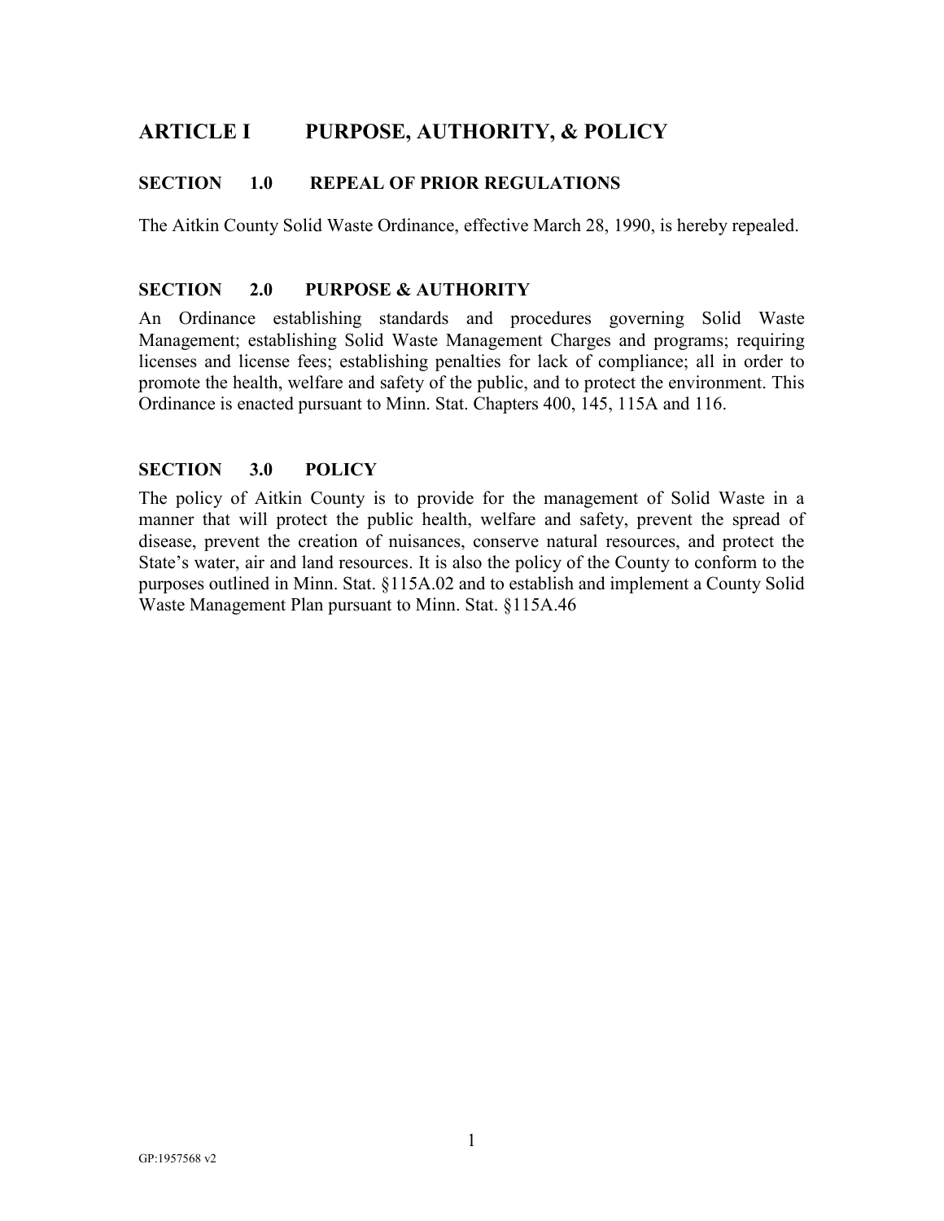# ARTICLE I PURPOSE, AUTHORITY, & POLICY

## SECTION 1.0 REPEAL OF PRIOR REGULATIONS

The Aitkin County Solid Waste Ordinance, effective March 28, 1990, is hereby repealed.

## SECTION 2.0 PURPOSE & AUTHORITY

An Ordinance establishing standards and procedures governing Solid Waste Management; establishing Solid Waste Management Charges and programs; requiring licenses and license fees; establishing penalties for lack of compliance; all in order to promote the health, welfare and safety of the public, and to protect the environment. This Ordinance is enacted pursuant to Minn. Stat. Chapters 400, 145, 115A and 116.

## SECTION 3.0 POLICY

The policy of Aitkin County is to provide for the management of Solid Waste in a manner that will protect the public health, welfare and safety, prevent the spread of disease, prevent the creation of nuisances, conserve natural resources, and protect the State's water, air and land resources. It is also the policy of the County to conform to the purposes outlined in Minn. Stat. §115A.02 and to establish and implement a County Solid Waste Management Plan pursuant to Minn. Stat. §115A.46

GP:1957568 v2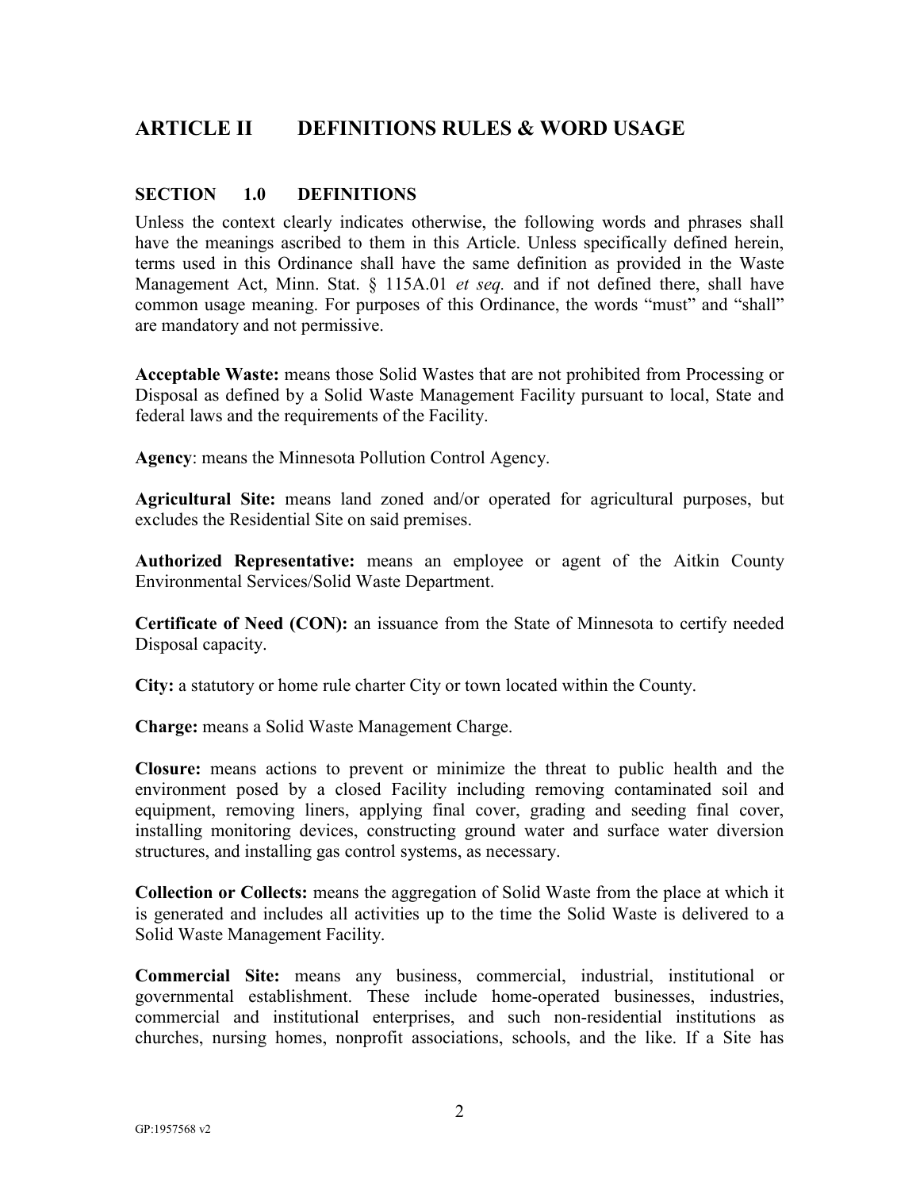## ARTICLE II DEFINITIONS RULES & WORD USAGE

### SECTION 1.0 DEFINITIONS

Unless the context clearly indicates otherwise, the following words and phrases shall have the meanings ascribed to them in this Article. Unless specifically defined herein, terms used in this Ordinance shall have the same definition as provided in the Waste Management Act, Minn. Stat. § 115A.01 *et seq.* and if not defined there, shall have common usage meaning. For purposes of this Ordinance, the words "must" and "shall" are mandatory and not permissive.

**Acceptable Waste:** means those Solid Wastes that are not prohibited from Processing or Disposal as defined by a Solid Waste Management Facility pursuant to local, State and federal laws and the requirements of the Facility.

**Agency**: means the Minnesota Pollution Control Agency.

**Agricultural Site:** means land zoned and/or operated for agricultural purposes, but excludes the Residential Site on said premises.

**Authorized Representative:** means an employee or agent of the Aitkin County Environmental Services/Solid Waste Department.

**Certificate of Need (CON):** an issuance from the State of Minnesota to certify needed Disposal capacity.

**City:** a statutory or home rule charter City or town located within the County.

**Charge:** means a Solid Waste Management Charge.

**Closure:** means actions to prevent or minimize the threat to public health and the environment posed by a closed Facility including removing contaminated soil and equipment, removing liners, applying final cover, grading and seeding final cover, installing monitoring devices, constructing ground water and surface water diversion structures, and installing gas control systems, as necessary.

**Collection or Collects:** means the aggregation of Solid Waste from the place at which it is generated and includes all activities up to the time the Solid Waste is delivered to a Solid Waste Management Facility.

**Commercial Site:** means any business, commercial, industrial, institutional or governmental establishment. These include home-operated businesses, industries, commercial and institutional enterprises, and such non-residential institutions as churches, nursing homes, nonprofit associations, schools, and the like. If a Site has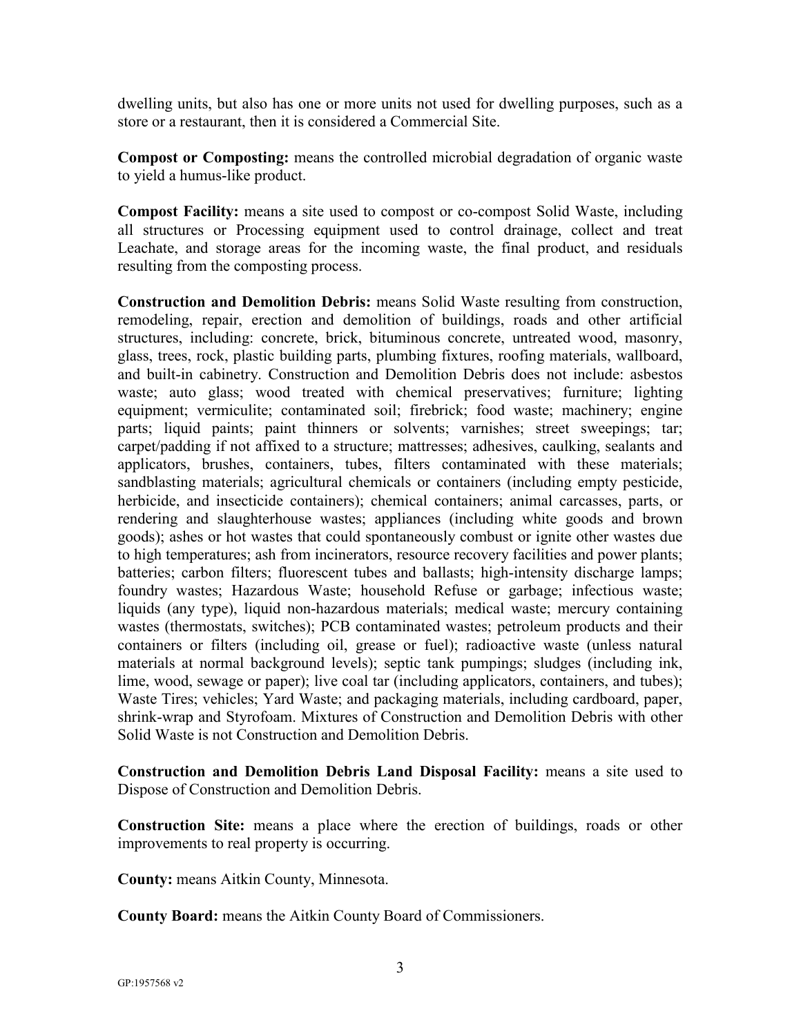dwelling units, but also has one or more units not used for dwelling purposes, such as a store or a restaurant, then it is considered a Commercial Site.

**Compost or Composting:** means the controlled microbial degradation of organic waste to yield a humus-like product.

**Compost Facility:** means a site used to compost or co-compost Solid Waste, including all structures or Processing equipment used to control drainage, collect and treat Leachate, and storage areas for the incoming waste, the final product, and residuals resulting from the composting process.

**Construction and Demolition Debris:** means Solid Waste resulting from construction, remodeling, repair, erection and demolition of buildings, roads and other artificial structures, including: concrete, brick, bituminous concrete, untreated wood, masonry, glass, trees, rock, plastic building parts, plumbing fixtures, roofing materials, wallboard, and built-in cabinetry. Construction and Demolition Debris does not include: asbestos waste; auto glass; wood treated with chemical preservatives; furniture; lighting equipment; vermiculite; contaminated soil; firebrick; food waste; machinery; engine parts; liquid paints; paint thinners or solvents; varnishes; street sweepings; tar; carpet/padding if not affixed to a structure; mattresses; adhesives, caulking, sealants and applicators, brushes, containers, tubes, filters contaminated with these materials; sandblasting materials; agricultural chemicals or containers (including empty pesticide, herbicide, and insecticide containers); chemical containers; animal carcasses, parts, or rendering and slaughterhouse wastes; appliances (including white goods and brown goods); ashes or hot wastes that could spontaneously combust or ignite other wastes due to high temperatures; ash from incinerators, resource recovery facilities and power plants; batteries; carbon filters; fluorescent tubes and ballasts; high-intensity discharge lamps; foundry wastes; Hazardous Waste; household Refuse or garbage; infectious waste; liquids (any type), liquid non-hazardous materials; medical waste; mercury containing wastes (thermostats, switches); PCB contaminated wastes; petroleum products and their containers or filters (including oil, grease or fuel); radioactive waste (unless natural materials at normal background levels); septic tank pumpings; sludges (including ink, lime, wood, sewage or paper); live coal tar (including applicators, containers, and tubes); Waste Tires; vehicles; Yard Waste; and packaging materials, including cardboard, paper, shrink-wrap and Styrofoam. Mixtures of Construction and Demolition Debris with other Solid Waste is not Construction and Demolition Debris.

**Construction and Demolition Debris Land Disposal Facility:** means a site used to Dispose of Construction and Demolition Debris.

**Construction Site:** means a place where the erection of buildings, roads or other improvements to real property is occurring.

**County:** means Aitkin County, Minnesota.

**County Board:** means the Aitkin County Board of Commissioners.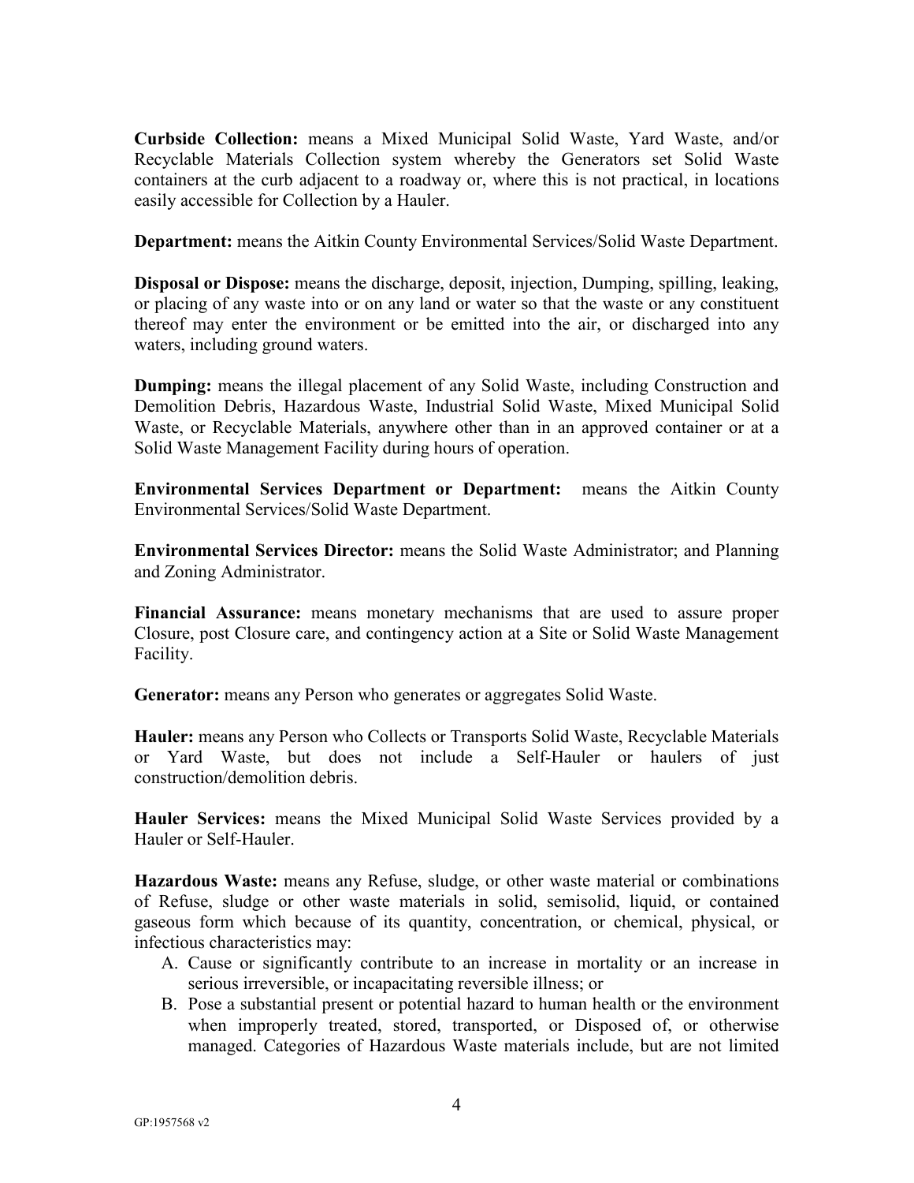**Curbside Collection:** means a Mixed Municipal Solid Waste, Yard Waste, and/or Recyclable Materials Collection system whereby the Generators set Solid Waste containers at the curb adjacent to a roadway or, where this is not practical, in locations easily accessible for Collection by a Hauler.

**Department:** means the Aitkin County Environmental Services/Solid Waste Department.

**Disposal or Dispose:** means the discharge, deposit, injection, Dumping, spilling, leaking, or placing of any waste into or on any land or water so that the waste or any constituent thereof may enter the environment or be emitted into the air, or discharged into any waters, including ground waters.

**Dumping:** means the illegal placement of any Solid Waste, including Construction and Demolition Debris, Hazardous Waste, Industrial Solid Waste, Mixed Municipal Solid Waste, or Recyclable Materials, anywhere other than in an approved container or at a Solid Waste Management Facility during hours of operation.

**Environmental Services Department or Department:** means the Aitkin County Environmental Services/Solid Waste Department.

**Environmental Services Director:** means the Solid Waste Administrator; and Planning and Zoning Administrator.

**Financial Assurance:** means monetary mechanisms that are used to assure proper Closure, post Closure care, and contingency action at a Site or Solid Waste Management Facility.

**Generator:** means any Person who generates or aggregates Solid Waste.

**Hauler:** means any Person who Collects or Transports Solid Waste, Recyclable Materials or Yard Waste, but does not include a Self-Hauler or haulers of just construction/demolition debris.

**Hauler Services:** means the Mixed Municipal Solid Waste Services provided by a Hauler or Self-Hauler.

**Hazardous Waste:** means any Refuse, sludge, or other waste material or combinations of Refuse, sludge or other waste materials in solid, semisolid, liquid, or contained gaseous form which because of its quantity, concentration, or chemical, physical, or infectious characteristics may:

A. Cause or significantly contribute to an increase in mortality or an increase in serious irreversible, or incapacitating reversible illness; or
B. Pose a substantial present or potential hazard to human health or the environment when improperly treated, stored, transported, or Disposed of, or otherwise managed. Categories of Hazardous Waste materials include, but are not limited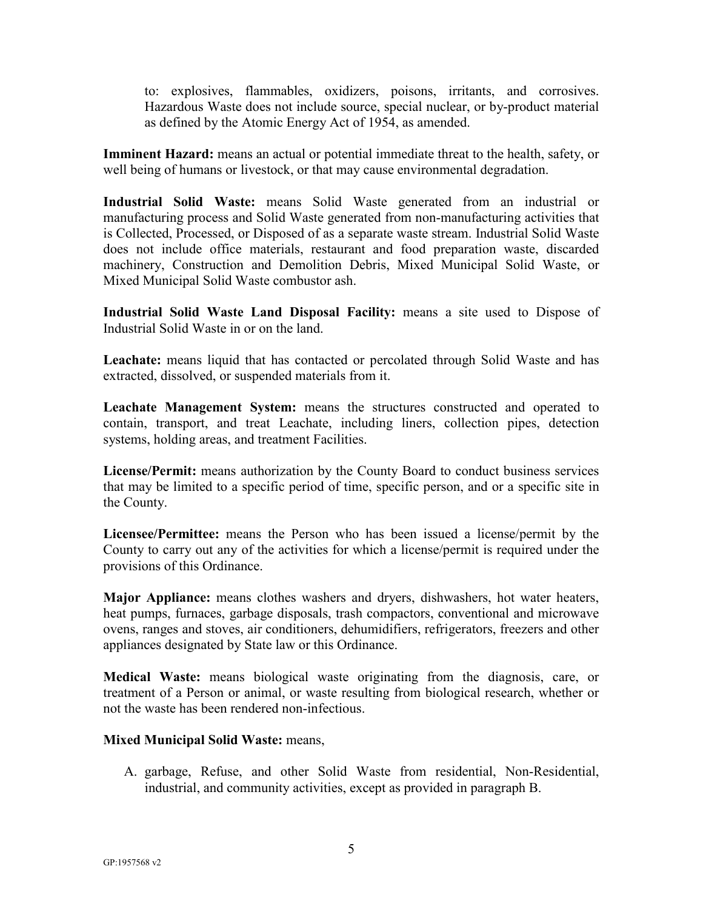to: explosives, flammables, oxidizers, poisons, irritants, and corrosives. Hazardous Waste does not include source, special nuclear, or by-product material as defined by the Atomic Energy Act of 1954, as amended.

**Imminent Hazard:** means an actual or potential immediate threat to the health, safety, or well being of humans or livestock, or that may cause environmental degradation.

**Industrial Solid Waste:** means Solid Waste generated from an industrial or manufacturing process and Solid Waste generated from non-manufacturing activities that is Collected, Processed, or Disposed of as a separate waste stream. Industrial Solid Waste does not include office materials, restaurant and food preparation waste, discarded machinery, Construction and Demolition Debris, Mixed Municipal Solid Waste, or Mixed Municipal Solid Waste combustor ash.

**Industrial Solid Waste Land Disposal Facility:** means a site used to Dispose of Industrial Solid Waste in or on the land.

**Leachate:** means liquid that has contacted or percolated through Solid Waste and has extracted, dissolved, or suspended materials from it.

**Leachate Management System:** means the structures constructed and operated to contain, transport, and treat Leachate, including liners, collection pipes, detection systems, holding areas, and treatment Facilities.

**License/Permit:** means authorization by the County Board to conduct business services that may be limited to a specific period of time, specific person, and or a specific site in the County.

**Licensee/Permittee:** means the Person who has been issued a license/permit by the County to carry out any of the activities for which a license/permit is required under the provisions of this Ordinance.

**Major Appliance:** means clothes washers and dryers, dishwashers, hot water heaters, heat pumps, furnaces, garbage disposals, trash compactors, conventional and microwave ovens, ranges and stoves, air conditioners, dehumidifiers, refrigerators, freezers and other appliances designated by State law or this Ordinance.

**Medical Waste:** means biological waste originating from the diagnosis, care, or treatment of a Person or animal, or waste resulting from biological research, whether or not the waste has been rendered non-infectious.

**Mixed Municipal Solid Waste:** means,

A. garbage, Refuse, and other Solid Waste from residential, Non-Residential, industrial, and community activities, except as provided in paragraph B.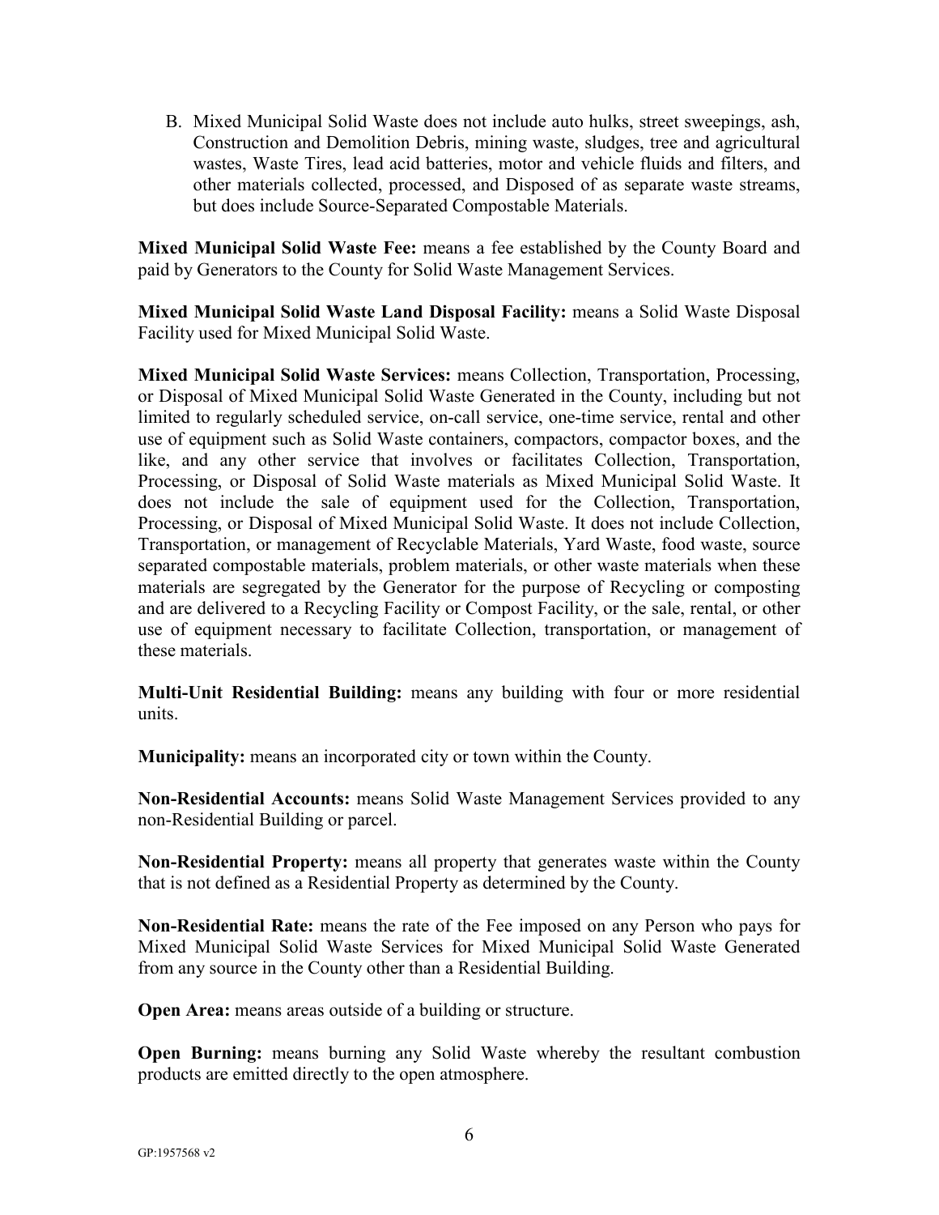B. Mixed Municipal Solid Waste does not include auto hulks, street sweepings, ash, Construction and Demolition Debris, mining waste, sludges, tree and agricultural wastes, Waste Tires, lead acid batteries, motor and vehicle fluids and filters, and other materials collected, processed, and Disposed of as separate waste streams, but does include Source-Separated Compostable Materials.

**Mixed Municipal Solid Waste Fee:** means a fee established by the County Board and paid by Generators to the County for Solid Waste Management Services.

**Mixed Municipal Solid Waste Land Disposal Facility:** means a Solid Waste Disposal Facility used for Mixed Municipal Solid Waste.

**Mixed Municipal Solid Waste Services:** means Collection, Transportation, Processing, or Disposal of Mixed Municipal Solid Waste Generated in the County, including but not limited to regularly scheduled service, on-call service, one-time service, rental and other use of equipment such as Solid Waste containers, compactors, compactor boxes, and the like, and any other service that involves or facilitates Collection, Transportation, Processing, or Disposal of Solid Waste materials as Mixed Municipal Solid Waste. It does not include the sale of equipment used for the Collection, Transportation, Processing, or Disposal of Mixed Municipal Solid Waste. It does not include Collection, Transportation, or management of Recyclable Materials, Yard Waste, food waste, source separated compostable materials, problem materials, or other waste materials when these materials are segregated by the Generator for the purpose of Recycling or composting and are delivered to a Recycling Facility or Compost Facility, or the sale, rental, or other use of equipment necessary to facilitate Collection, transportation, or management of these materials.

**Multi-Unit Residential Building:** means any building with four or more residential units.

**Municipality:** means an incorporated city or town within the County.

**Non-Residential Accounts:** means Solid Waste Management Services provided to any non-Residential Building or parcel.

**Non-Residential Property:** means all property that generates waste within the County that is not defined as a Residential Property as determined by the County.

**Non-Residential Rate:** means the rate of the Fee imposed on any Person who pays for Mixed Municipal Solid Waste Services for Mixed Municipal Solid Waste Generated from any source in the County other than a Residential Building.

**Open Area:** means areas outside of a building or structure.

**Open Burning:** means burning any Solid Waste whereby the resultant combustion products are emitted directly to the open atmosphere.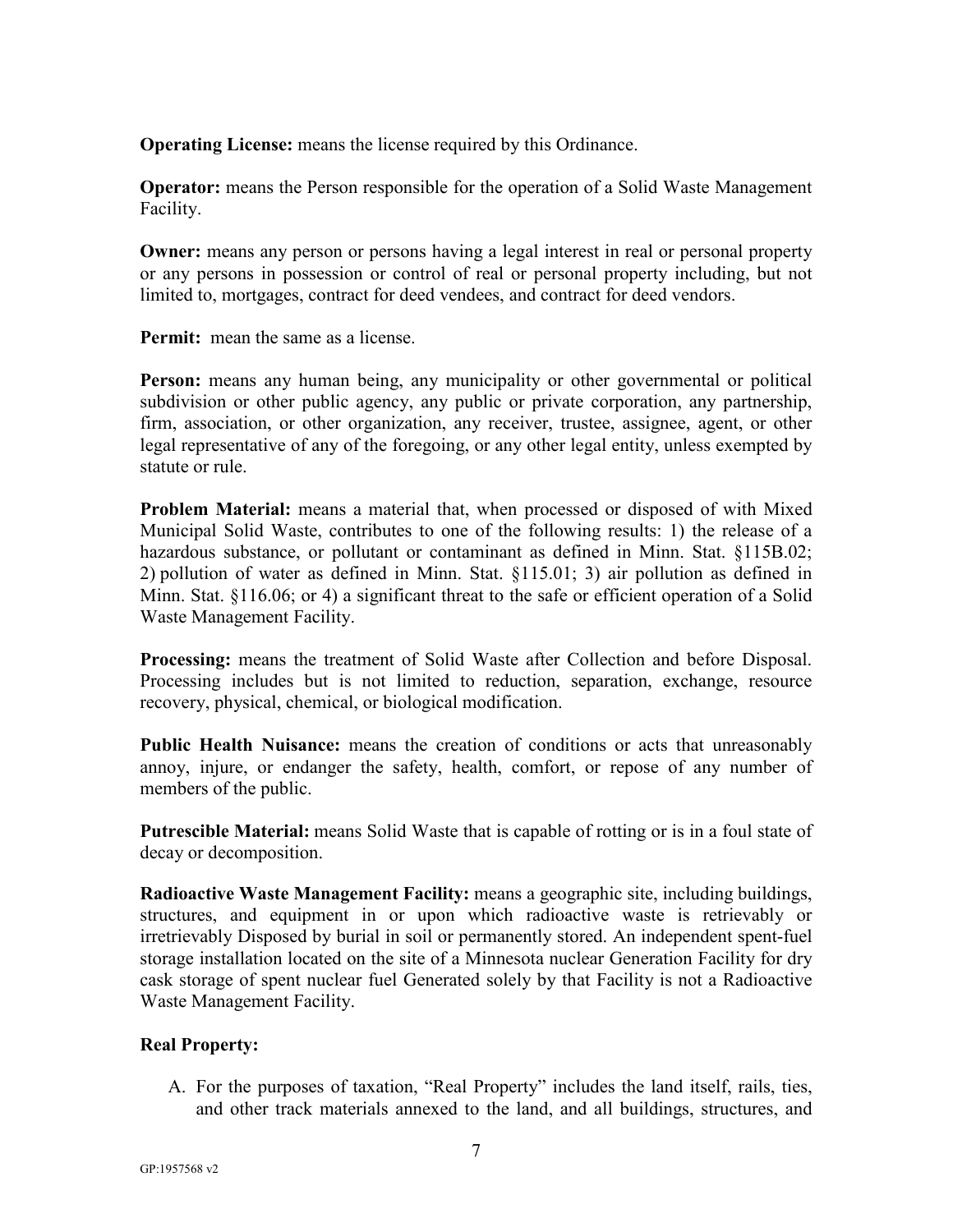**Operating License:** means the license required by this Ordinance.

**Operator:** means the Person responsible for the operation of a Solid Waste Management Facility.

**Owner:** means any person or persons having a legal interest in real or personal property or any persons in possession or control of real or personal property including, but not limited to, mortgages, contract for deed vendees, and contract for deed vendors.

**Permit:** mean the same as a license.

**Person:** means any human being, any municipality or other governmental or political subdivision or other public agency, any public or private corporation, any partnership, firm, association, or other organization, any receiver, trustee, assignee, agent, or other legal representative of any of the foregoing, or any other legal entity, unless exempted by statute or rule.

**Problem Material:** means a material that, when processed or disposed of with Mixed Municipal Solid Waste, contributes to one of the following results: 1) the release of a hazardous substance, or pollutant or contaminant as defined in Minn. Stat. §115B.02; 2) pollution of water as defined in Minn. Stat. §115.01; 3) air pollution as defined in Minn. Stat. §116.06; or 4) a significant threat to the safe or efficient operation of a Solid Waste Management Facility.

**Processing:** means the treatment of Solid Waste after Collection and before Disposal. Processing includes but is not limited to reduction, separation, exchange, resource recovery, physical, chemical, or biological modification.

**Public Health Nuisance:** means the creation of conditions or acts that unreasonably annoy, injure, or endanger the safety, health, comfort, or repose of any number of members of the public.

**Putrescible Material:** means Solid Waste that is capable of rotting or is in a foul state of decay or decomposition.

**Radioactive Waste Management Facility:** means a geographic site, including buildings, structures, and equipment in or upon which radioactive waste is retrievably or irretrievably Disposed by burial in soil or permanently stored. An independent spent-fuel storage installation located on the site of a Minnesota nuclear Generation Facility for dry cask storage of spent nuclear fuel Generated solely by that Facility is not a Radioactive Waste Management Facility.

**Real Property:**

A. For the purposes of taxation, "Real Property" includes the land itself, rails, ties, and other track materials annexed to the land, and all buildings, structures, and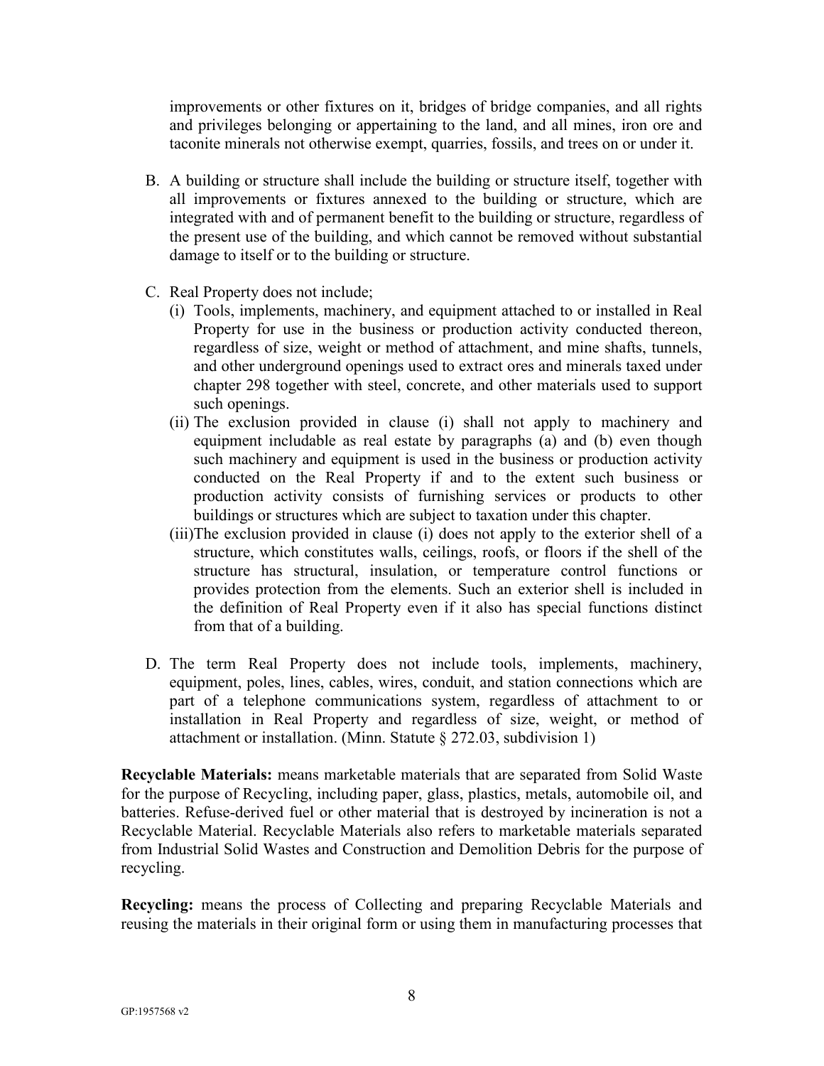improvements or other fixtures on it, bridges of bridge companies, and all rights and privileges belonging or appertaining to the land, and all mines, iron ore and taconite minerals not otherwise exempt, quarries, fossils, and trees on or under it.

B. A building or structure shall include the building or structure itself, together with all improvements or fixtures annexed to the building or structure, which are integrated with and of permanent benefit to the building or structure, regardless of the present use of the building, and which cannot be removed without substantial damage to itself or to the building or structure.

C. Real Property does not include;
   (i) Tools, implements, machinery, and equipment attached to or installed in Real Property for use in the business or production activity conducted thereon, regardless of size, weight or method of attachment, and mine shafts, tunnels, and other underground openings used to extract ores and minerals taxed under chapter 298 together with steel, concrete, and other materials used to support such openings.
   (ii) The exclusion provided in clause (i) shall not apply to machinery and equipment includable as real estate by paragraphs (a) and (b) even though such machinery and equipment is used in the business or production activity conducted on the Real Property if and to the extent such business or production activity consists of furnishing services or products to other buildings or structures which are subject to taxation under this chapter.
   (iii) The exclusion provided in clause (i) does not apply to the exterior shell of a structure, which constitutes walls, ceilings, roofs, or floors if the shell of the structure has structural, insulation, or temperature control functions or provides protection from the elements. Such an exterior shell is included in the definition of Real Property even if it also has special functions distinct from that of a building.

D. The term Real Property does not include tools, implements, machinery, equipment, poles, lines, cables, wires, conduit, and station connections which are part of a telephone communications system, regardless of attachment to or installation in Real Property and regardless of size, weight, or method of attachment or installation. (Minn. Statute § 272.03, subdivision 1)

**Recyclable Materials:** means marketable materials that are separated from Solid Waste for the purpose of Recycling, including paper, glass, plastics, metals, automobile oil, and batteries. Refuse-derived fuel or other material that is destroyed by incineration is not a Recyclable Material. Recyclable Materials also refers to marketable materials separated from Industrial Solid Wastes and Construction and Demolition Debris for the purpose of recycling.

**Recycling:** means the process of Collecting and preparing Recyclable Materials and reusing the materials in their original form or using them in manufacturing processes that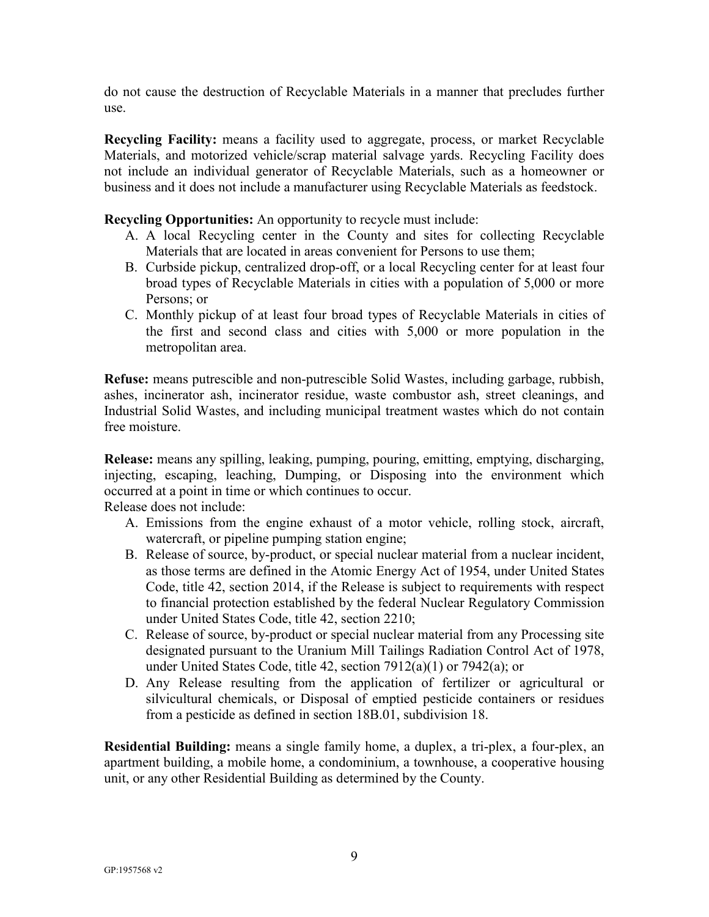do not cause the destruction of Recyclable Materials in a manner that precludes further use.

**Recycling Facility:** means a facility used to aggregate, process, or market Recyclable Materials, and motorized vehicle/scrap material salvage yards. Recycling Facility does not include an individual generator of Recyclable Materials, such as a homeowner or business and it does not include a manufacturer using Recyclable Materials as feedstock.

**Recycling Opportunities:** An opportunity to recycle must include:

A. A local Recycling center in the County and sites for collecting Recyclable Materials that are located in areas convenient for Persons to use them;
B. Curbside pickup, centralized drop-off, or a local Recycling center for at least four broad types of Recyclable Materials in cities with a population of 5,000 or more Persons; or
C. Monthly pickup of at least four broad types of Recyclable Materials in cities of the first and second class and cities with 5,000 or more population in the metropolitan area.

**Refuse:** means putrescible and non-putrescible Solid Wastes, including garbage, rubbish, ashes, incinerator ash, incinerator residue, waste combustor ash, street cleanings, and Industrial Solid Wastes, and including municipal treatment wastes which do not contain free moisture.

**Release:** means any spilling, leaking, pumping, pouring, emitting, emptying, discharging, injecting, escaping, leaching, Dumping, or Disposing into the environment which occurred at a point in time or which continues to occur.
Release does not include:

A. Emissions from the engine exhaust of a motor vehicle, rolling stock, aircraft, watercraft, or pipeline pumping station engine;
B. Release of source, by-product, or special nuclear material from a nuclear incident, as those terms are defined in the Atomic Energy Act of 1954, under United States Code, title 42, section 2014, if the Release is subject to requirements with respect to financial protection established by the federal Nuclear Regulatory Commission under United States Code, title 42, section 2210;
C. Release of source, by-product or special nuclear material from any Processing site designated pursuant to the Uranium Mill Tailings Radiation Control Act of 1978, under United States Code, title 42, section 7912(a)(1) or 7942(a); or
D. Any Release resulting from the application of fertilizer or agricultural or silvicultural chemicals, or Disposal of emptied pesticide containers or residues from a pesticide as defined in section 18B.01, subdivision 18.

**Residential Building:** means a single family home, a duplex, a tri-plex, a four-plex, an apartment building, a mobile home, a condominium, a townhouse, a cooperative housing unit, or any other Residential Building as determined by the County.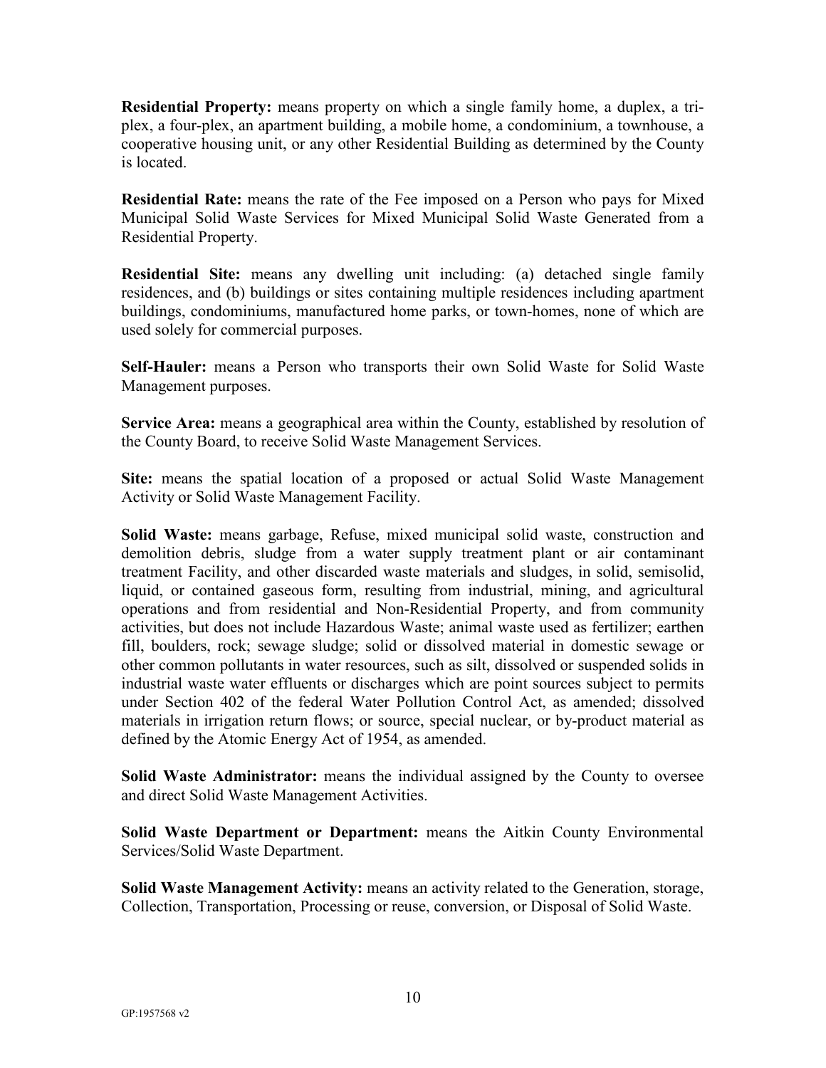**Residential Property:** means property on which a single family home, a duplex, a tri-plex, a four-plex, an apartment building, a mobile home, a condominium, a townhouse, a cooperative housing unit, or any other Residential Building as determined by the County is located.

**Residential Rate:** means the rate of the Fee imposed on a Person who pays for Mixed Municipal Solid Waste Services for Mixed Municipal Solid Waste Generated from a Residential Property.

**Residential Site:** means any dwelling unit including: (a) detached single family residences, and (b) buildings or sites containing multiple residences including apartment buildings, condominiums, manufactured home parks, or town-homes, none of which are used solely for commercial purposes.

**Self-Hauler:** means a Person who transports their own Solid Waste for Solid Waste Management purposes.

**Service Area:** means a geographical area within the County, established by resolution of the County Board, to receive Solid Waste Management Services.

**Site:** means the spatial location of a proposed or actual Solid Waste Management Activity or Solid Waste Management Facility.

**Solid Waste:** means garbage, Refuse, mixed municipal solid waste, construction and demolition debris, sludge from a water supply treatment plant or air contaminant treatment Facility, and other discarded waste materials and sludges, in solid, semisolid, liquid, or contained gaseous form, resulting from industrial, mining, and agricultural operations and from residential and Non-Residential Property, and from community activities, but does not include Hazardous Waste; animal waste used as fertilizer; earthen fill, boulders, rock; sewage sludge; solid or dissolved material in domestic sewage or other common pollutants in water resources, such as silt, dissolved or suspended solids in industrial waste water effluents or discharges which are point sources subject to permits under Section 402 of the federal Water Pollution Control Act, as amended; dissolved materials in irrigation return flows; or source, special nuclear, or by-product material as defined by the Atomic Energy Act of 1954, as amended.

**Solid Waste Administrator:** means the individual assigned by the County to oversee and direct Solid Waste Management Activities.

**Solid Waste Department or Department:** means the Aitkin County Environmental Services/Solid Waste Department.

**Solid Waste Management Activity:** means an activity related to the Generation, storage, Collection, Transportation, Processing or reuse, conversion, or Disposal of Solid Waste.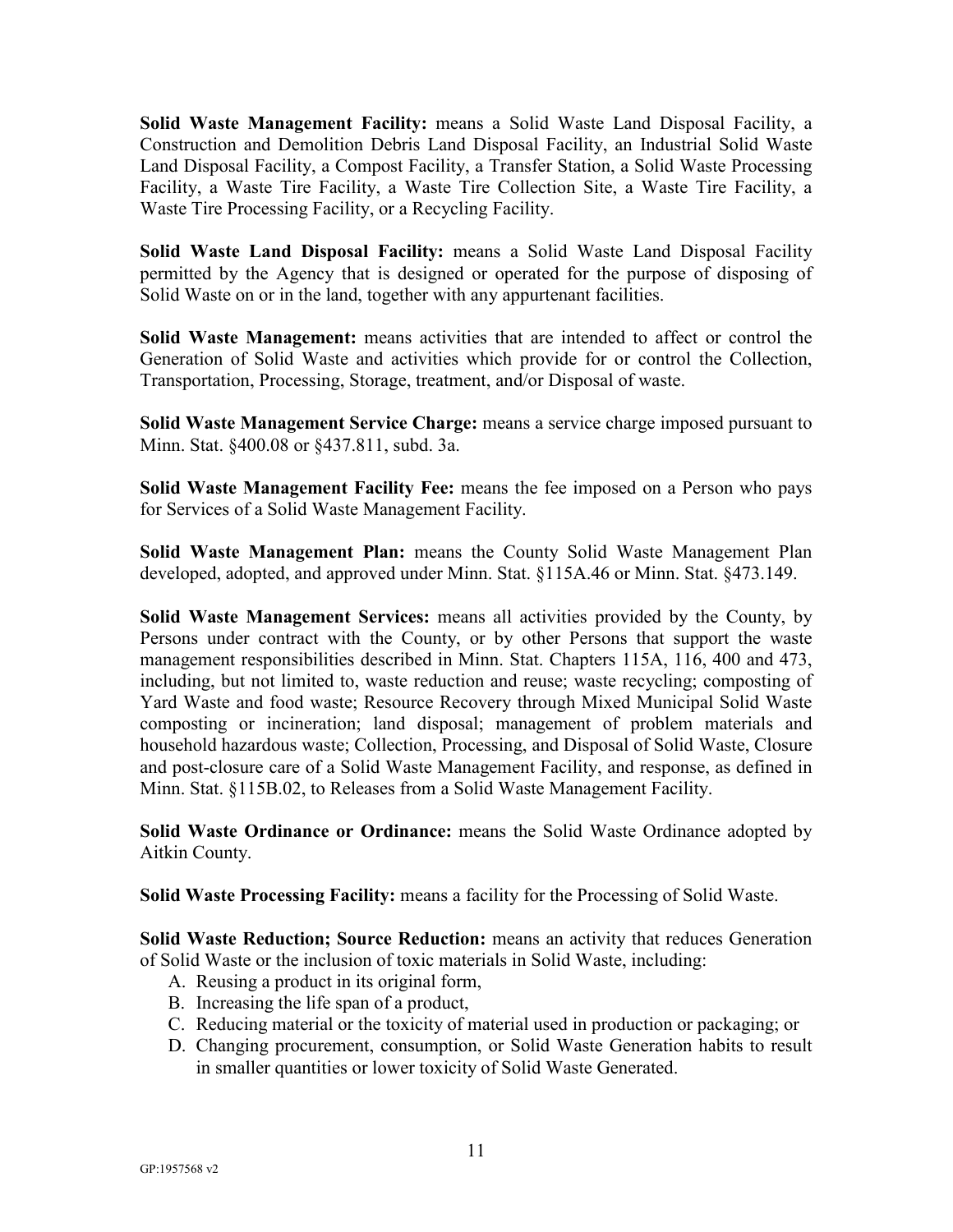**Solid Waste Management Facility:** means a Solid Waste Land Disposal Facility, a Construction and Demolition Debris Land Disposal Facility, an Industrial Solid Waste Land Disposal Facility, a Compost Facility, a Transfer Station, a Solid Waste Processing Facility, a Waste Tire Facility, a Waste Tire Collection Site, a Waste Tire Facility, a Waste Tire Processing Facility, or a Recycling Facility.

**Solid Waste Land Disposal Facility:** means a Solid Waste Land Disposal Facility permitted by the Agency that is designed or operated for the purpose of disposing of Solid Waste on or in the land, together with any appurtenant facilities.

**Solid Waste Management:** means activities that are intended to affect or control the Generation of Solid Waste and activities which provide for or control the Collection, Transportation, Processing, Storage, treatment, and/or Disposal of waste.

**Solid Waste Management Service Charge:** means a service charge imposed pursuant to Minn. Stat. §400.08 or §437.811, subd. 3a.

**Solid Waste Management Facility Fee:** means the fee imposed on a Person who pays for Services of a Solid Waste Management Facility.

**Solid Waste Management Plan:** means the County Solid Waste Management Plan developed, adopted, and approved under Minn. Stat. §115A.46 or Minn. Stat. §473.149.

**Solid Waste Management Services:** means all activities provided by the County, by Persons under contract with the County, or by other Persons that support the waste management responsibilities described in Minn. Stat. Chapters 115A, 116, 400 and 473, including, but not limited to, waste reduction and reuse; waste recycling; composting of Yard Waste and food waste; Resource Recovery through Mixed Municipal Solid Waste composting or incineration; land disposal; management of problem materials and household hazardous waste; Collection, Processing, and Disposal of Solid Waste, Closure and post-closure care of a Solid Waste Management Facility, and response, as defined in Minn. Stat. §115B.02, to Releases from a Solid Waste Management Facility.

**Solid Waste Ordinance or Ordinance:** means the Solid Waste Ordinance adopted by Aitkin County.

**Solid Waste Processing Facility:** means a facility for the Processing of Solid Waste.

**Solid Waste Reduction; Source Reduction:** means an activity that reduces Generation of Solid Waste or the inclusion of toxic materials in Solid Waste, including:

A. Reusing a product in its original form,
B. Increasing the life span of a product,
C. Reducing material or the toxicity of material used in production or packaging; or
D. Changing procurement, consumption, or Solid Waste Generation habits to result in smaller quantities or lower toxicity of Solid Waste Generated.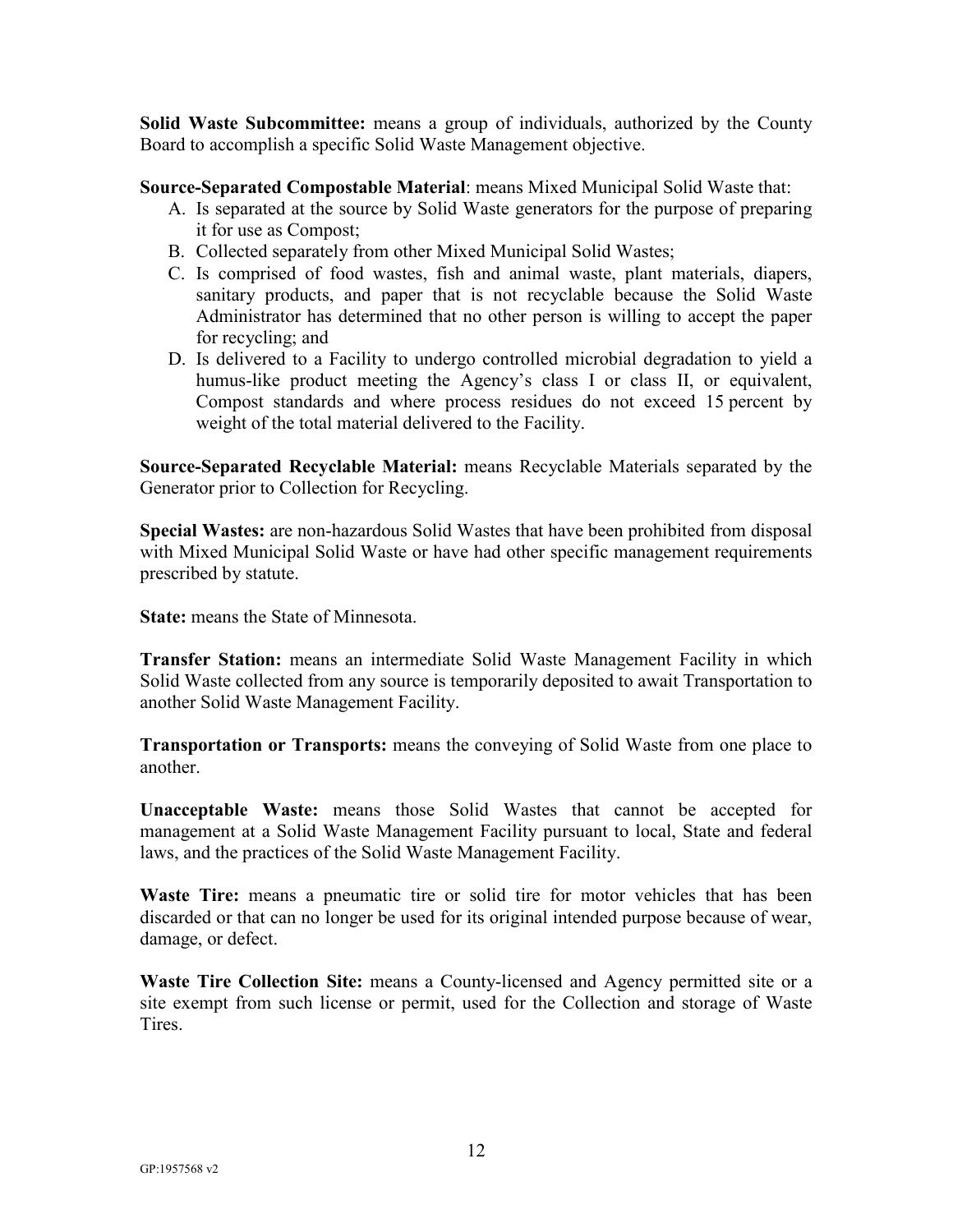**Solid Waste Subcommittee:** means a group of individuals, authorized by the County Board to accomplish a specific Solid Waste Management objective.

**Source-Separated Compostable Material**: means Mixed Municipal Solid Waste that:

A. Is separated at the source by Solid Waste generators for the purpose of preparing it for use as Compost;
B. Collected separately from other Mixed Municipal Solid Wastes;
C. Is comprised of food wastes, fish and animal waste, plant materials, diapers, sanitary products, and paper that is not recyclable because the Solid Waste Administrator has determined that no other person is willing to accept the paper for recycling; and
D. Is delivered to a Facility to undergo controlled microbial degradation to yield a humus-like product meeting the Agency's class I or class II, or equivalent, Compost standards and where process residues do not exceed 15 percent by weight of the total material delivered to the Facility.

**Source-Separated Recyclable Material:** means Recyclable Materials separated by the Generator prior to Collection for Recycling.

**Special Wastes:** are non-hazardous Solid Wastes that have been prohibited from disposal with Mixed Municipal Solid Waste or have had other specific management requirements prescribed by statute.

**State:** means the State of Minnesota.

**Transfer Station:** means an intermediate Solid Waste Management Facility in which Solid Waste collected from any source is temporarily deposited to await Transportation to another Solid Waste Management Facility.

**Transportation or Transports:** means the conveying of Solid Waste from one place to another.

**Unacceptable Waste:** means those Solid Wastes that cannot be accepted for management at a Solid Waste Management Facility pursuant to local, State and federal laws, and the practices of the Solid Waste Management Facility.

**Waste Tire:** means a pneumatic tire or solid tire for motor vehicles that has been discarded or that can no longer be used for its original intended purpose because of wear, damage, or defect.

**Waste Tire Collection Site:** means a County-licensed and Agency permitted site or a site exempt from such license or permit, used for the Collection and storage of Waste Tires.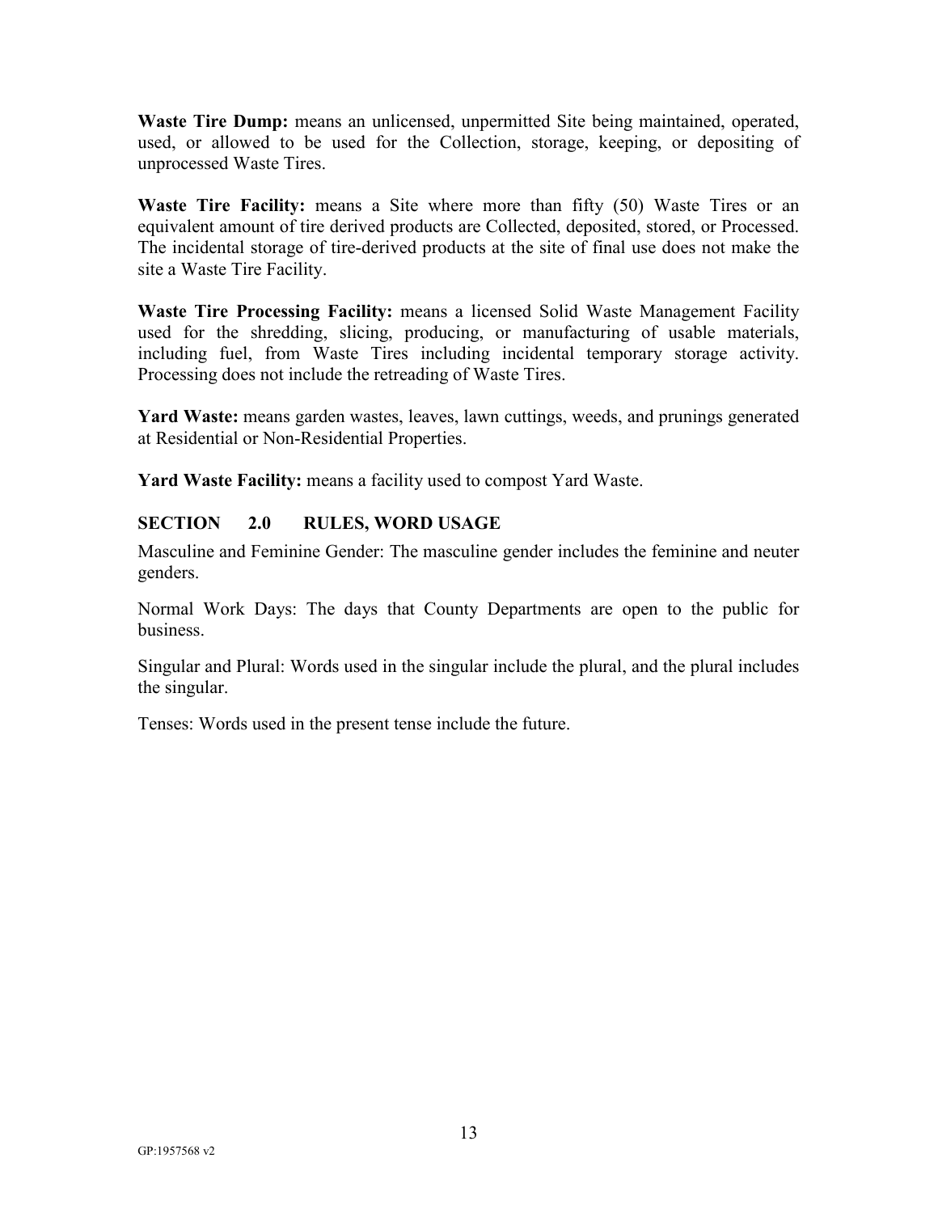**Waste Tire Dump:** means an unlicensed, unpermitted Site being maintained, operated, used, or allowed to be used for the Collection, storage, keeping, or depositing of unprocessed Waste Tires.

**Waste Tire Facility:** means a Site where more than fifty (50) Waste Tires or an equivalent amount of tire derived products are Collected, deposited, stored, or Processed. The incidental storage of tire-derived products at the site of final use does not make the site a Waste Tire Facility.

**Waste Tire Processing Facility:** means a licensed Solid Waste Management Facility used for the shredding, slicing, producing, or manufacturing of usable materials, including fuel, from Waste Tires including incidental temporary storage activity. Processing does not include the retreading of Waste Tires.

**Yard Waste:** means garden wastes, leaves, lawn cuttings, weeds, and prunings generated at Residential or Non-Residential Properties.

**Yard Waste Facility:** means a facility used to compost Yard Waste.

## SECTION 2.0 RULES, WORD USAGE

Masculine and Feminine Gender: The masculine gender includes the feminine and neuter genders.

Normal Work Days: The days that County Departments are open to the public for business.

Singular and Plural: Words used in the singular include the plural, and the plural includes the singular.

Tenses: Words used in the present tense include the future.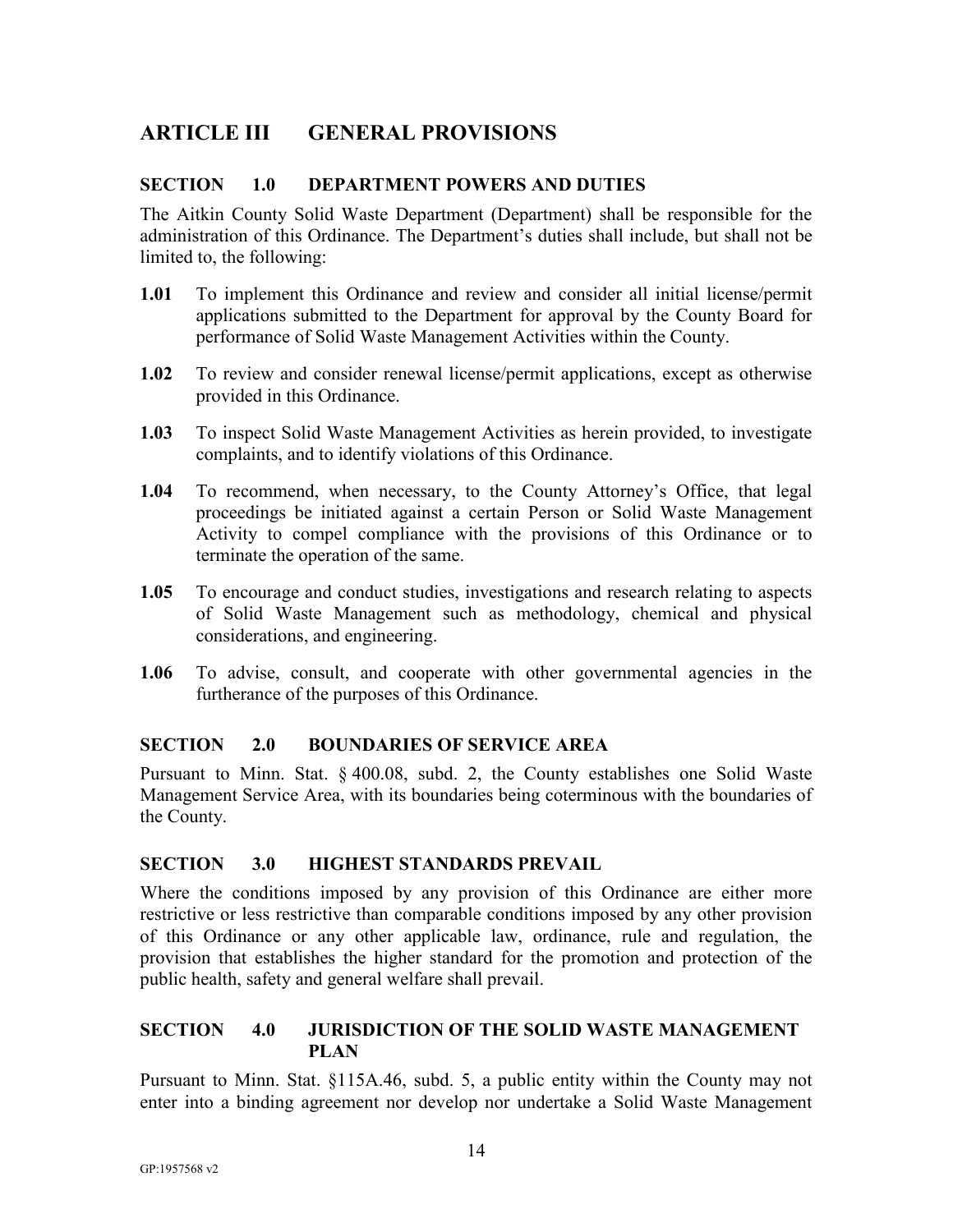# ARTICLE III GENERAL PROVISIONS

## SECTION 1.0 DEPARTMENT POWERS AND DUTIES

The Aitkin County Solid Waste Department (Department) shall be responsible for the administration of this Ordinance. The Department's duties shall include, but shall not be limited to, the following:

**1.01** To implement this Ordinance and review and consider all initial license/permit applications submitted to the Department for approval by the County Board for performance of Solid Waste Management Activities within the County.

**1.02** To review and consider renewal license/permit applications, except as otherwise provided in this Ordinance.

**1.03** To inspect Solid Waste Management Activities as herein provided, to investigate complaints, and to identify violations of this Ordinance.

**1.04** To recommend, when necessary, to the County Attorney's Office, that legal proceedings be initiated against a certain Person or Solid Waste Management Activity to compel compliance with the provisions of this Ordinance or to terminate the operation of the same.

**1.05** To encourage and conduct studies, investigations and research relating to aspects of Solid Waste Management such as methodology, chemical and physical considerations, and engineering.

**1.06** To advise, consult, and cooperate with other governmental agencies in the furtherance of the purposes of this Ordinance.

## SECTION 2.0 BOUNDARIES OF SERVICE AREA

Pursuant to Minn. Stat. § 400.08, subd. 2, the County establishes one Solid Waste Management Service Area, with its boundaries being coterminous with the boundaries of the County.

## SECTION 3.0 HIGHEST STANDARDS PREVAIL

Where the conditions imposed by any provision of this Ordinance are either more restrictive or less restrictive than comparable conditions imposed by any other provision of this Ordinance or any other applicable law, ordinance, rule and regulation, the provision that establishes the higher standard for the promotion and protection of the public health, safety and general welfare shall prevail.

## SECTION 4.0 JURISDICTION OF THE SOLID WASTE MANAGEMENT PLAN

Pursuant to Minn. Stat. §115A.46, subd. 5, a public entity within the County may not enter into a binding agreement nor develop nor undertake a Solid Waste Management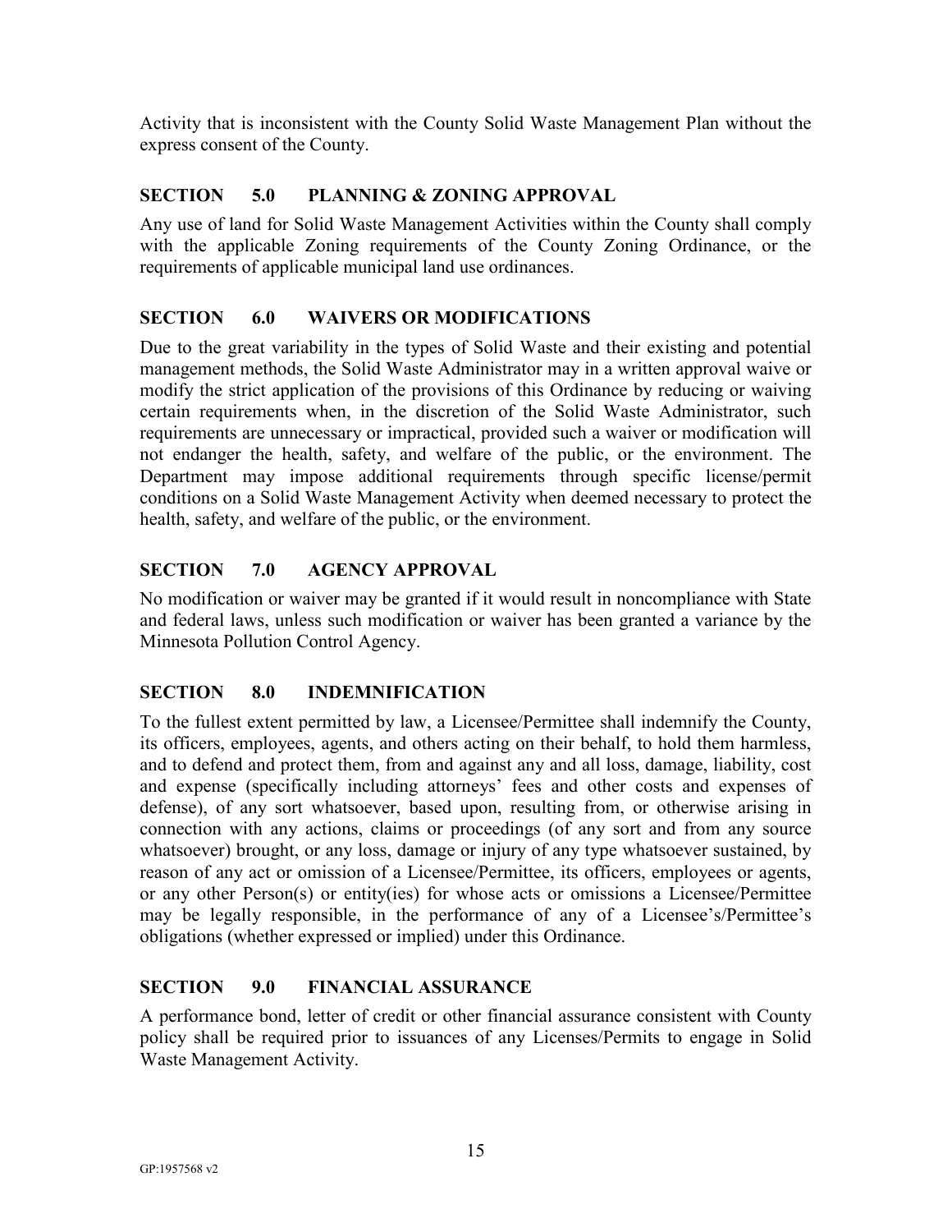Activity that is inconsistent with the County Solid Waste Management Plan without the express consent of the County.

## SECTION 5.0 PLANNING & ZONING APPROVAL

Any use of land for Solid Waste Management Activities within the County shall comply with the applicable Zoning requirements of the County Zoning Ordinance, or the requirements of applicable municipal land use ordinances.

## SECTION 6.0 WAIVERS OR MODIFICATIONS

Due to the great variability in the types of Solid Waste and their existing and potential management methods, the Solid Waste Administrator may in a written approval waive or modify the strict application of the provisions of this Ordinance by reducing or waiving certain requirements when, in the discretion of the Solid Waste Administrator, such requirements are unnecessary or impractical, provided such a waiver or modification will not endanger the health, safety, and welfare of the public, or the environment. The Department may impose additional requirements through specific license/permit conditions on a Solid Waste Management Activity when deemed necessary to protect the health, safety, and welfare of the public, or the environment.

## SECTION 7.0 AGENCY APPROVAL

No modification or waiver may be granted if it would result in noncompliance with State and federal laws, unless such modification or waiver has been granted a variance by the Minnesota Pollution Control Agency.

## SECTION 8.0 INDEMNIFICATION

To the fullest extent permitted by law, a Licensee/Permittee shall indemnify the County, its officers, employees, agents, and others acting on their behalf, to hold them harmless, and to defend and protect them, from and against any and all loss, damage, liability, cost and expense (specifically including attorneys' fees and other costs and expenses of defense), of any sort whatsoever, based upon, resulting from, or otherwise arising in connection with any actions, claims or proceedings (of any sort and from any source whatsoever) brought, or any loss, damage or injury of any type whatsoever sustained, by reason of any act or omission of a Licensee/Permittee, its officers, employees or agents, or any other Person(s) or entity(ies) for whose acts or omissions a Licensee/Permittee may be legally responsible, in the performance of any of a Licensee's/Permittee's obligations (whether expressed or implied) under this Ordinance.

## SECTION 9.0 FINANCIAL ASSURANCE

A performance bond, letter of credit or other financial assurance consistent with County policy shall be required prior to issuances of any Licenses/Permits to engage in Solid Waste Management Activity.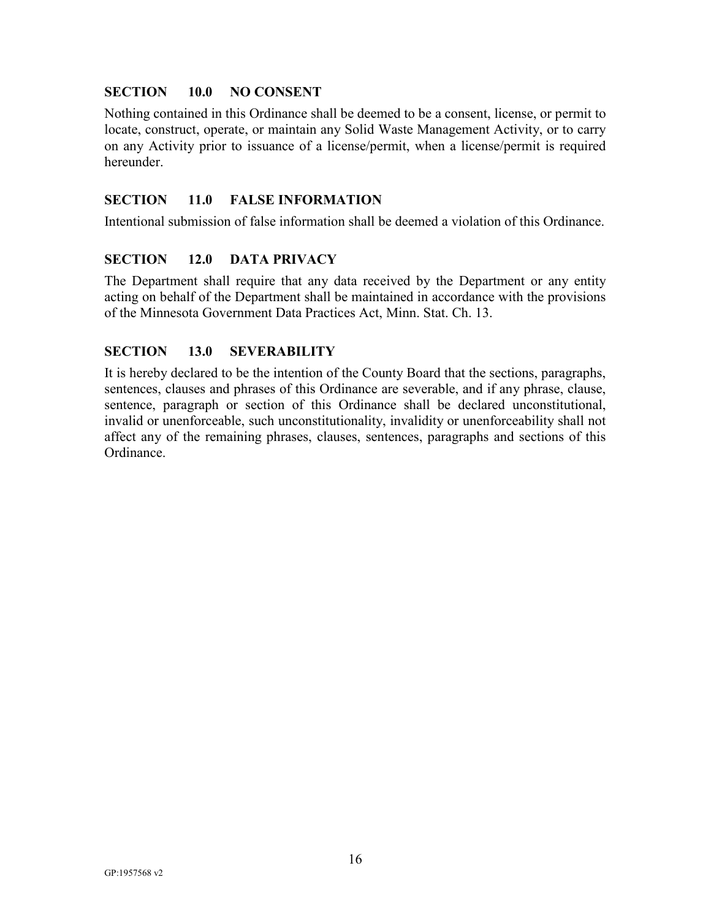## SECTION 10.0 NO CONSENT

Nothing contained in this Ordinance shall be deemed to be a consent, license, or permit to locate, construct, operate, or maintain any Solid Waste Management Activity, or to carry on any Activity prior to issuance of a license/permit, when a license/permit is required hereunder.

## SECTION 11.0 FALSE INFORMATION

Intentional submission of false information shall be deemed a violation of this Ordinance.

## SECTION 12.0 DATA PRIVACY

The Department shall require that any data received by the Department or any entity acting on behalf of the Department shall be maintained in accordance with the provisions of the Minnesota Government Data Practices Act, Minn. Stat. Ch. 13.

## SECTION 13.0 SEVERABILITY

It is hereby declared to be the intention of the County Board that the sections, paragraphs, sentences, clauses and phrases of this Ordinance are severable, and if any phrase, clause, sentence, paragraph or section of this Ordinance shall be declared unconstitutional, invalid or unenforceable, such unconstitutionality, invalidity or unenforceability shall not affect any of the remaining phrases, clauses, sentences, paragraphs and sections of this Ordinance.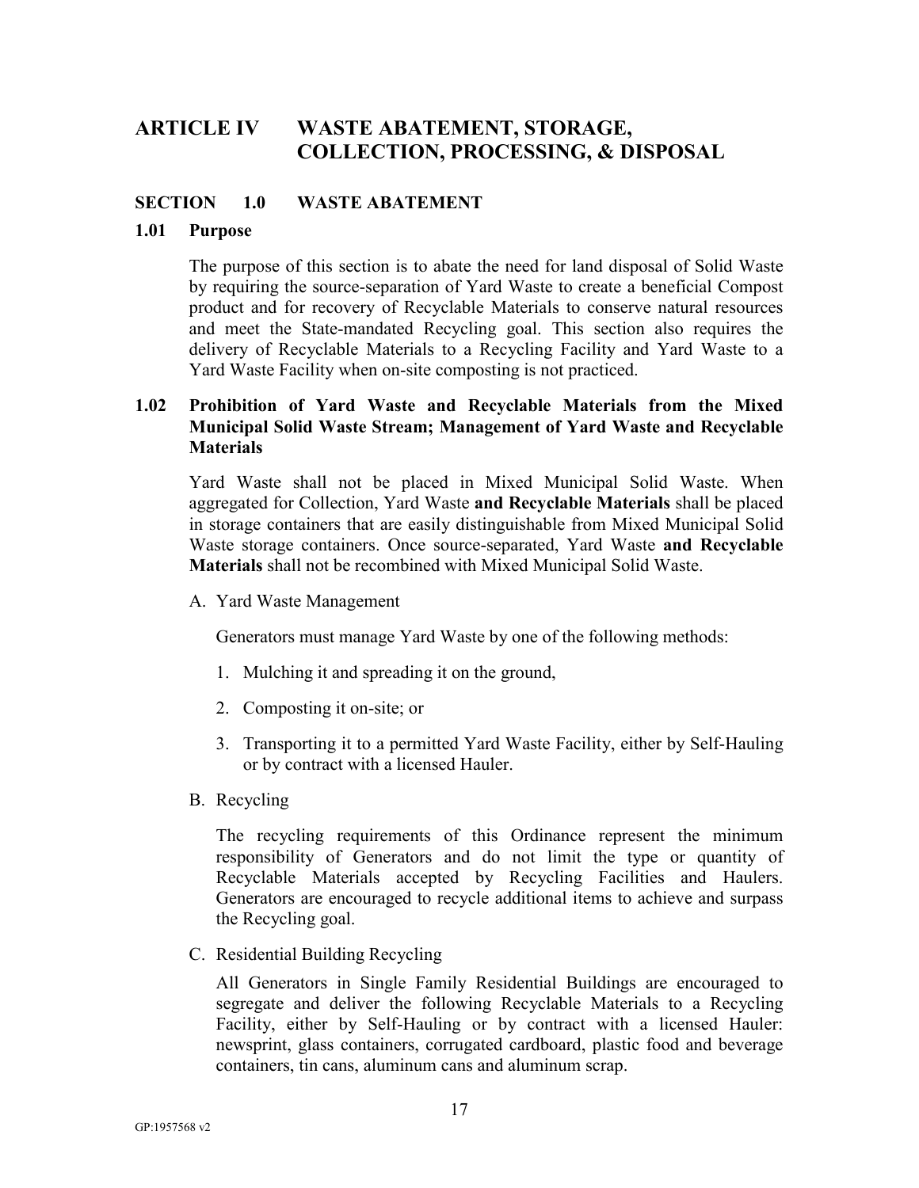# ARTICLE IV WASTE ABATEMENT, STORAGE, COLLECTION, PROCESSING, & DISPOSAL

## SECTION 1.0 WASTE ABATEMENT

### 1.01 Purpose

The purpose of this section is to abate the need for land disposal of Solid Waste by requiring the source-separation of Yard Waste to create a beneficial Compost product and for recovery of Recyclable Materials to conserve natural resources and meet the State-mandated Recycling goal. This section also requires the delivery of Recyclable Materials to a Recycling Facility and Yard Waste to a Yard Waste Facility when on-site composting is not practiced.

### 1.02 Prohibition of Yard Waste and Recyclable Materials from the Mixed Municipal Solid Waste Stream; Management of Yard Waste and Recyclable Materials

Yard Waste shall not be placed in Mixed Municipal Solid Waste. When aggregated for Collection, Yard Waste **and Recyclable Materials** shall be placed in storage containers that are easily distinguishable from Mixed Municipal Solid Waste storage containers. Once source-separated, Yard Waste **and Recyclable Materials** shall not be recombined with Mixed Municipal Solid Waste.

A. Yard Waste Management

Generators must manage Yard Waste by one of the following methods:

1. Mulching it and spreading it on the ground,
2. Composting it on-site; or
3. Transporting it to a permitted Yard Waste Facility, either by Self-Hauling or by contract with a licensed Hauler.

B. Recycling

The recycling requirements of this Ordinance represent the minimum responsibility of Generators and do not limit the type or quantity of Recyclable Materials accepted by Recycling Facilities and Haulers. Generators are encouraged to recycle additional items to achieve and surpass the Recycling goal.

C. Residential Building Recycling

All Generators in Single Family Residential Buildings are encouraged to segregate and deliver the following Recyclable Materials to a Recycling Facility, either by Self-Hauling or by contract with a licensed Hauler: newsprint, glass containers, corrugated cardboard, plastic food and beverage containers, tin cans, aluminum cans and aluminum scrap.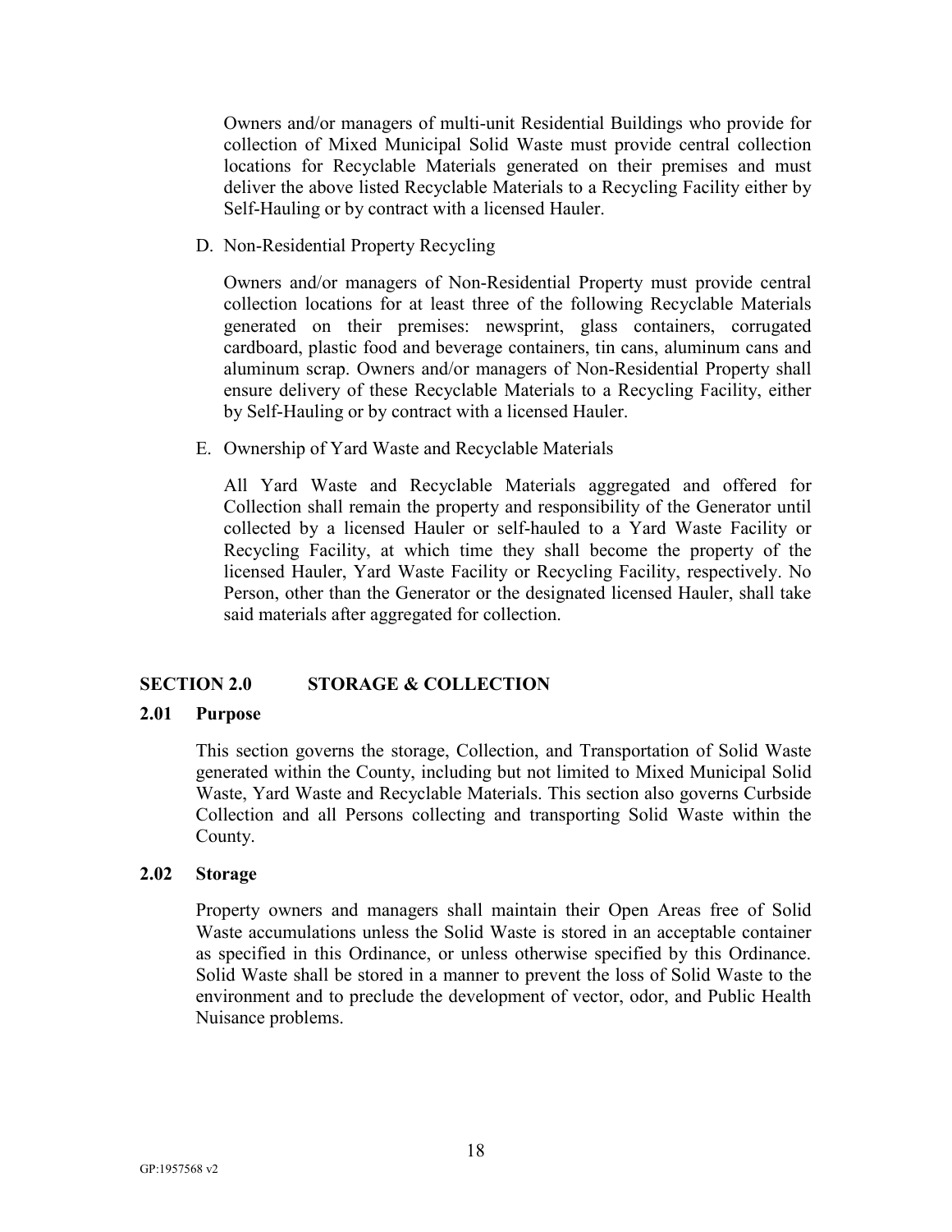Owners and/or managers of multi-unit Residential Buildings who provide for collection of Mixed Municipal Solid Waste must provide central collection locations for Recyclable Materials generated on their premises and must deliver the above listed Recyclable Materials to a Recycling Facility either by Self-Hauling or by contract with a licensed Hauler.

D. Non-Residential Property Recycling

Owners and/or managers of Non-Residential Property must provide central collection locations for at least three of the following Recyclable Materials generated on their premises: newsprint, glass containers, corrugated cardboard, plastic food and beverage containers, tin cans, aluminum cans and aluminum scrap. Owners and/or managers of Non-Residential Property shall ensure delivery of these Recyclable Materials to a Recycling Facility, either by Self-Hauling or by contract with a licensed Hauler.

E. Ownership of Yard Waste and Recyclable Materials

All Yard Waste and Recyclable Materials aggregated and offered for Collection shall remain the property and responsibility of the Generator until collected by a licensed Hauler or self-hauled to a Yard Waste Facility or Recycling Facility, at which time they shall become the property of the licensed Hauler, Yard Waste Facility or Recycling Facility, respectively. No Person, other than the Generator or the designated licensed Hauler, shall take said materials after aggregated for collection.

## SECTION 2.0 STORAGE & COLLECTION

### 2.01 Purpose

This section governs the storage, Collection, and Transportation of Solid Waste generated within the County, including but not limited to Mixed Municipal Solid Waste, Yard Waste and Recyclable Materials. This section also governs Curbside Collection and all Persons collecting and transporting Solid Waste within the County.

### 2.02 Storage

Property owners and managers shall maintain their Open Areas free of Solid Waste accumulations unless the Solid Waste is stored in an acceptable container as specified in this Ordinance, or unless otherwise specified by this Ordinance. Solid Waste shall be stored in a manner to prevent the loss of Solid Waste to the environment and to preclude the development of vector, odor, and Public Health Nuisance problems.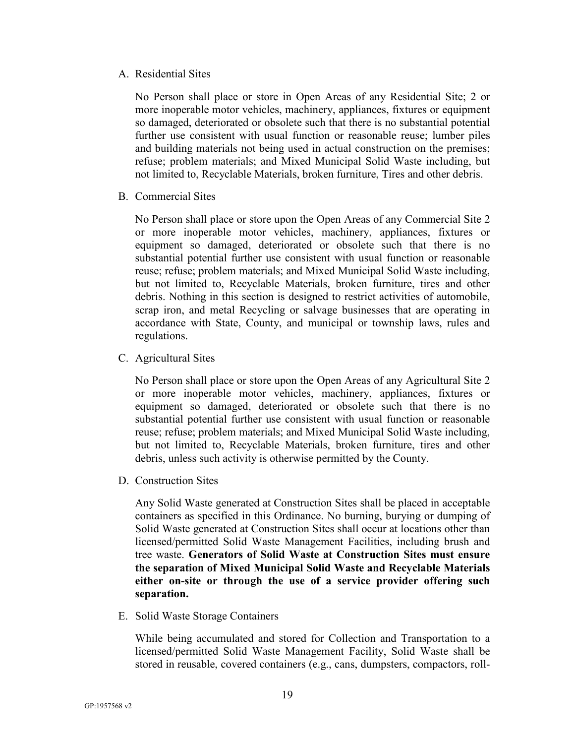A. Residential Sites

No Person shall place or store in Open Areas of any Residential Site; 2 or more inoperable motor vehicles, machinery, appliances, fixtures or equipment so damaged, deteriorated or obsolete such that there is no substantial potential further use consistent with usual function or reasonable reuse; lumber piles and building materials not being used in actual construction on the premises; refuse; problem materials; and Mixed Municipal Solid Waste including, but not limited to, Recyclable Materials, broken furniture, Tires and other debris.

B. Commercial Sites

No Person shall place or store upon the Open Areas of any Commercial Site 2 or more inoperable motor vehicles, machinery, appliances, fixtures or equipment so damaged, deteriorated or obsolete such that there is no substantial potential further use consistent with usual function or reasonable reuse; refuse; problem materials; and Mixed Municipal Solid Waste including, but not limited to, Recyclable Materials, broken furniture, tires and other debris. Nothing in this section is designed to restrict activities of automobile, scrap iron, and metal Recycling or salvage businesses that are operating in accordance with State, County, and municipal or township laws, rules and regulations.

C. Agricultural Sites

No Person shall place or store upon the Open Areas of any Agricultural Site 2 or more inoperable motor vehicles, machinery, appliances, fixtures or equipment so damaged, deteriorated or obsolete such that there is no substantial potential further use consistent with usual function or reasonable reuse; refuse; problem materials; and Mixed Municipal Solid Waste including, but not limited to, Recyclable Materials, broken furniture, tires and other debris, unless such activity is otherwise permitted by the County.

D. Construction Sites

Any Solid Waste generated at Construction Sites shall be placed in acceptable containers as specified in this Ordinance. No burning, burying or dumping of Solid Waste generated at Construction Sites shall occur at locations other than licensed/permitted Solid Waste Management Facilities, including brush and tree waste. **Generators of Solid Waste at Construction Sites must ensure the separation of Mixed Municipal Solid Waste and Recyclable Materials either on-site or through the use of a service provider offering such separation.**

E. Solid Waste Storage Containers

While being accumulated and stored for Collection and Transportation to a licensed/permitted Solid Waste Management Facility, Solid Waste shall be stored in reusable, covered containers (e.g., cans, dumpsters, compactors, roll-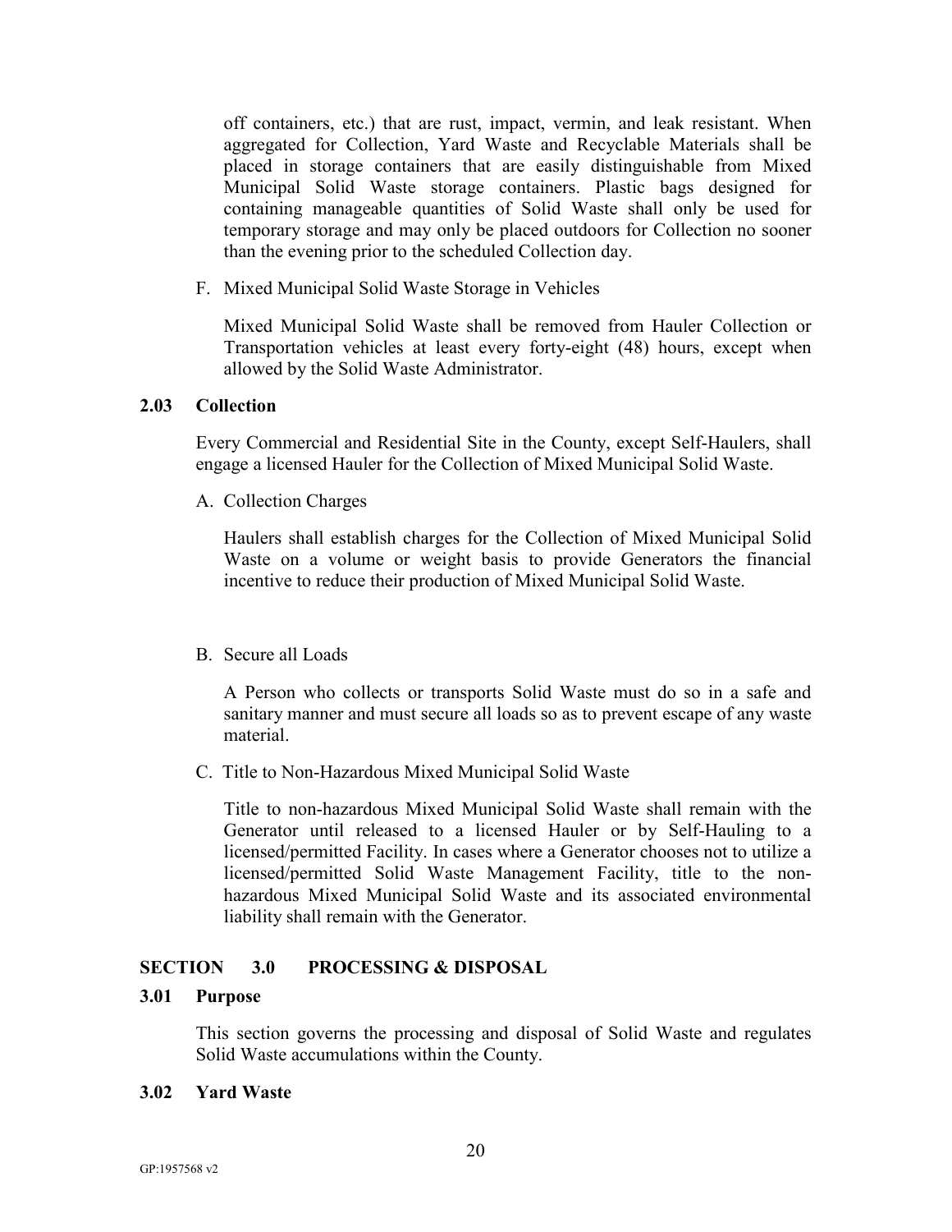off containers, etc.) that are rust, impact, vermin, and leak resistant. When aggregated for Collection, Yard Waste and Recyclable Materials shall be placed in storage containers that are easily distinguishable from Mixed Municipal Solid Waste storage containers. Plastic bags designed for containing manageable quantities of Solid Waste shall only be used for temporary storage and may only be placed outdoors for Collection no sooner than the evening prior to the scheduled Collection day.

F. Mixed Municipal Solid Waste Storage in Vehicles

Mixed Municipal Solid Waste shall be removed from Hauler Collection or Transportation vehicles at least every forty-eight (48) hours, except when allowed by the Solid Waste Administrator.

**2.03 Collection**

Every Commercial and Residential Site in the County, except Self-Haulers, shall engage a licensed Hauler for the Collection of Mixed Municipal Solid Waste.

A. Collection Charges

Haulers shall establish charges for the Collection of Mixed Municipal Solid Waste on a volume or weight basis to provide Generators the financial incentive to reduce their production of Mixed Municipal Solid Waste.

B. Secure all Loads

A Person who collects or transports Solid Waste must do so in a safe and sanitary manner and must secure all loads so as to prevent escape of any waste material.

C. Title to Non-Hazardous Mixed Municipal Solid Waste

Title to non-hazardous Mixed Municipal Solid Waste shall remain with the Generator until released to a licensed Hauler or by Self-Hauling to a licensed/permitted Facility. In cases where a Generator chooses not to utilize a licensed/permitted Solid Waste Management Facility, title to the non-hazardous Mixed Municipal Solid Waste and its associated environmental liability shall remain with the Generator.

## SECTION 3.0 PROCESSING & DISPOSAL

**3.01 Purpose**

This section governs the processing and disposal of Solid Waste and regulates Solid Waste accumulations within the County.

**3.02 Yard Waste**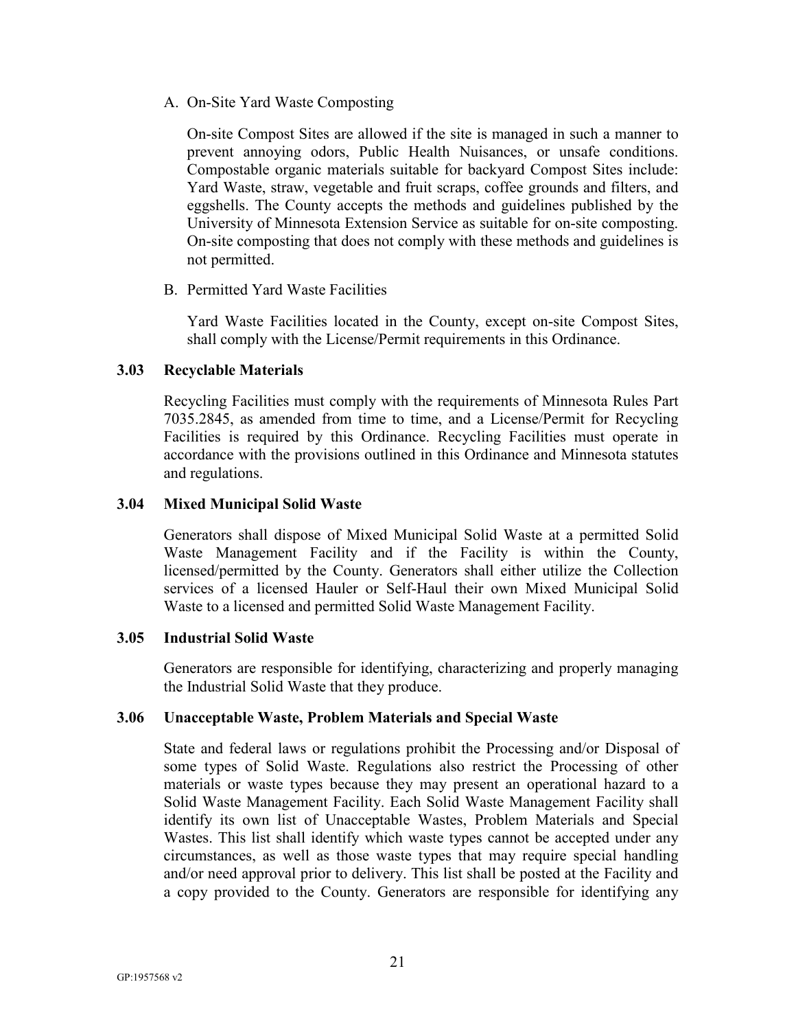A. On-Site Yard Waste Composting

On-site Compost Sites are allowed if the site is managed in such a manner to prevent annoying odors, Public Health Nuisances, or unsafe conditions. Compostable organic materials suitable for backyard Compost Sites include: Yard Waste, straw, vegetable and fruit scraps, coffee grounds and filters, and eggshells. The County accepts the methods and guidelines published by the University of Minnesota Extension Service as suitable for on-site composting. On-site composting that does not comply with these methods and guidelines is not permitted.

B. Permitted Yard Waste Facilities

Yard Waste Facilities located in the County, except on-site Compost Sites, shall comply with the License/Permit requirements in this Ordinance.

### 3.03 Recyclable Materials

Recycling Facilities must comply with the requirements of Minnesota Rules Part 7035.2845, as amended from time to time, and a License/Permit for Recycling Facilities is required by this Ordinance. Recycling Facilities must operate in accordance with the provisions outlined in this Ordinance and Minnesota statutes and regulations.

### 3.04 Mixed Municipal Solid Waste

Generators shall dispose of Mixed Municipal Solid Waste at a permitted Solid Waste Management Facility and if the Facility is within the County, licensed/permitted by the County. Generators shall either utilize the Collection services of a licensed Hauler or Self-Haul their own Mixed Municipal Solid Waste to a licensed and permitted Solid Waste Management Facility.

### 3.05 Industrial Solid Waste

Generators are responsible for identifying, characterizing and properly managing the Industrial Solid Waste that they produce.

### 3.06 Unacceptable Waste, Problem Materials and Special Waste

State and federal laws or regulations prohibit the Processing and/or Disposal of some types of Solid Waste. Regulations also restrict the Processing of other materials or waste types because they may present an operational hazard to a Solid Waste Management Facility. Each Solid Waste Management Facility shall identify its own list of Unacceptable Wastes, Problem Materials and Special Wastes. This list shall identify which waste types cannot be accepted under any circumstances, as well as those waste types that may require special handling and/or need approval prior to delivery. This list shall be posted at the Facility and a copy provided to the County. Generators are responsible for identifying any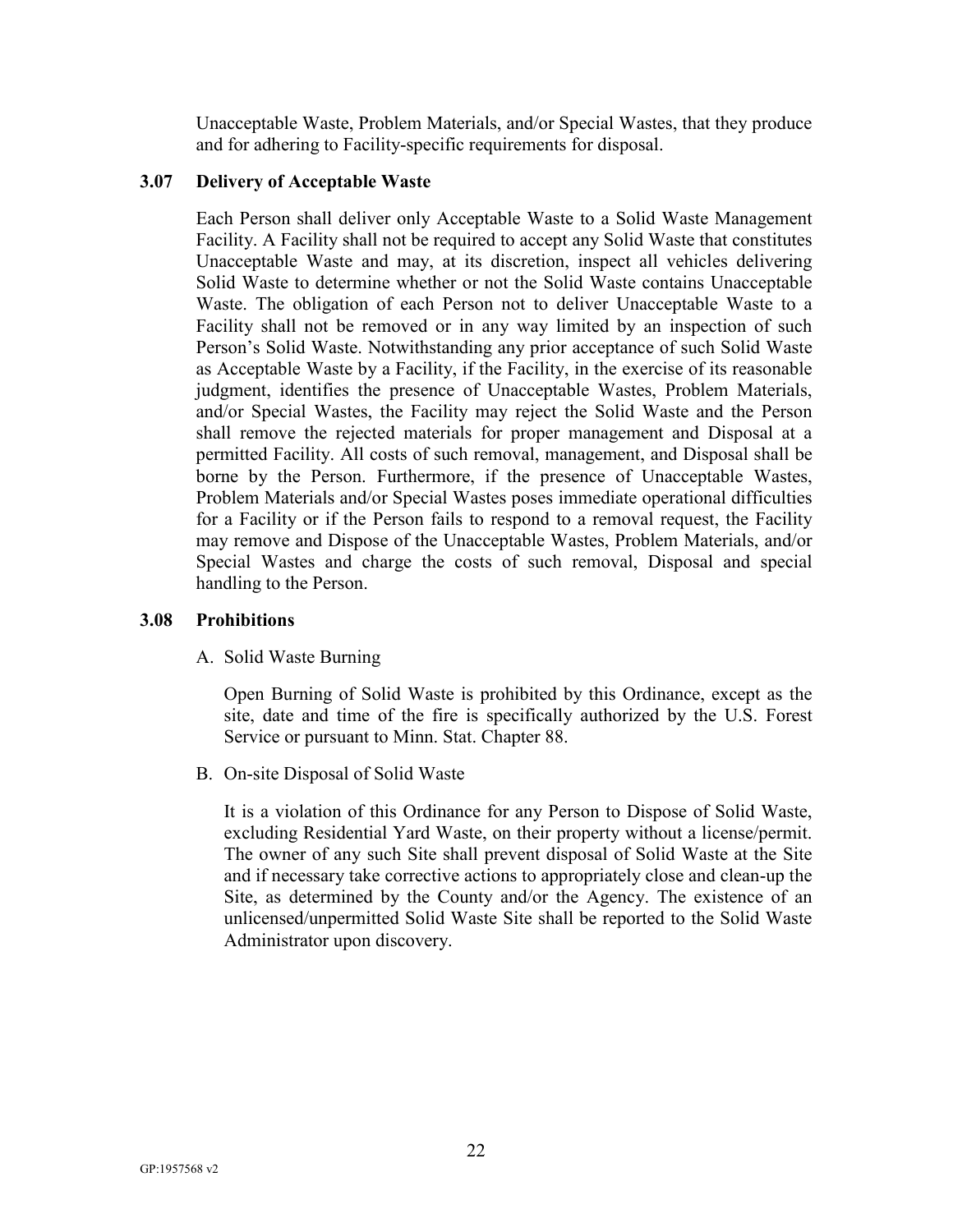Unacceptable Waste, Problem Materials, and/or Special Wastes, that they produce and for adhering to Facility-specific requirements for disposal.

### 3.07 Delivery of Acceptable Waste

Each Person shall deliver only Acceptable Waste to a Solid Waste Management Facility. A Facility shall not be required to accept any Solid Waste that constitutes Unacceptable Waste and may, at its discretion, inspect all vehicles delivering Solid Waste to determine whether or not the Solid Waste contains Unacceptable Waste. The obligation of each Person not to deliver Unacceptable Waste to a Facility shall not be removed or in any way limited by an inspection of such Person's Solid Waste. Notwithstanding any prior acceptance of such Solid Waste as Acceptable Waste by a Facility, if the Facility, in the exercise of its reasonable judgment, identifies the presence of Unacceptable Wastes, Problem Materials, and/or Special Wastes, the Facility may reject the Solid Waste and the Person shall remove the rejected materials for proper management and Disposal at a permitted Facility. All costs of such removal, management, and Disposal shall be borne by the Person. Furthermore, if the presence of Unacceptable Wastes, Problem Materials and/or Special Wastes poses immediate operational difficulties for a Facility or if the Person fails to respond to a removal request, the Facility may remove and Dispose of the Unacceptable Wastes, Problem Materials, and/or Special Wastes and charge the costs of such removal, Disposal and special handling to the Person.

### 3.08 Prohibitions

A. Solid Waste Burning

Open Burning of Solid Waste is prohibited by this Ordinance, except as the site, date and time of the fire is specifically authorized by the U.S. Forest Service or pursuant to Minn. Stat. Chapter 88.

B. On-site Disposal of Solid Waste

It is a violation of this Ordinance for any Person to Dispose of Solid Waste, excluding Residential Yard Waste, on their property without a license/permit. The owner of any such Site shall prevent disposal of Solid Waste at the Site and if necessary take corrective actions to appropriately close and clean-up the Site, as determined by the County and/or the Agency. The existence of an unlicensed/unpermitted Solid Waste Site shall be reported to the Solid Waste Administrator upon discovery.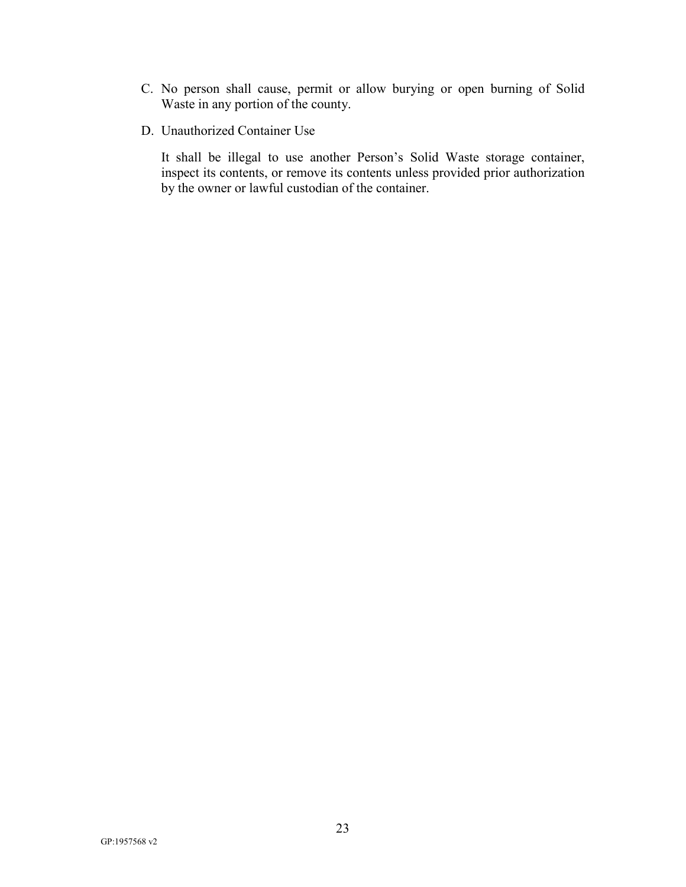C. No person shall cause, permit or allow burying or open burning of Solid Waste in any portion of the county.

D. Unauthorized Container Use

   It shall be illegal to use another Person's Solid Waste storage container, inspect its contents, or remove its contents unless provided prior authorization by the owner or lawful custodian of the container.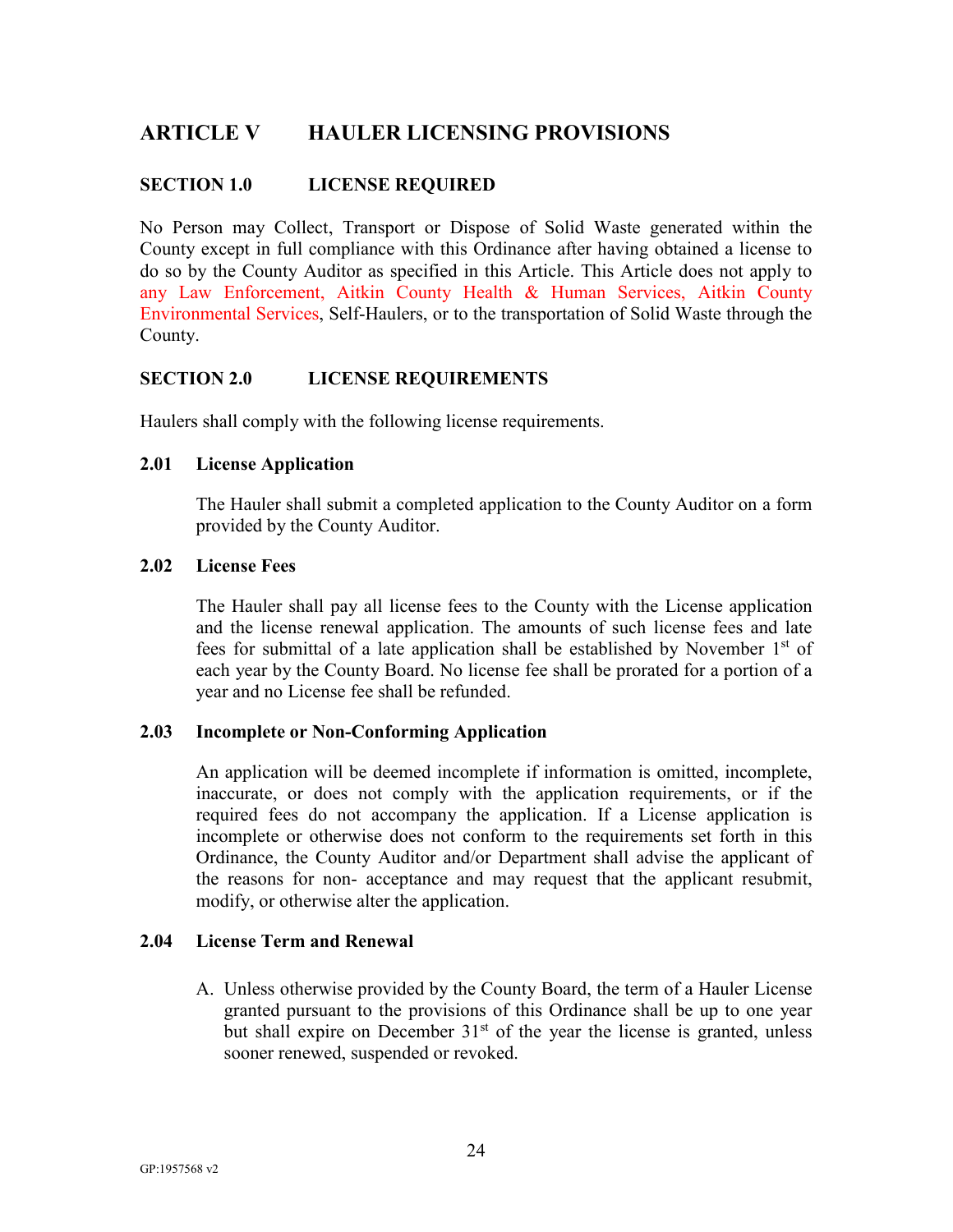## ARTICLE V HAULER LICENSING PROVISIONS

### SECTION 1.0 LICENSE REQUIRED

No Person may Collect, Transport or Dispose of Solid Waste generated within the County except in full compliance with this Ordinance after having obtained a license to do so by the County Auditor as specified in this Article. This Article does not apply to any Law Enforcement, Aitkin County Health & Human Services, Aitkin County Environmental Services, Self-Haulers, or to the transportation of Solid Waste through the County.

### SECTION 2.0 LICENSE REQUIREMENTS

Haulers shall comply with the following license requirements.

#### 2.01 License Application

The Hauler shall submit a completed application to the County Auditor on a form provided by the County Auditor.

#### 2.02 License Fees

The Hauler shall pay all license fees to the County with the License application and the license renewal application. The amounts of such license fees and late fees for submittal of a late application shall be established by November 1st of each year by the County Board. No license fee shall be prorated for a portion of a year and no License fee shall be refunded.

#### 2.03 Incomplete or Non-Conforming Application

An application will be deemed incomplete if information is omitted, incomplete, inaccurate, or does not comply with the application requirements, or if the required fees do not accompany the application. If a License application is incomplete or otherwise does not conform to the requirements set forth in this Ordinance, the County Auditor and/or Department shall advise the applicant of the reasons for non- acceptance and may request that the applicant resubmit, modify, or otherwise alter the application.

#### 2.04 License Term and Renewal

A. Unless otherwise provided by the County Board, the term of a Hauler License granted pursuant to the provisions of this Ordinance shall be up to one year but shall expire on December 31st of the year the license is granted, unless sooner renewed, suspended or revoked.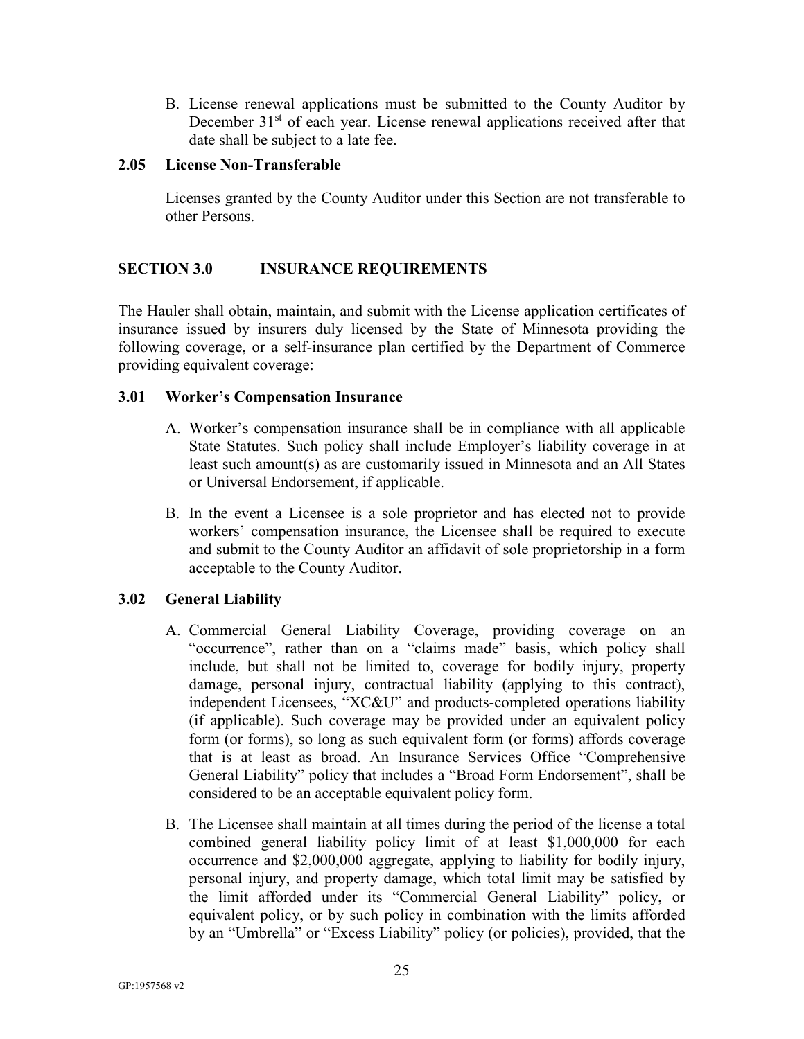B. License renewal applications must be submitted to the County Auditor by December 31st of each year. License renewal applications received after that date shall be subject to a late fee.

### 2.05 License Non-Transferable

Licenses granted by the County Auditor under this Section are not transferable to other Persons.

## SECTION 3.0 INSURANCE REQUIREMENTS

The Hauler shall obtain, maintain, and submit with the License application certificates of insurance issued by insurers duly licensed by the State of Minnesota providing the following coverage, or a self-insurance plan certified by the Department of Commerce providing equivalent coverage:

### 3.01 Worker's Compensation Insurance

A. Worker's compensation insurance shall be in compliance with all applicable State Statutes. Such policy shall include Employer's liability coverage in at least such amount(s) as are customarily issued in Minnesota and an All States or Universal Endorsement, if applicable.

B. In the event a Licensee is a sole proprietor and has elected not to provide workers' compensation insurance, the Licensee shall be required to execute and submit to the County Auditor an affidavit of sole proprietorship in a form acceptable to the County Auditor.

### 3.02 General Liability

A. Commercial General Liability Coverage, providing coverage on an "occurrence", rather than on a "claims made" basis, which policy shall include, but shall not be limited to, coverage for bodily injury, property damage, personal injury, contractual liability (applying to this contract), independent Licensees, "XC&U" and products-completed operations liability (if applicable). Such coverage may be provided under an equivalent policy form (or forms), so long as such equivalent form (or forms) affords coverage that is at least as broad. An Insurance Services Office "Comprehensive General Liability" policy that includes a "Broad Form Endorsement", shall be considered to be an acceptable equivalent policy form.

B. The Licensee shall maintain at all times during the period of the license a total combined general liability policy limit of at least $1,000,000 for each occurrence and $2,000,000 aggregate, applying to liability for bodily injury, personal injury, and property damage, which total limit may be satisfied by the limit afforded under its "Commercial General Liability" policy, or equivalent policy, or by such policy in combination with the limits afforded by an "Umbrella" or "Excess Liability" policy (or policies), provided, that the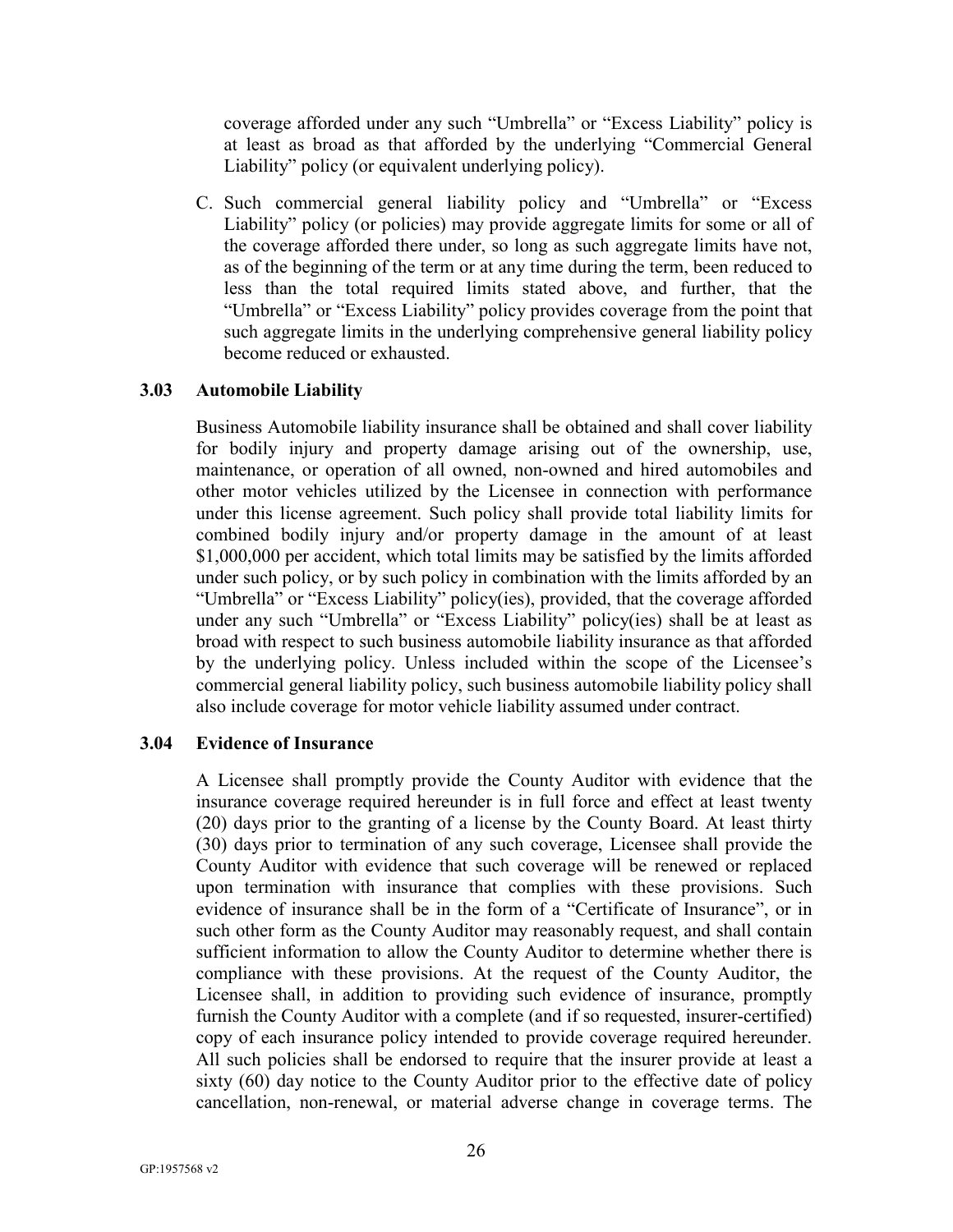coverage afforded under any such "Umbrella" or "Excess Liability" policy is at least as broad as that afforded by the underlying "Commercial General Liability" policy (or equivalent underlying policy).

C. Such commercial general liability policy and "Umbrella" or "Excess Liability" policy (or policies) may provide aggregate limits for some or all of the coverage afforded there under, so long as such aggregate limits have not, as of the beginning of the term or at any time during the term, been reduced to less than the total required limits stated above, and further, that the "Umbrella" or "Excess Liability" policy provides coverage from the point that such aggregate limits in the underlying comprehensive general liability policy become reduced or exhausted.

### 3.03 Automobile Liability

Business Automobile liability insurance shall be obtained and shall cover liability for bodily injury and property damage arising out of the ownership, use, maintenance, or operation of all owned, non-owned and hired automobiles and other motor vehicles utilized by the Licensee in connection with performance under this license agreement. Such policy shall provide total liability limits for combined bodily injury and/or property damage in the amount of at least $1,000,000 per accident, which total limits may be satisfied by the limits afforded under such policy, or by such policy in combination with the limits afforded by an "Umbrella" or "Excess Liability" policy(ies), provided, that the coverage afforded under any such "Umbrella" or "Excess Liability" policy(ies) shall be at least as broad with respect to such business automobile liability insurance as that afforded by the underlying policy. Unless included within the scope of the Licensee's commercial general liability policy, such business automobile liability policy shall also include coverage for motor vehicle liability assumed under contract.

### 3.04 Evidence of Insurance

A Licensee shall promptly provide the County Auditor with evidence that the insurance coverage required hereunder is in full force and effect at least twenty (20) days prior to the granting of a license by the County Board. At least thirty (30) days prior to termination of any such coverage, Licensee shall provide the County Auditor with evidence that such coverage will be renewed or replaced upon termination with insurance that complies with these provisions. Such evidence of insurance shall be in the form of a "Certificate of Insurance", or in such other form as the County Auditor may reasonably request, and shall contain sufficient information to allow the County Auditor to determine whether there is compliance with these provisions. At the request of the County Auditor, the Licensee shall, in addition to providing such evidence of insurance, promptly furnish the County Auditor with a complete (and if so requested, insurer-certified) copy of each insurance policy intended to provide coverage required hereunder. All such policies shall be endorsed to require that the insurer provide at least a sixty (60) day notice to the County Auditor prior to the effective date of policy cancellation, non-renewal, or material adverse change in coverage terms. The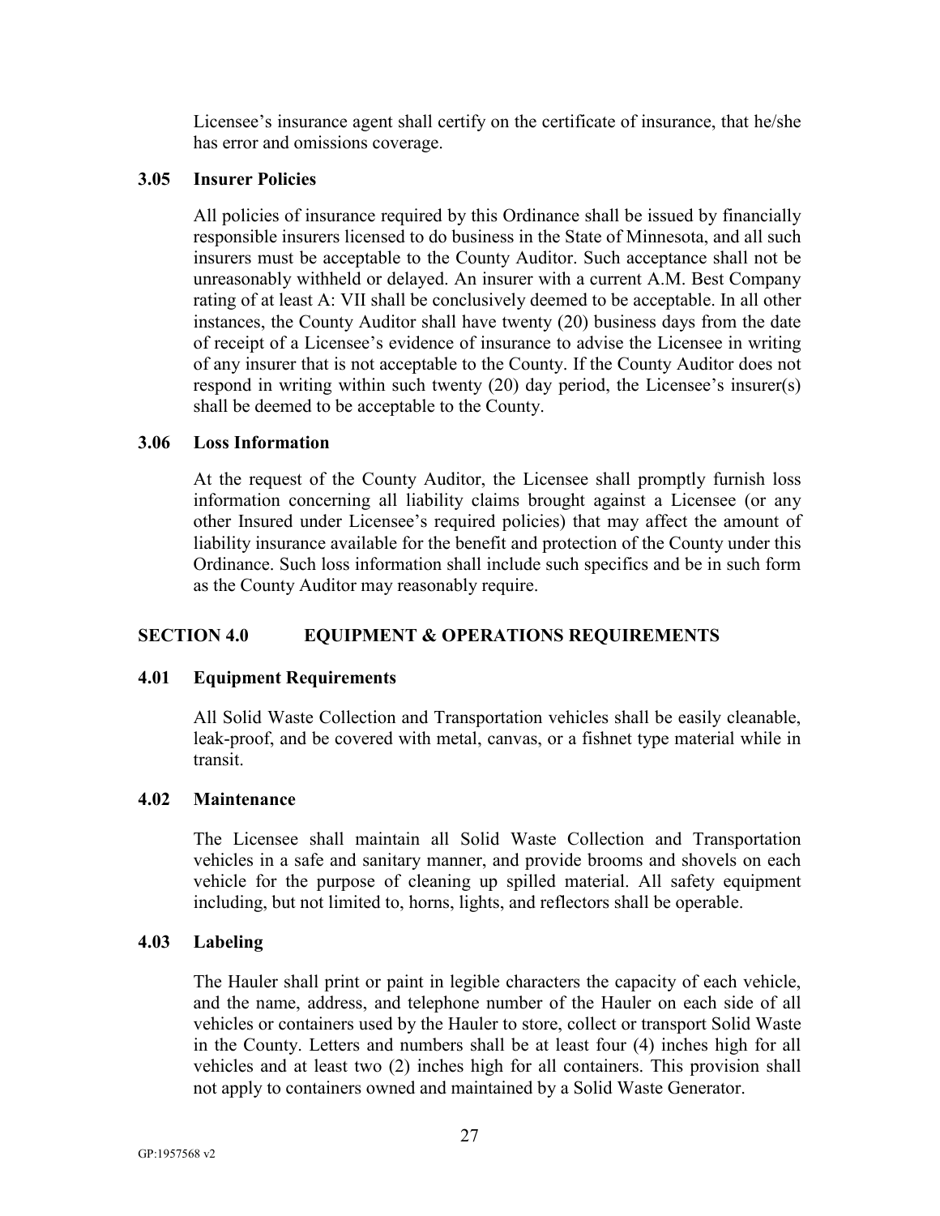Licensee's insurance agent shall certify on the certificate of insurance, that he/she has error and omissions coverage.

### 3.05 Insurer Policies

All policies of insurance required by this Ordinance shall be issued by financially responsible insurers licensed to do business in the State of Minnesota, and all such insurers must be acceptable to the County Auditor. Such acceptance shall not be unreasonably withheld or delayed. An insurer with a current A.M. Best Company rating of at least A: VII shall be conclusively deemed to be acceptable. In all other instances, the County Auditor shall have twenty (20) business days from the date of receipt of a Licensee's evidence of insurance to advise the Licensee in writing of any insurer that is not acceptable to the County. If the County Auditor does not respond in writing within such twenty (20) day period, the Licensee's insurer(s) shall be deemed to be acceptable to the County.

### 3.06 Loss Information

At the request of the County Auditor, the Licensee shall promptly furnish loss information concerning all liability claims brought against a Licensee (or any other Insured under Licensee's required policies) that may affect the amount of liability insurance available for the benefit and protection of the County under this Ordinance. Such loss information shall include such specifics and be in such form as the County Auditor may reasonably require.

## SECTION 4.0 EQUIPMENT & OPERATIONS REQUIREMENTS

### 4.01 Equipment Requirements

All Solid Waste Collection and Transportation vehicles shall be easily cleanable, leak-proof, and be covered with metal, canvas, or a fishnet type material while in transit.

### 4.02 Maintenance

The Licensee shall maintain all Solid Waste Collection and Transportation vehicles in a safe and sanitary manner, and provide brooms and shovels on each vehicle for the purpose of cleaning up spilled material. All safety equipment including, but not limited to, horns, lights, and reflectors shall be operable.

### 4.03 Labeling

The Hauler shall print or paint in legible characters the capacity of each vehicle, and the name, address, and telephone number of the Hauler on each side of all vehicles or containers used by the Hauler to store, collect or transport Solid Waste in the County. Letters and numbers shall be at least four (4) inches high for all vehicles and at least two (2) inches high for all containers. This provision shall not apply to containers owned and maintained by a Solid Waste Generator.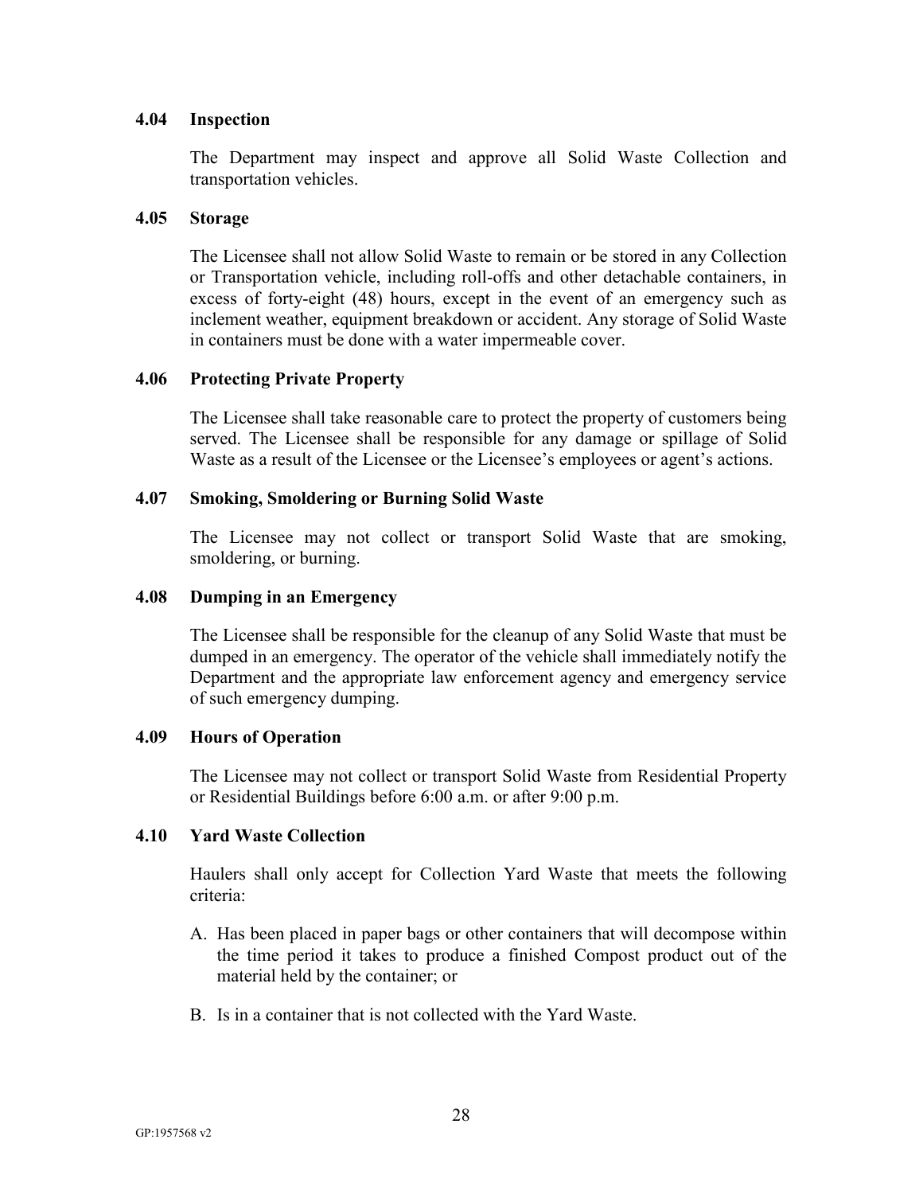### 4.04 Inspection

The Department may inspect and approve all Solid Waste Collection and transportation vehicles.

### 4.05 Storage

The Licensee shall not allow Solid Waste to remain or be stored in any Collection or Transportation vehicle, including roll-offs and other detachable containers, in excess of forty-eight (48) hours, except in the event of an emergency such as inclement weather, equipment breakdown or accident. Any storage of Solid Waste in containers must be done with a water impermeable cover.

### 4.06 Protecting Private Property

The Licensee shall take reasonable care to protect the property of customers being served. The Licensee shall be responsible for any damage or spillage of Solid Waste as a result of the Licensee or the Licensee's employees or agent's actions.

### 4.07 Smoking, Smoldering or Burning Solid Waste

The Licensee may not collect or transport Solid Waste that are smoking, smoldering, or burning.

### 4.08 Dumping in an Emergency

The Licensee shall be responsible for the cleanup of any Solid Waste that must be dumped in an emergency. The operator of the vehicle shall immediately notify the Department and the appropriate law enforcement agency and emergency service of such emergency dumping.

### 4.09 Hours of Operation

The Licensee may not collect or transport Solid Waste from Residential Property or Residential Buildings before 6:00 a.m. or after 9:00 p.m.

### 4.10 Yard Waste Collection

Haulers shall only accept for Collection Yard Waste that meets the following criteria:

A. Has been placed in paper bags or other containers that will decompose within the time period it takes to produce a finished Compost product out of the material held by the container; or

B. Is in a container that is not collected with the Yard Waste.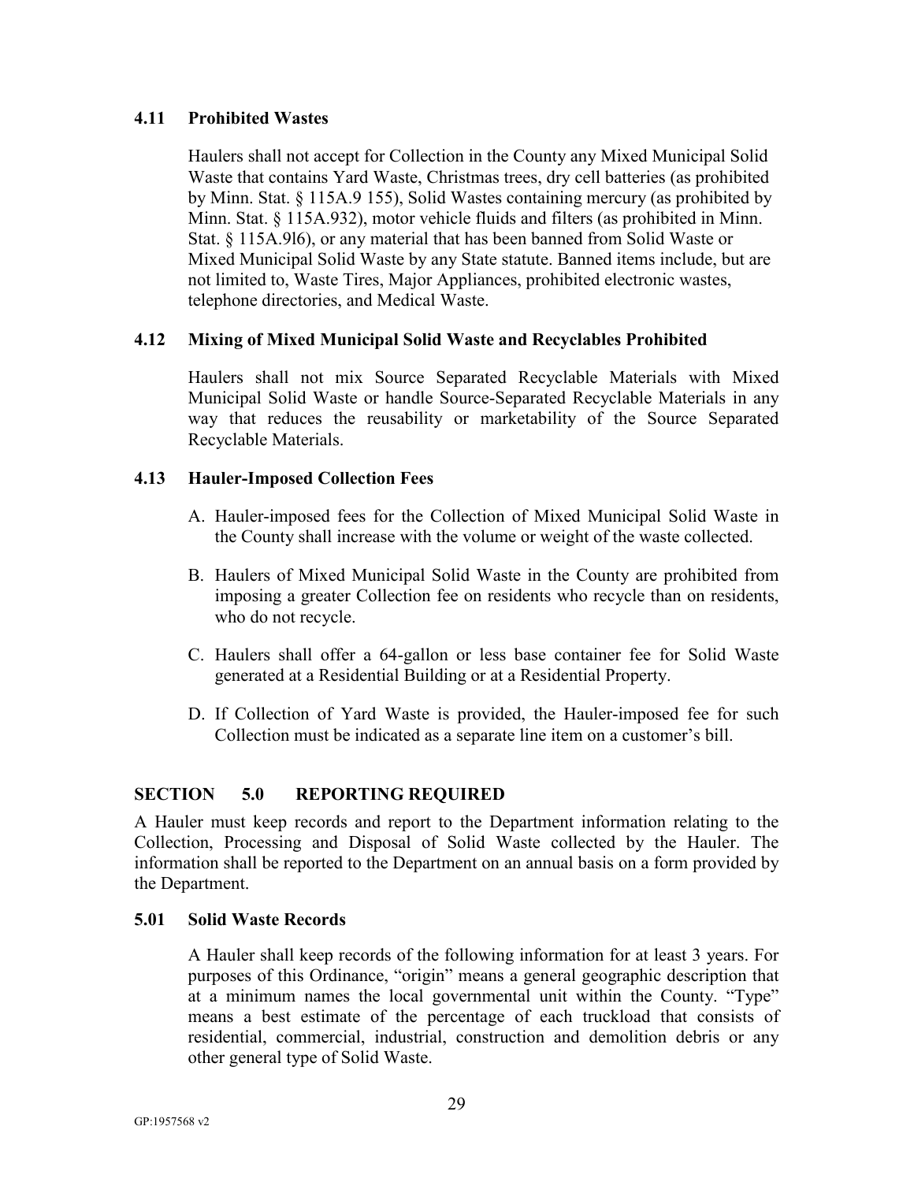### 4.11 Prohibited Wastes

Haulers shall not accept for Collection in the County any Mixed Municipal Solid Waste that contains Yard Waste, Christmas trees, dry cell batteries (as prohibited by Minn. Stat. § 115A.9 155), Solid Wastes containing mercury (as prohibited by Minn. Stat. § 115A.932), motor vehicle fluids and filters (as prohibited in Minn. Stat. § 115A.9l6), or any material that has been banned from Solid Waste or Mixed Municipal Solid Waste by any State statute. Banned items include, but are not limited to, Waste Tires, Major Appliances, prohibited electronic wastes, telephone directories, and Medical Waste.

### 4.12 Mixing of Mixed Municipal Solid Waste and Recyclables Prohibited

Haulers shall not mix Source Separated Recyclable Materials with Mixed Municipal Solid Waste or handle Source-Separated Recyclable Materials in any way that reduces the reusability or marketability of the Source Separated Recyclable Materials.

### 4.13 Hauler-Imposed Collection Fees

A. Hauler-imposed fees for the Collection of Mixed Municipal Solid Waste in the County shall increase with the volume or weight of the waste collected.

B. Haulers of Mixed Municipal Solid Waste in the County are prohibited from imposing a greater Collection fee on residents who recycle than on residents, who do not recycle.

C. Haulers shall offer a 64-gallon or less base container fee for Solid Waste generated at a Residential Building or at a Residential Property.

D. If Collection of Yard Waste is provided, the Hauler-imposed fee for such Collection must be indicated as a separate line item on a customer's bill.

## SECTION 5.0 REPORTING REQUIRED

A Hauler must keep records and report to the Department information relating to the Collection, Processing and Disposal of Solid Waste collected by the Hauler. The information shall be reported to the Department on an annual basis on a form provided by the Department.

### 5.01 Solid Waste Records

A Hauler shall keep records of the following information for at least 3 years. For purposes of this Ordinance, "origin" means a general geographic description that at a minimum names the local governmental unit within the County. "Type" means a best estimate of the percentage of each truckload that consists of residential, commercial, industrial, construction and demolition debris or any other general type of Solid Waste.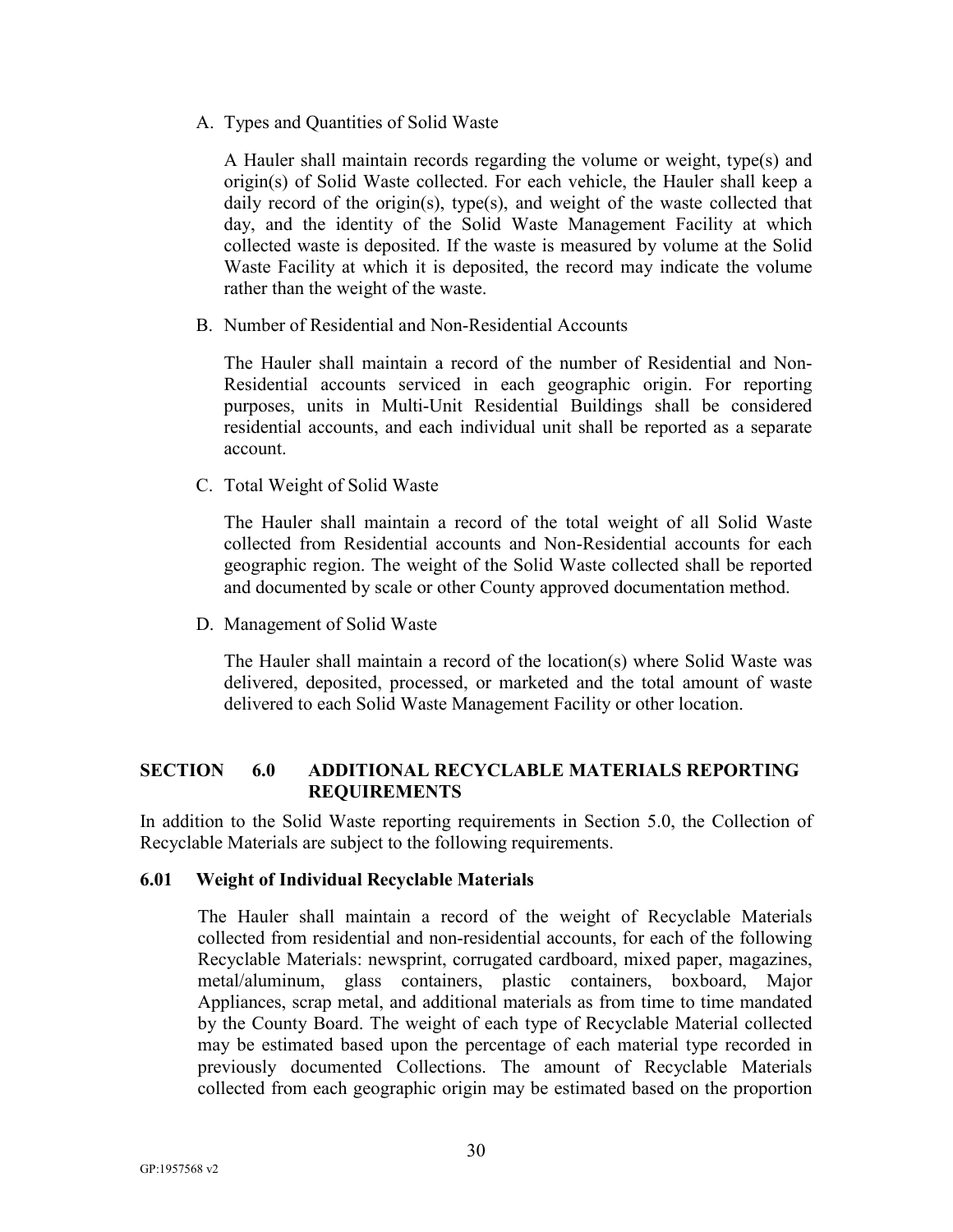A. Types and Quantities of Solid Waste

A Hauler shall maintain records regarding the volume or weight, type(s) and origin(s) of Solid Waste collected. For each vehicle, the Hauler shall keep a daily record of the origin(s), type(s), and weight of the waste collected that day, and the identity of the Solid Waste Management Facility at which collected waste is deposited. If the waste is measured by volume at the Solid Waste Facility at which it is deposited, the record may indicate the volume rather than the weight of the waste.

B. Number of Residential and Non-Residential Accounts

The Hauler shall maintain a record of the number of Residential and Non-Residential accounts serviced in each geographic origin. For reporting purposes, units in Multi-Unit Residential Buildings shall be considered residential accounts, and each individual unit shall be reported as a separate account.

C. Total Weight of Solid Waste

The Hauler shall maintain a record of the total weight of all Solid Waste collected from Residential accounts and Non-Residential accounts for each geographic region. The weight of the Solid Waste collected shall be reported and documented by scale or other County approved documentation method.

D. Management of Solid Waste

The Hauler shall maintain a record of the location(s) where Solid Waste was delivered, deposited, processed, or marketed and the total amount of waste delivered to each Solid Waste Management Facility or other location.

## SECTION 6.0 ADDITIONAL RECYCLABLE MATERIALS REPORTING REQUIREMENTS

In addition to the Solid Waste reporting requirements in Section 5.0, the Collection of Recyclable Materials are subject to the following requirements.

### 6.01 Weight of Individual Recyclable Materials

The Hauler shall maintain a record of the weight of Recyclable Materials collected from residential and non-residential accounts, for each of the following Recyclable Materials: newsprint, corrugated cardboard, mixed paper, magazines, metal/aluminum, glass containers, plastic containers, boxboard, Major Appliances, scrap metal, and additional materials as from time to time mandated by the County Board. The weight of each type of Recyclable Material collected may be estimated based upon the percentage of each material type recorded in previously documented Collections. The amount of Recyclable Materials collected from each geographic origin may be estimated based on the proportion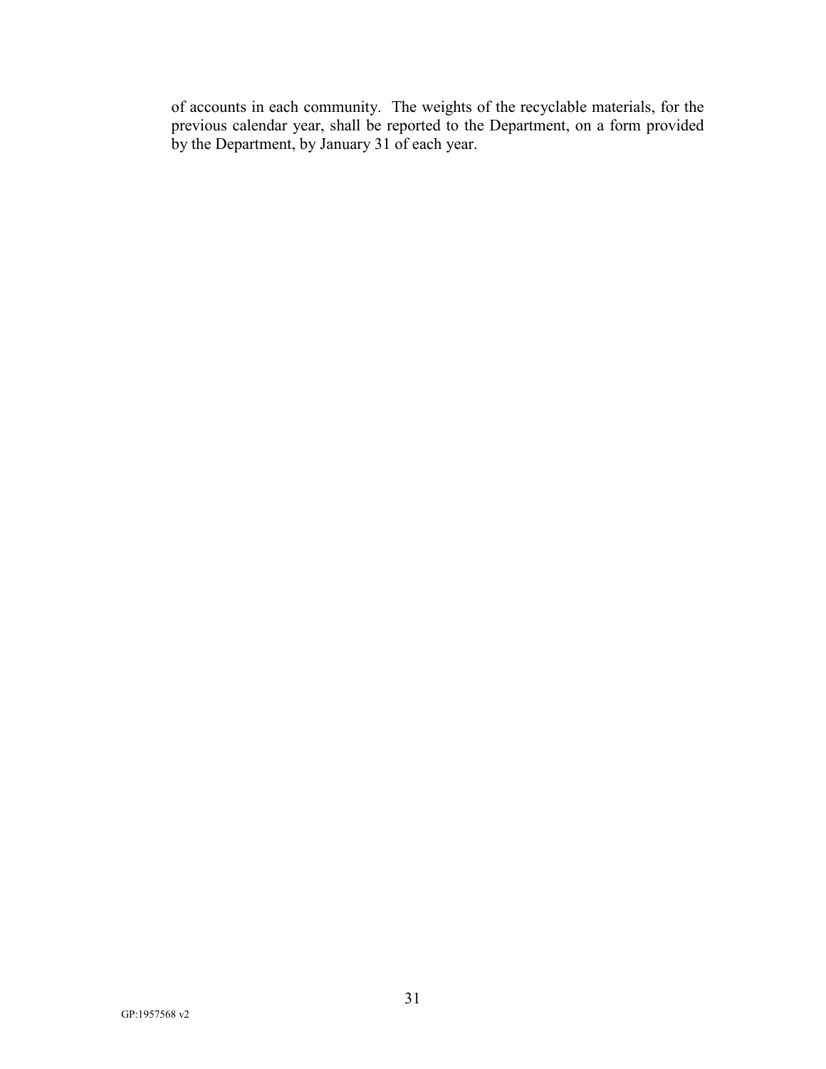of accounts in each community. The weights of the recyclable materials, for the previous calendar year, shall be reported to the Department, on a form provided by the Department, by January 31 of each year.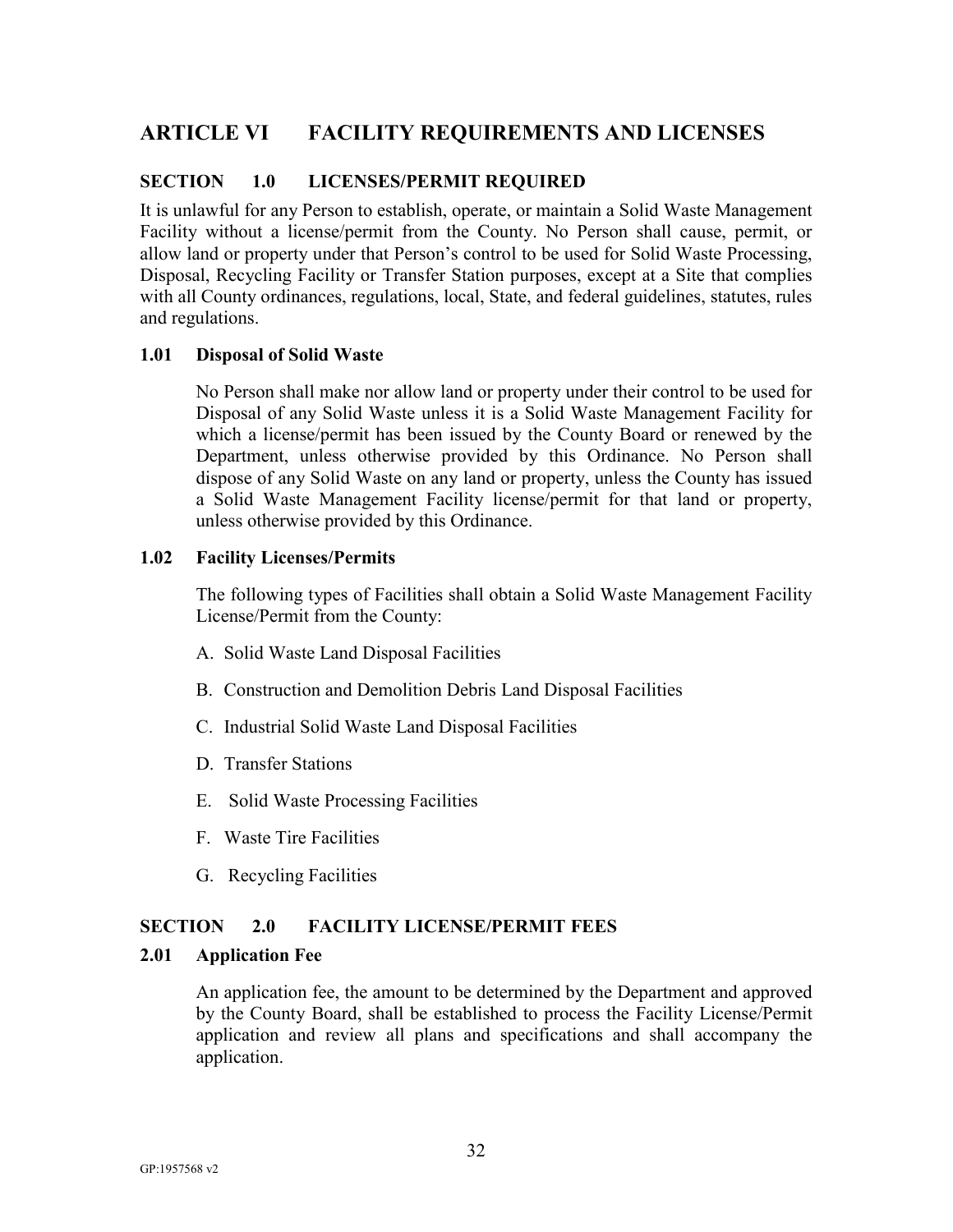# ARTICLE VI FACILITY REQUIREMENTS AND LICENSES

## SECTION 1.0 LICENSES/PERMIT REQUIRED

It is unlawful for any Person to establish, operate, or maintain a Solid Waste Management Facility without a license/permit from the County. No Person shall cause, permit, or allow land or property under that Person's control to be used for Solid Waste Processing, Disposal, Recycling Facility or Transfer Station purposes, except at a Site that complies with all County ordinances, regulations, local, State, and federal guidelines, statutes, rules and regulations.

### 1.01 Disposal of Solid Waste

No Person shall make nor allow land or property under their control to be used for Disposal of any Solid Waste unless it is a Solid Waste Management Facility for which a license/permit has been issued by the County Board or renewed by the Department, unless otherwise provided by this Ordinance. No Person shall dispose of any Solid Waste on any land or property, unless the County has issued a Solid Waste Management Facility license/permit for that land or property, unless otherwise provided by this Ordinance.

### 1.02 Facility Licenses/Permits

The following types of Facilities shall obtain a Solid Waste Management Facility License/Permit from the County:

A. Solid Waste Land Disposal Facilities

B. Construction and Demolition Debris Land Disposal Facilities

C. Industrial Solid Waste Land Disposal Facilities

D. Transfer Stations

E. Solid Waste Processing Facilities

F. Waste Tire Facilities

G. Recycling Facilities

## SECTION 2.0 FACILITY LICENSE/PERMIT FEES

### 2.01 Application Fee

An application fee, the amount to be determined by the Department and approved by the County Board, shall be established to process the Facility License/Permit application and review all plans and specifications and shall accompany the application.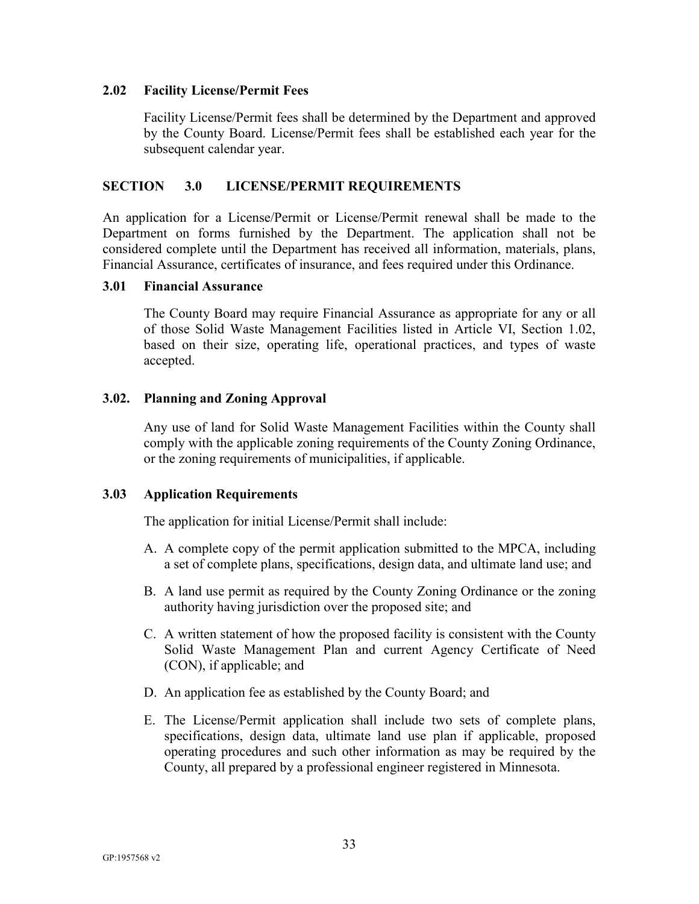### 2.02 Facility License/Permit Fees

Facility License/Permit fees shall be determined by the Department and approved by the County Board. License/Permit fees shall be established each year for the subsequent calendar year.

## SECTION 3.0 LICENSE/PERMIT REQUIREMENTS

An application for a License/Permit or License/Permit renewal shall be made to the Department on forms furnished by the Department. The application shall not be considered complete until the Department has received all information, materials, plans, Financial Assurance, certificates of insurance, and fees required under this Ordinance.

### 3.01 Financial Assurance

The County Board may require Financial Assurance as appropriate for any or all of those Solid Waste Management Facilities listed in Article VI, Section 1.02, based on their size, operating life, operational practices, and types of waste accepted.

### 3.02. Planning and Zoning Approval

Any use of land for Solid Waste Management Facilities within the County shall comply with the applicable zoning requirements of the County Zoning Ordinance, or the zoning requirements of municipalities, if applicable.

### 3.03 Application Requirements

The application for initial License/Permit shall include:

A. A complete copy of the permit application submitted to the MPCA, including a set of complete plans, specifications, design data, and ultimate land use; and

B. A land use permit as required by the County Zoning Ordinance or the zoning authority having jurisdiction over the proposed site; and

C. A written statement of how the proposed facility is consistent with the County Solid Waste Management Plan and current Agency Certificate of Need (CON), if applicable; and

D. An application fee as established by the County Board; and

E. The License/Permit application shall include two sets of complete plans, specifications, design data, ultimate land use plan if applicable, proposed operating procedures and such other information as may be required by the County, all prepared by a professional engineer registered in Minnesota.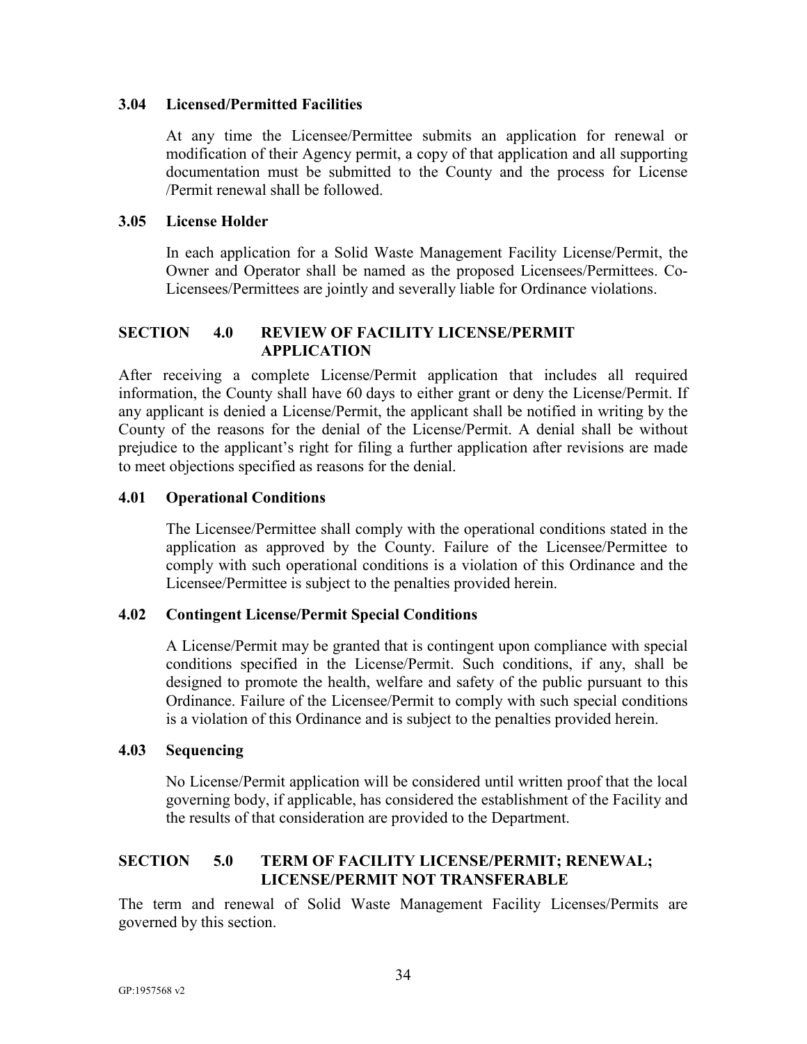### 3.04 Licensed/Permitted Facilities

At any time the Licensee/Permittee submits an application for renewal or modification of their Agency permit, a copy of that application and all supporting documentation must be submitted to the County and the process for License /Permit renewal shall be followed.

### 3.05 License Holder

In each application for a Solid Waste Management Facility License/Permit, the Owner and Operator shall be named as the proposed Licensees/Permittees. Co-Licensees/Permittees are jointly and severally liable for Ordinance violations.

## SECTION 4.0 REVIEW OF FACILITY LICENSE/PERMIT APPLICATION

After receiving a complete License/Permit application that includes all required information, the County shall have 60 days to either grant or deny the License/Permit. If any applicant is denied a License/Permit, the applicant shall be notified in writing by the County of the reasons for the denial of the License/Permit. A denial shall be without prejudice to the applicant's right for filing a further application after revisions are made to meet objections specified as reasons for the denial.

### 4.01 Operational Conditions

The Licensee/Permittee shall comply with the operational conditions stated in the application as approved by the County. Failure of the Licensee/Permittee to comply with such operational conditions is a violation of this Ordinance and the Licensee/Permittee is subject to the penalties provided herein.

### 4.02 Contingent License/Permit Special Conditions

A License/Permit may be granted that is contingent upon compliance with special conditions specified in the License/Permit. Such conditions, if any, shall be designed to promote the health, welfare and safety of the public pursuant to this Ordinance. Failure of the Licensee/Permit to comply with such special conditions is a violation of this Ordinance and is subject to the penalties provided herein.

### 4.03 Sequencing

No License/Permit application will be considered until written proof that the local governing body, if applicable, has considered the establishment of the Facility and the results of that consideration are provided to the Department.

## SECTION 5.0 TERM OF FACILITY LICENSE/PERMIT; RENEWAL; LICENSE/PERMIT NOT TRANSFERABLE

The term and renewal of Solid Waste Management Facility Licenses/Permits are governed by this section.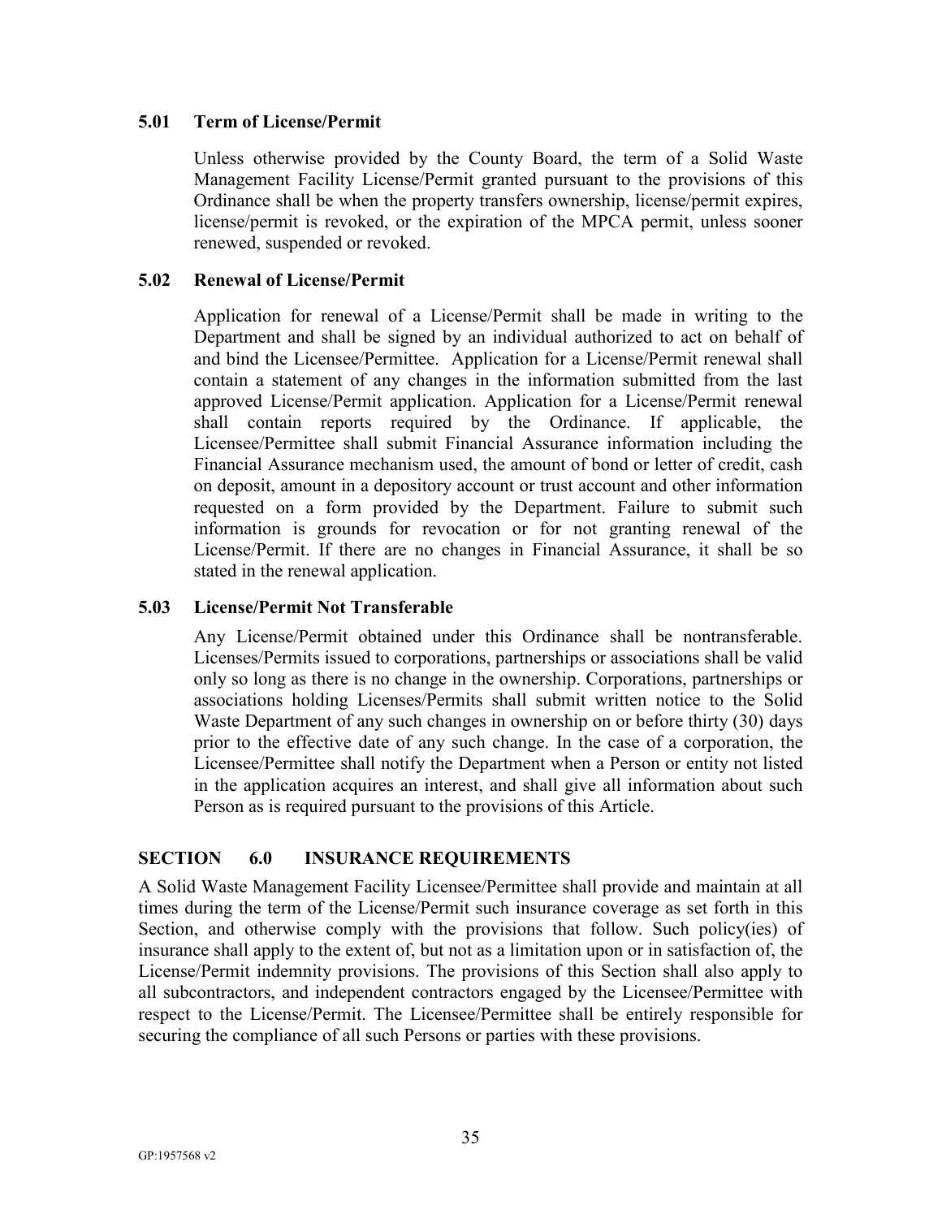### 5.01 Term of License/Permit

Unless otherwise provided by the County Board, the term of a Solid Waste Management Facility License/Permit granted pursuant to the provisions of this Ordinance shall be when the property transfers ownership, license/permit expires, license/permit is revoked, or the expiration of the MPCA permit, unless sooner renewed, suspended or revoked.

### 5.02 Renewal of License/Permit

Application for renewal of a License/Permit shall be made in writing to the Department and shall be signed by an individual authorized to act on behalf of and bind the Licensee/Permittee. Application for a License/Permit renewal shall contain a statement of any changes in the information submitted from the last approved License/Permit application. Application for a License/Permit renewal shall contain reports required by the Ordinance. If applicable, the Licensee/Permittee shall submit Financial Assurance information including the Financial Assurance mechanism used, the amount of bond or letter of credit, cash on deposit, amount in a depository account or trust account and other information requested on a form provided by the Department. Failure to submit such information is grounds for revocation or for not granting renewal of the License/Permit. If there are no changes in Financial Assurance, it shall be so stated in the renewal application.

### 5.03 License/Permit Not Transferable

Any License/Permit obtained under this Ordinance shall be nontransferable. Licenses/Permits issued to corporations, partnerships or associations shall be valid only so long as there is no change in the ownership. Corporations, partnerships or associations holding Licenses/Permits shall submit written notice to the Solid Waste Department of any such changes in ownership on or before thirty (30) days prior to the effective date of any such change. In the case of a corporation, the Licensee/Permittee shall notify the Department when a Person or entity not listed in the application acquires an interest, and shall give all information about such Person as is required pursuant to the provisions of this Article.

## SECTION 6.0 INSURANCE REQUIREMENTS

A Solid Waste Management Facility Licensee/Permittee shall provide and maintain at all times during the term of the License/Permit such insurance coverage as set forth in this Section, and otherwise comply with the provisions that follow. Such policy(ies) of insurance shall apply to the extent of, but not as a limitation upon or in satisfaction of, the License/Permit indemnity provisions. The provisions of this Section shall also apply to all subcontractors, and independent contractors engaged by the Licensee/Permittee with respect to the License/Permit. The Licensee/Permittee shall be entirely responsible for securing the compliance of all such Persons or parties with these provisions.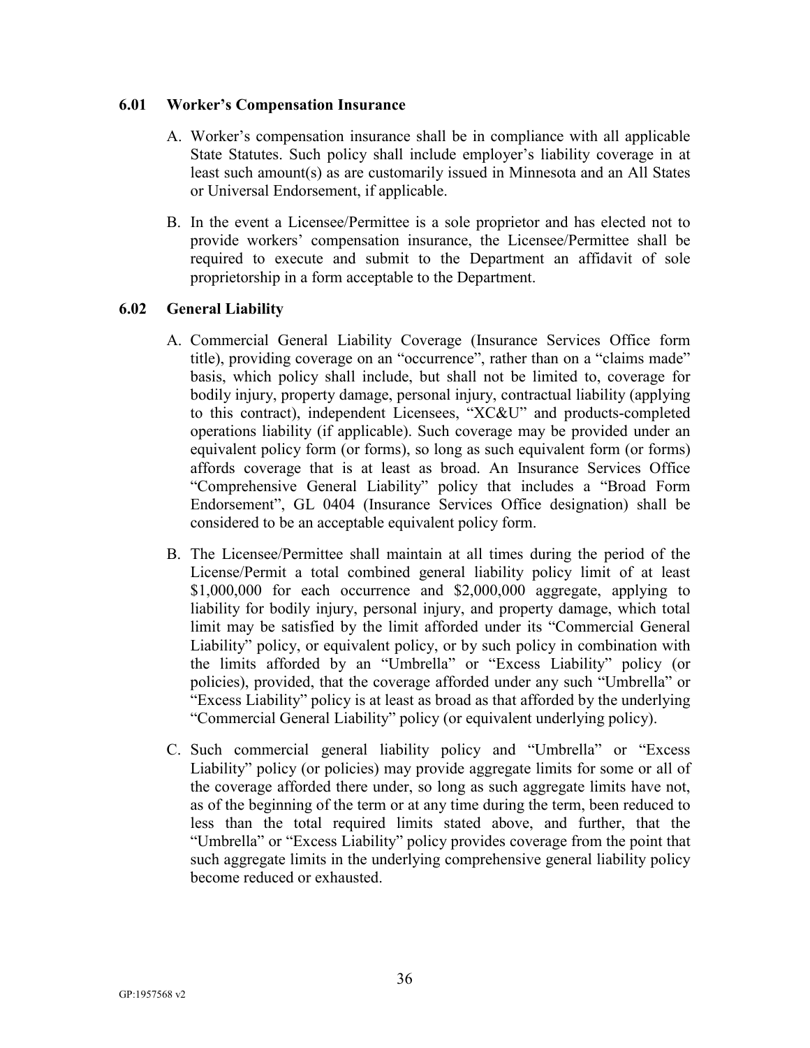### 6.01 Worker's Compensation Insurance

A. Worker's compensation insurance shall be in compliance with all applicable State Statutes. Such policy shall include employer's liability coverage in at least such amount(s) as are customarily issued in Minnesota and an All States or Universal Endorsement, if applicable.

B. In the event a Licensee/Permittee is a sole proprietor and has elected not to provide workers' compensation insurance, the Licensee/Permittee shall be required to execute and submit to the Department an affidavit of sole proprietorship in a form acceptable to the Department.

### 6.02 General Liability

A. Commercial General Liability Coverage (Insurance Services Office form title), providing coverage on an "occurrence", rather than on a "claims made" basis, which policy shall include, but shall not be limited to, coverage for bodily injury, property damage, personal injury, contractual liability (applying to this contract), independent Licensees, "XC&U" and products-completed operations liability (if applicable). Such coverage may be provided under an equivalent policy form (or forms), so long as such equivalent form (or forms) affords coverage that is at least as broad. An Insurance Services Office "Comprehensive General Liability" policy that includes a "Broad Form Endorsement", GL 0404 (Insurance Services Office designation) shall be considered to be an acceptable equivalent policy form.

B. The Licensee/Permittee shall maintain at all times during the period of the License/Permit a total combined general liability policy limit of at least $1,000,000 for each occurrence and $2,000,000 aggregate, applying to liability for bodily injury, personal injury, and property damage, which total limit may be satisfied by the limit afforded under its "Commercial General Liability" policy, or equivalent policy, or by such policy in combination with the limits afforded by an "Umbrella" or "Excess Liability" policy (or policies), provided, that the coverage afforded under any such "Umbrella" or "Excess Liability" policy is at least as broad as that afforded by the underlying "Commercial General Liability" policy (or equivalent underlying policy).

C. Such commercial general liability policy and "Umbrella" or "Excess Liability" policy (or policies) may provide aggregate limits for some or all of the coverage afforded there under, so long as such aggregate limits have not, as of the beginning of the term or at any time during the term, been reduced to less than the total required limits stated above, and further, that the "Umbrella" or "Excess Liability" policy provides coverage from the point that such aggregate limits in the underlying comprehensive general liability policy become reduced or exhausted.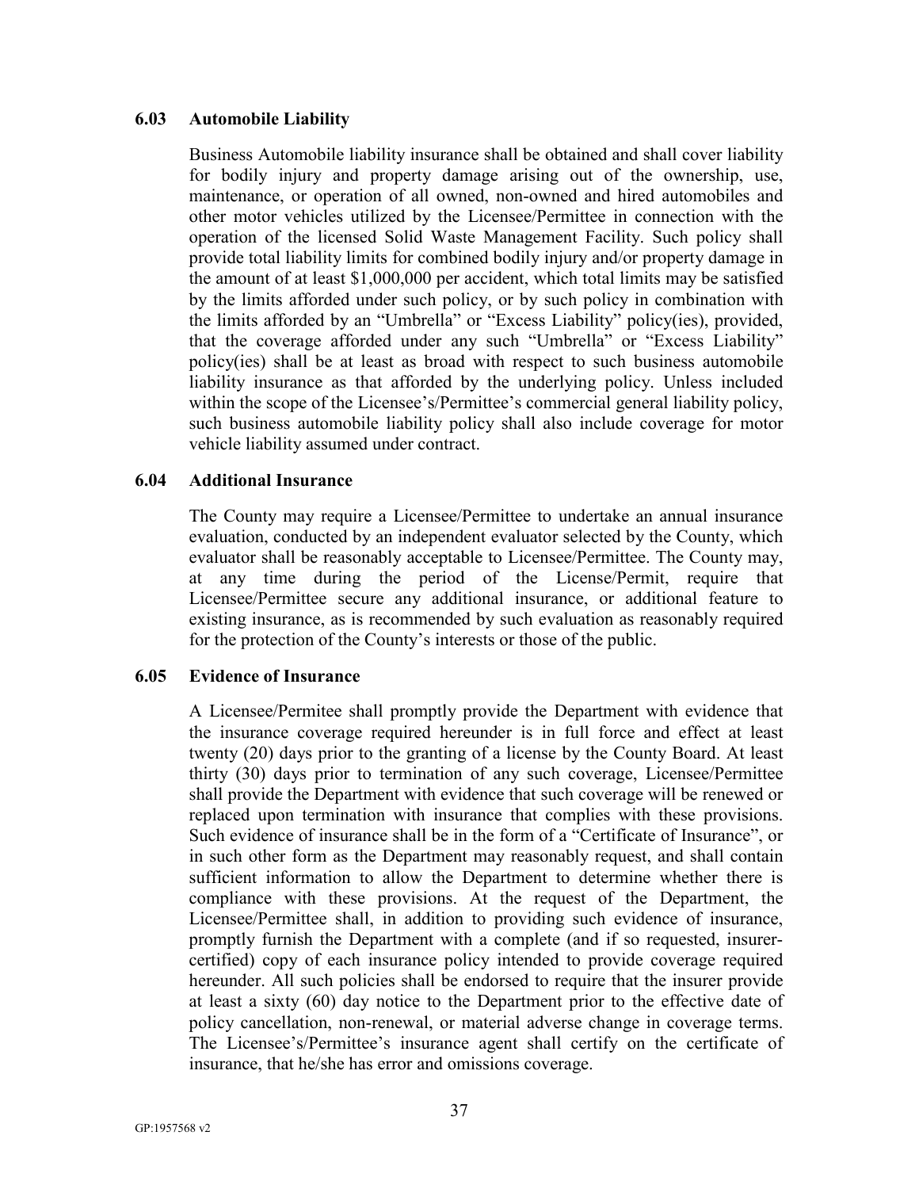### 6.03 Automobile Liability

Business Automobile liability insurance shall be obtained and shall cover liability for bodily injury and property damage arising out of the ownership, use, maintenance, or operation of all owned, non-owned and hired automobiles and other motor vehicles utilized by the Licensee/Permittee in connection with the operation of the licensed Solid Waste Management Facility. Such policy shall provide total liability limits for combined bodily injury and/or property damage in the amount of at least $1,000,000 per accident, which total limits may be satisfied by the limits afforded under such policy, or by such policy in combination with the limits afforded by an "Umbrella" or "Excess Liability" policy(ies), provided, that the coverage afforded under any such "Umbrella" or "Excess Liability" policy(ies) shall be at least as broad with respect to such business automobile liability insurance as that afforded by the underlying policy. Unless included within the scope of the Licensee's/Permittee's commercial general liability policy, such business automobile liability policy shall also include coverage for motor vehicle liability assumed under contract.

### 6.04 Additional Insurance

The County may require a Licensee/Permittee to undertake an annual insurance evaluation, conducted by an independent evaluator selected by the County, which evaluator shall be reasonably acceptable to Licensee/Permittee. The County may, at any time during the period of the License/Permit, require that Licensee/Permittee secure any additional insurance, or additional feature to existing insurance, as is recommended by such evaluation as reasonably required for the protection of the County's interests or those of the public.

### 6.05 Evidence of Insurance

A Licensee/Permitee shall promptly provide the Department with evidence that the insurance coverage required hereunder is in full force and effect at least twenty (20) days prior to the granting of a license by the County Board. At least thirty (30) days prior to termination of any such coverage, Licensee/Permittee shall provide the Department with evidence that such coverage will be renewed or replaced upon termination with insurance that complies with these provisions. Such evidence of insurance shall be in the form of a "Certificate of Insurance", or in such other form as the Department may reasonably request, and shall contain sufficient information to allow the Department to determine whether there is compliance with these provisions. At the request of the Department, the Licensee/Permittee shall, in addition to providing such evidence of insurance, promptly furnish the Department with a complete (and if so requested, insurer-certified) copy of each insurance policy intended to provide coverage required hereunder. All such policies shall be endorsed to require that the insurer provide at least a sixty (60) day notice to the Department prior to the effective date of policy cancellation, non-renewal, or material adverse change in coverage terms. The Licensee's/Permittee's insurance agent shall certify on the certificate of insurance, that he/she has error and omissions coverage.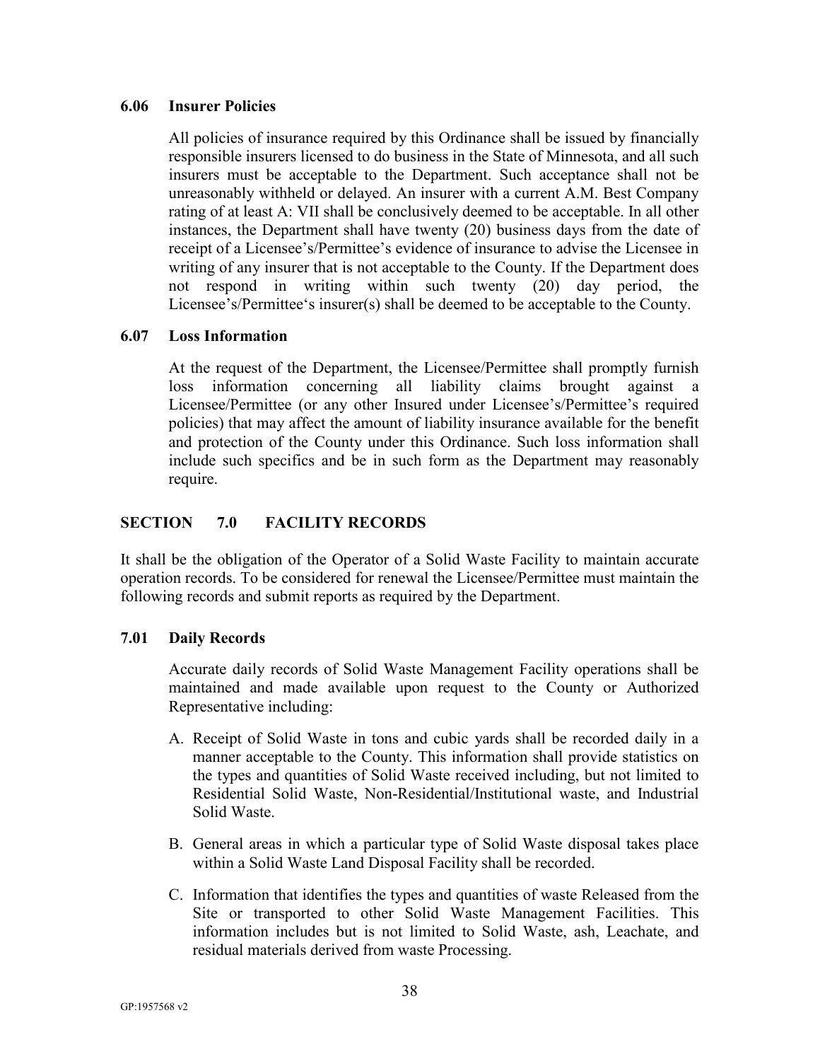### 6.06 Insurer Policies

All policies of insurance required by this Ordinance shall be issued by financially responsible insurers licensed to do business in the State of Minnesota, and all such insurers must be acceptable to the Department. Such acceptance shall not be unreasonably withheld or delayed. An insurer with a current A.M. Best Company rating of at least A: VII shall be conclusively deemed to be acceptable. In all other instances, the Department shall have twenty (20) business days from the date of receipt of a Licensee's/Permittee's evidence of insurance to advise the Licensee in writing of any insurer that is not acceptable to the County. If the Department does not respond in writing within such twenty (20) day period, the Licensee's/Permittee's insurer(s) shall be deemed to be acceptable to the County.

### 6.07 Loss Information

At the request of the Department, the Licensee/Permittee shall promptly furnish loss information concerning all liability claims brought against a Licensee/Permittee (or any other Insured under Licensee's/Permittee's required policies) that may affect the amount of liability insurance available for the benefit and protection of the County under this Ordinance. Such loss information shall include such specifics and be in such form as the Department may reasonably require.

## SECTION 7.0 FACILITY RECORDS

It shall be the obligation of the Operator of a Solid Waste Facility to maintain accurate operation records. To be considered for renewal the Licensee/Permittee must maintain the following records and submit reports as required by the Department.

### 7.01 Daily Records

Accurate daily records of Solid Waste Management Facility operations shall be maintained and made available upon request to the County or Authorized Representative including:

A. Receipt of Solid Waste in tons and cubic yards shall be recorded daily in a manner acceptable to the County. This information shall provide statistics on the types and quantities of Solid Waste received including, but not limited to Residential Solid Waste, Non-Residential/Institutional waste, and Industrial Solid Waste.

B. General areas in which a particular type of Solid Waste disposal takes place within a Solid Waste Land Disposal Facility shall be recorded.

C. Information that identifies the types and quantities of waste Released from the Site or transported to other Solid Waste Management Facilities. This information includes but is not limited to Solid Waste, ash, Leachate, and residual materials derived from waste Processing.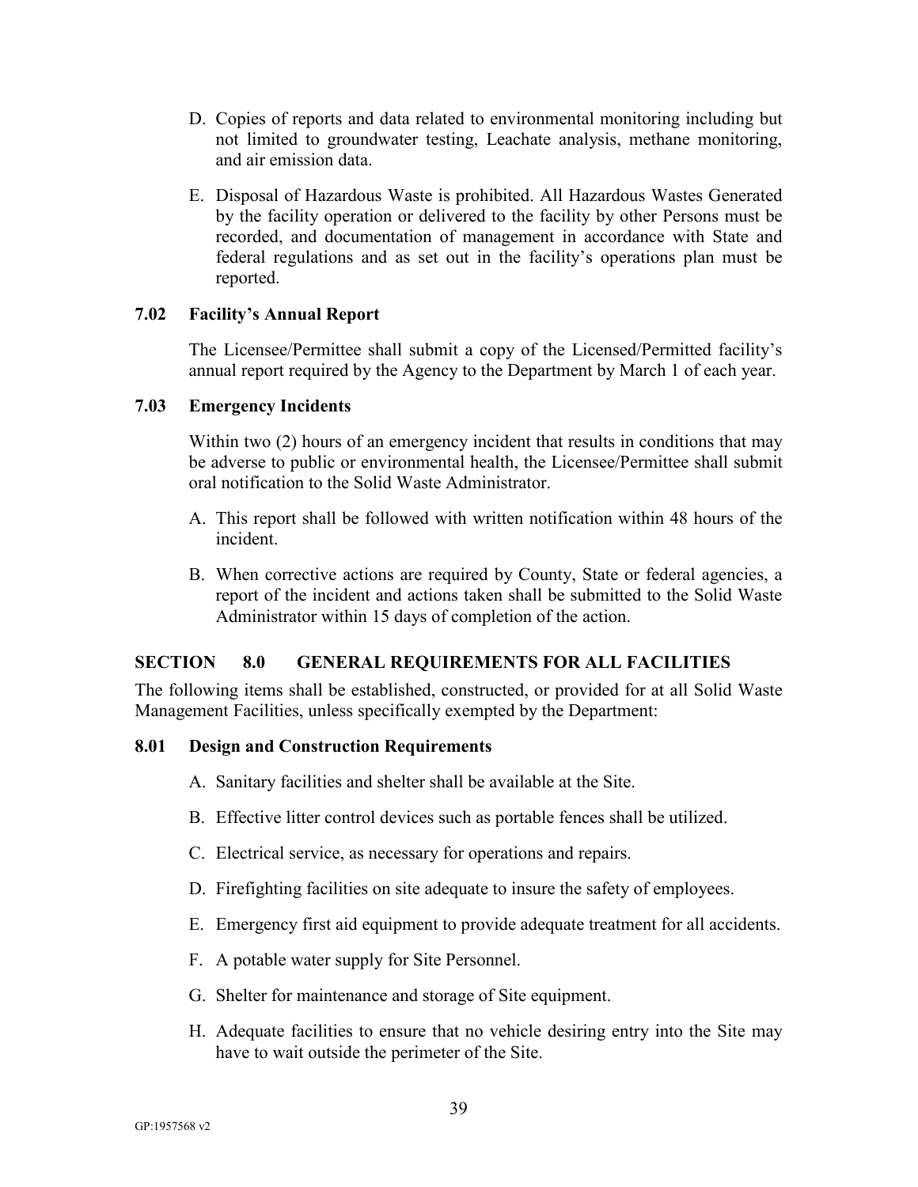D. Copies of reports and data related to environmental monitoring including but not limited to groundwater testing, Leachate analysis, methane monitoring, and air emission data.

E. Disposal of Hazardous Waste is prohibited. All Hazardous Wastes Generated by the facility operation or delivered to the facility by other Persons must be recorded, and documentation of management in accordance with State and federal regulations and as set out in the facility's operations plan must be reported.

### 7.02 Facility's Annual Report

The Licensee/Permittee shall submit a copy of the Licensed/Permitted facility's annual report required by the Agency to the Department by March 1 of each year.

### 7.03 Emergency Incidents

Within two (2) hours of an emergency incident that results in conditions that may be adverse to public or environmental health, the Licensee/Permittee shall submit oral notification to the Solid Waste Administrator.

A. This report shall be followed with written notification within 48 hours of the incident.

B. When corrective actions are required by County, State or federal agencies, a report of the incident and actions taken shall be submitted to the Solid Waste Administrator within 15 days of completion of the action.

## SECTION 8.0 GENERAL REQUIREMENTS FOR ALL FACILITIES

The following items shall be established, constructed, or provided for at all Solid Waste Management Facilities, unless specifically exempted by the Department:

### 8.01 Design and Construction Requirements

A. Sanitary facilities and shelter shall be available at the Site.

B. Effective litter control devices such as portable fences shall be utilized.

C. Electrical service, as necessary for operations and repairs.

D. Firefighting facilities on site adequate to insure the safety of employees.

E. Emergency first aid equipment to provide adequate treatment for all accidents.

F. A potable water supply for Site Personnel.

G. Shelter for maintenance and storage of Site equipment.

H. Adequate facilities to ensure that no vehicle desiring entry into the Site may have to wait outside the perimeter of the Site.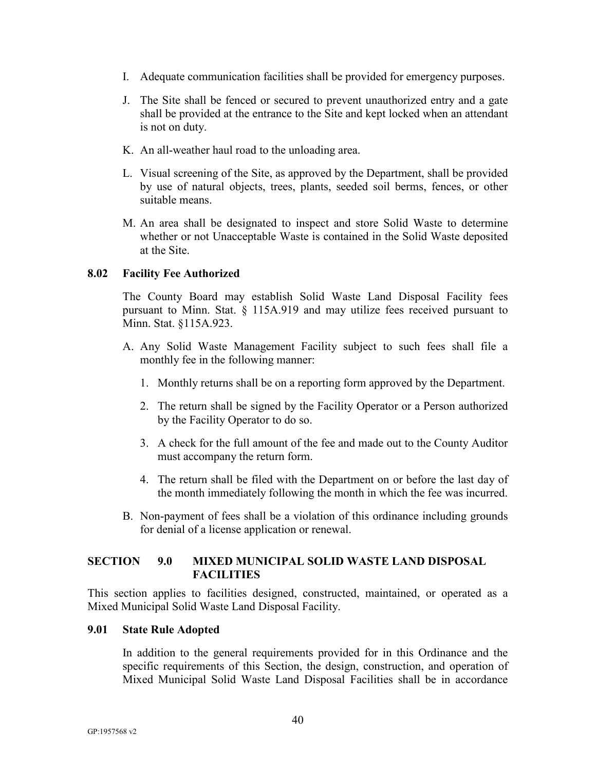I. Adequate communication facilities shall be provided for emergency purposes.

J. The Site shall be fenced or secured to prevent unauthorized entry and a gate shall be provided at the entrance to the Site and kept locked when an attendant is not on duty.

K. An all-weather haul road to the unloading area.

L. Visual screening of the Site, as approved by the Department, shall be provided by use of natural objects, trees, plants, seeded soil berms, fences, or other suitable means.

M. An area shall be designated to inspect and store Solid Waste to determine whether or not Unacceptable Waste is contained in the Solid Waste deposited at the Site.

### 8.02 Facility Fee Authorized

The County Board may establish Solid Waste Land Disposal Facility fees pursuant to Minn. Stat. § 115A.919 and may utilize fees received pursuant to Minn. Stat. §115A.923.

A. Any Solid Waste Management Facility subject to such fees shall file a monthly fee in the following manner:

1. Monthly returns shall be on a reporting form approved by the Department.
2. The return shall be signed by the Facility Operator or a Person authorized by the Facility Operator to do so.
3. A check for the full amount of the fee and made out to the County Auditor must accompany the return form.
4. The return shall be filed with the Department on or before the last day of the month immediately following the month in which the fee was incurred.

B. Non-payment of fees shall be a violation of this ordinance including grounds for denial of a license application or renewal.

## SECTION 9.0 MIXED MUNICIPAL SOLID WASTE LAND DISPOSAL FACILITIES

This section applies to facilities designed, constructed, maintained, or operated as a Mixed Municipal Solid Waste Land Disposal Facility.

### 9.01 State Rule Adopted

In addition to the general requirements provided for in this Ordinance and the specific requirements of this Section, the design, construction, and operation of Mixed Municipal Solid Waste Land Disposal Facilities shall be in accordance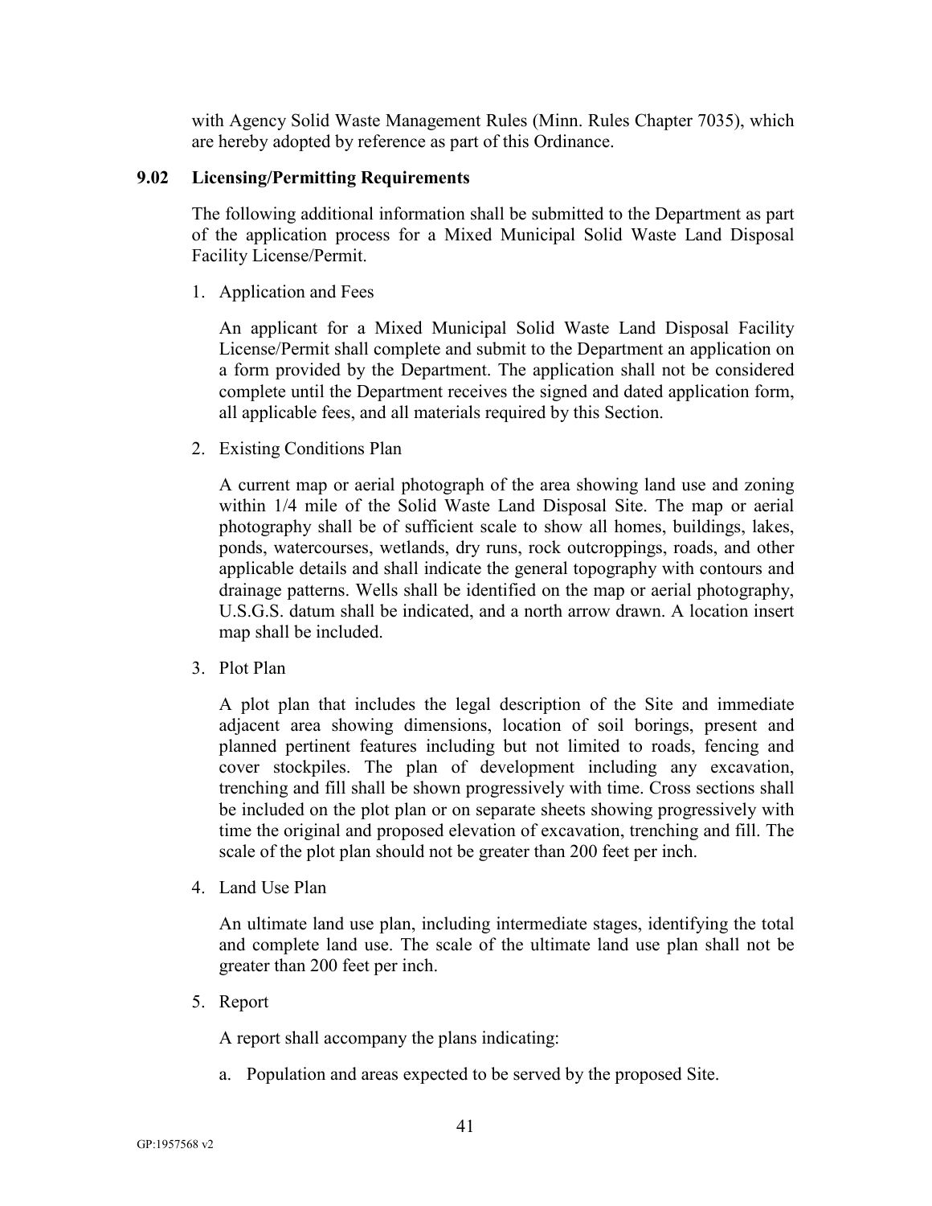with Agency Solid Waste Management Rules (Minn. Rules Chapter 7035), which are hereby adopted by reference as part of this Ordinance.

### 9.02 Licensing/Permitting Requirements

The following additional information shall be submitted to the Department as part of the application process for a Mixed Municipal Solid Waste Land Disposal Facility License/Permit.

1. Application and Fees

   An applicant for a Mixed Municipal Solid Waste Land Disposal Facility License/Permit shall complete and submit to the Department an application on a form provided by the Department. The application shall not be considered complete until the Department receives the signed and dated application form, all applicable fees, and all materials required by this Section.

2. Existing Conditions Plan

   A current map or aerial photograph of the area showing land use and zoning within 1/4 mile of the Solid Waste Land Disposal Site. The map or aerial photography shall be of sufficient scale to show all homes, buildings, lakes, ponds, watercourses, wetlands, dry runs, rock outcroppings, roads, and other applicable details and shall indicate the general topography with contours and drainage patterns. Wells shall be identified on the map or aerial photography, U.S.G.S. datum shall be indicated, and a north arrow drawn. A location insert map shall be included.

3. Plot Plan

   A plot plan that includes the legal description of the Site and immediate adjacent area showing dimensions, location of soil borings, present and planned pertinent features including but not limited to roads, fencing and cover stockpiles. The plan of development including any excavation, trenching and fill shall be shown progressively with time. Cross sections shall be included on the plot plan or on separate sheets showing progressively with time the original and proposed elevation of excavation, trenching and fill. The scale of the plot plan should not be greater than 200 feet per inch.

4. Land Use Plan

   An ultimate land use plan, including intermediate stages, identifying the total and complete land use. The scale of the ultimate land use plan shall not be greater than 200 feet per inch.

5. Report

   A report shall accompany the plans indicating:

   a. Population and areas expected to be served by the proposed Site.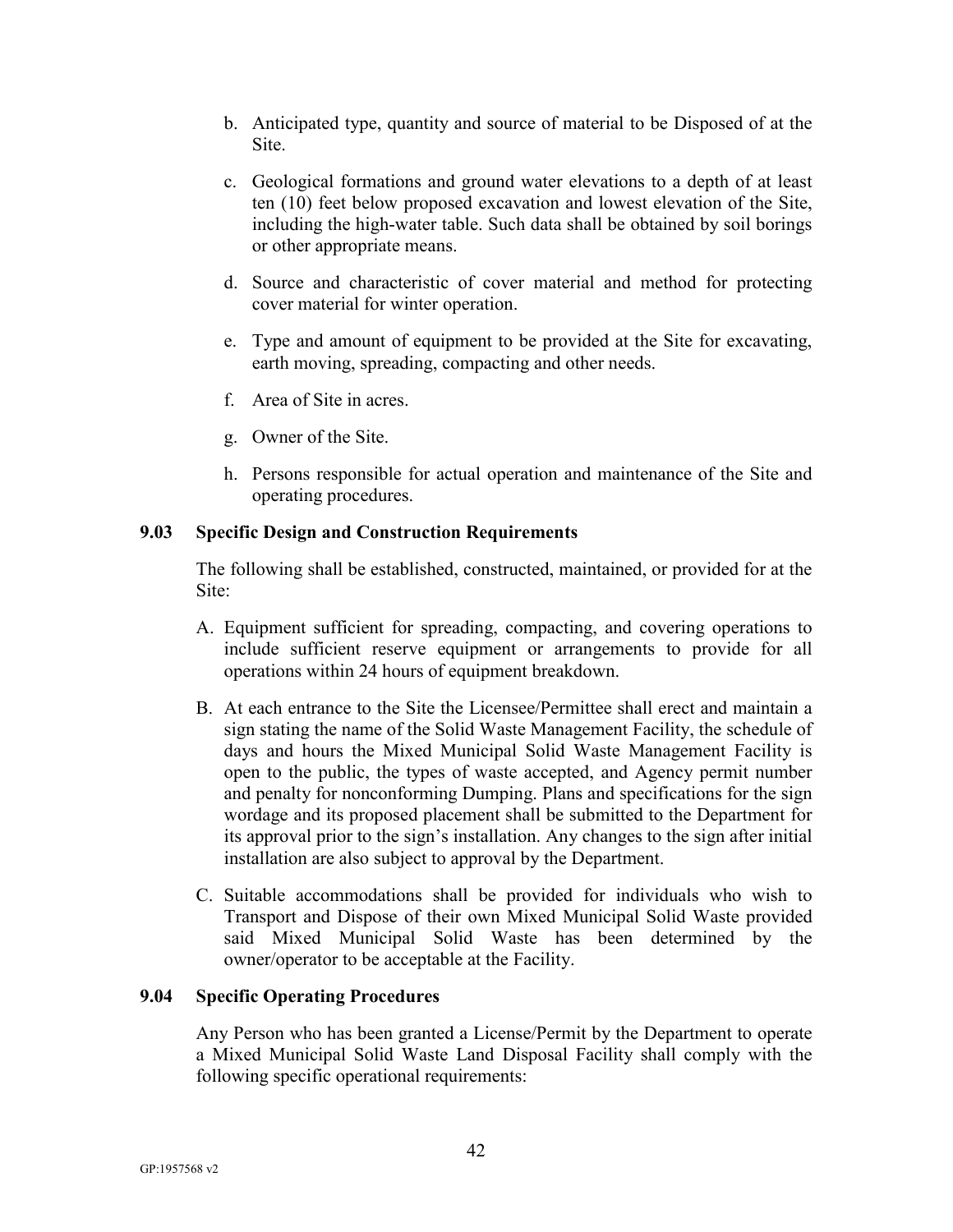b. Anticipated type, quantity and source of material to be Disposed of at the Site.

c. Geological formations and ground water elevations to a depth of at least ten (10) feet below proposed excavation and lowest elevation of the Site, including the high-water table. Such data shall be obtained by soil borings or other appropriate means.

d. Source and characteristic of cover material and method for protecting cover material for winter operation.

e. Type and amount of equipment to be provided at the Site for excavating, earth moving, spreading, compacting and other needs.

f. Area of Site in acres.

g. Owner of the Site.

h. Persons responsible for actual operation and maintenance of the Site and operating procedures.

### 9.03 Specific Design and Construction Requirements

The following shall be established, constructed, maintained, or provided for at the Site:

A. Equipment sufficient for spreading, compacting, and covering operations to include sufficient reserve equipment or arrangements to provide for all operations within 24 hours of equipment breakdown.

B. At each entrance to the Site the Licensee/Permittee shall erect and maintain a sign stating the name of the Solid Waste Management Facility, the schedule of days and hours the Mixed Municipal Solid Waste Management Facility is open to the public, the types of waste accepted, and Agency permit number and penalty for nonconforming Dumping. Plans and specifications for the sign wordage and its proposed placement shall be submitted to the Department for its approval prior to the sign's installation. Any changes to the sign after initial installation are also subject to approval by the Department.

C. Suitable accommodations shall be provided for individuals who wish to Transport and Dispose of their own Mixed Municipal Solid Waste provided said Mixed Municipal Solid Waste has been determined by the owner/operator to be acceptable at the Facility.

### 9.04 Specific Operating Procedures

Any Person who has been granted a License/Permit by the Department to operate a Mixed Municipal Solid Waste Land Disposal Facility shall comply with the following specific operational requirements: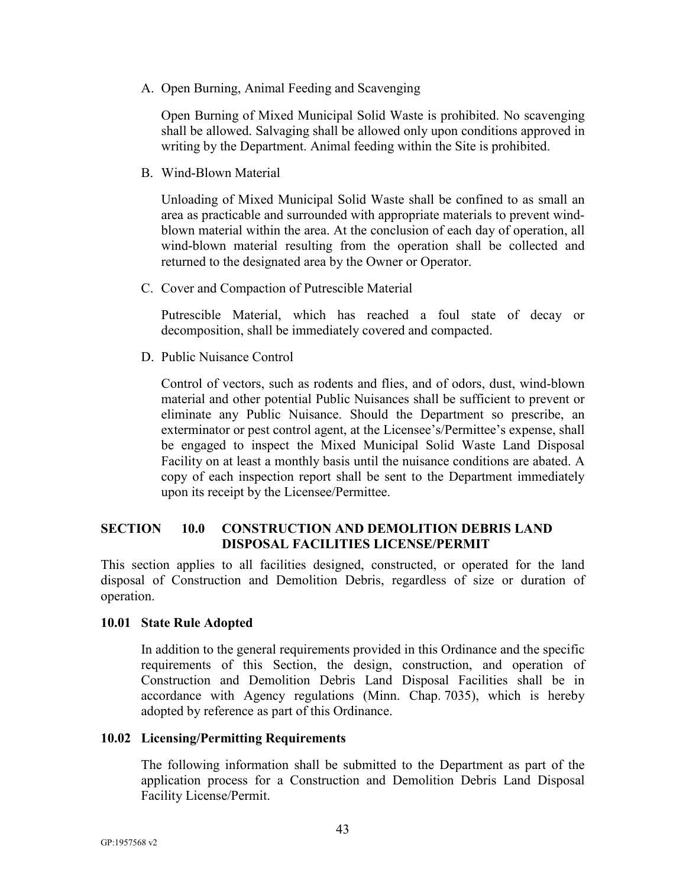A. Open Burning, Animal Feeding and Scavenging

   Open Burning of Mixed Municipal Solid Waste is prohibited. No scavenging shall be allowed. Salvaging shall be allowed only upon conditions approved in writing by the Department. Animal feeding within the Site is prohibited.

B. Wind-Blown Material

   Unloading of Mixed Municipal Solid Waste shall be confined to as small an area as practicable and surrounded with appropriate materials to prevent wind-blown material within the area. At the conclusion of each day of operation, all wind-blown material resulting from the operation shall be collected and returned to the designated area by the Owner or Operator.

C. Cover and Compaction of Putrescible Material

   Putrescible Material, which has reached a foul state of decay or decomposition, shall be immediately covered and compacted.

D. Public Nuisance Control

   Control of vectors, such as rodents and flies, and of odors, dust, wind-blown material and other potential Public Nuisances shall be sufficient to prevent or eliminate any Public Nuisance. Should the Department so prescribe, an exterminator or pest control agent, at the Licensee's/Permittee's expense, shall be engaged to inspect the Mixed Municipal Solid Waste Land Disposal Facility on at least a monthly basis until the nuisance conditions are abated. A copy of each inspection report shall be sent to the Department immediately upon its receipt by the Licensee/Permittee.

## SECTION 10.0 CONSTRUCTION AND DEMOLITION DEBRIS LAND DISPOSAL FACILITIES LICENSE/PERMIT

This section applies to all facilities designed, constructed, or operated for the land disposal of Construction and Demolition Debris, regardless of size or duration of operation.

### 10.01 State Rule Adopted

In addition to the general requirements provided in this Ordinance and the specific requirements of this Section, the design, construction, and operation of Construction and Demolition Debris Land Disposal Facilities shall be in accordance with Agency regulations (Minn. Chap. 7035), which is hereby adopted by reference as part of this Ordinance.

### 10.02 Licensing/Permitting Requirements

The following information shall be submitted to the Department as part of the application process for a Construction and Demolition Debris Land Disposal Facility License/Permit.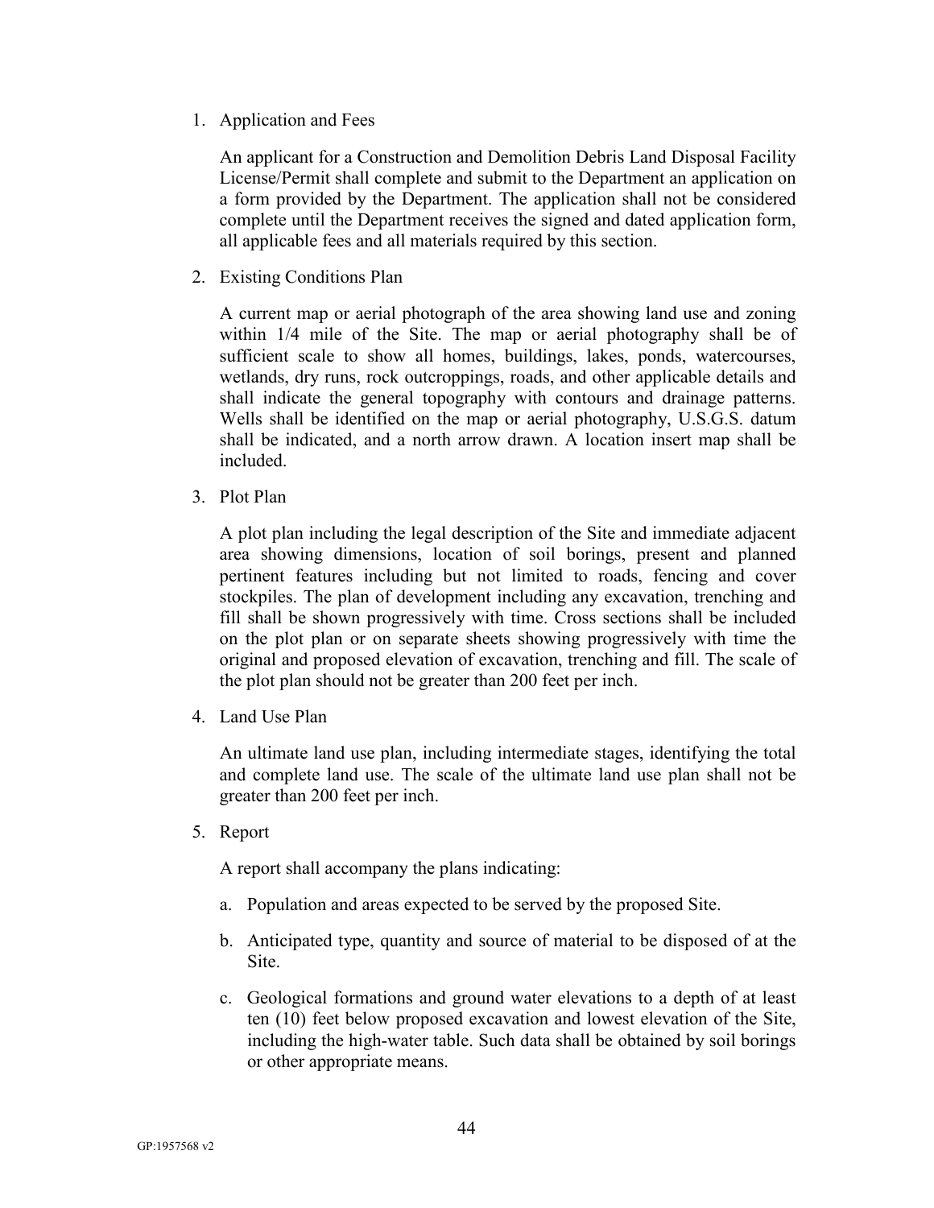1. Application and Fees

   An applicant for a Construction and Demolition Debris Land Disposal Facility License/Permit shall complete and submit to the Department an application on a form provided by the Department. The application shall not be considered complete until the Department receives the signed and dated application form, all applicable fees and all materials required by this section.

2. Existing Conditions Plan

   A current map or aerial photograph of the area showing land use and zoning within 1/4 mile of the Site. The map or aerial photography shall be of sufficient scale to show all homes, buildings, lakes, ponds, watercourses, wetlands, dry runs, rock outcroppings, roads, and other applicable details and shall indicate the general topography with contours and drainage patterns. Wells shall be identified on the map or aerial photography, U.S.G.S. datum shall be indicated, and a north arrow drawn. A location insert map shall be included.

3. Plot Plan

   A plot plan including the legal description of the Site and immediate adjacent area showing dimensions, location of soil borings, present and planned pertinent features including but not limited to roads, fencing and cover stockpiles. The plan of development including any excavation, trenching and fill shall be shown progressively with time. Cross sections shall be included on the plot plan or on separate sheets showing progressively with time the original and proposed elevation of excavation, trenching and fill. The scale of the plot plan should not be greater than 200 feet per inch.

4. Land Use Plan

   An ultimate land use plan, including intermediate stages, identifying the total and complete land use. The scale of the ultimate land use plan shall not be greater than 200 feet per inch.

5. Report

   A report shall accompany the plans indicating:

   a. Population and areas expected to be served by the proposed Site.

   b. Anticipated type, quantity and source of material to be disposed of at the Site.

   c. Geological formations and ground water elevations to a depth of at least ten (10) feet below proposed excavation and lowest elevation of the Site, including the high-water table. Such data shall be obtained by soil borings or other appropriate means.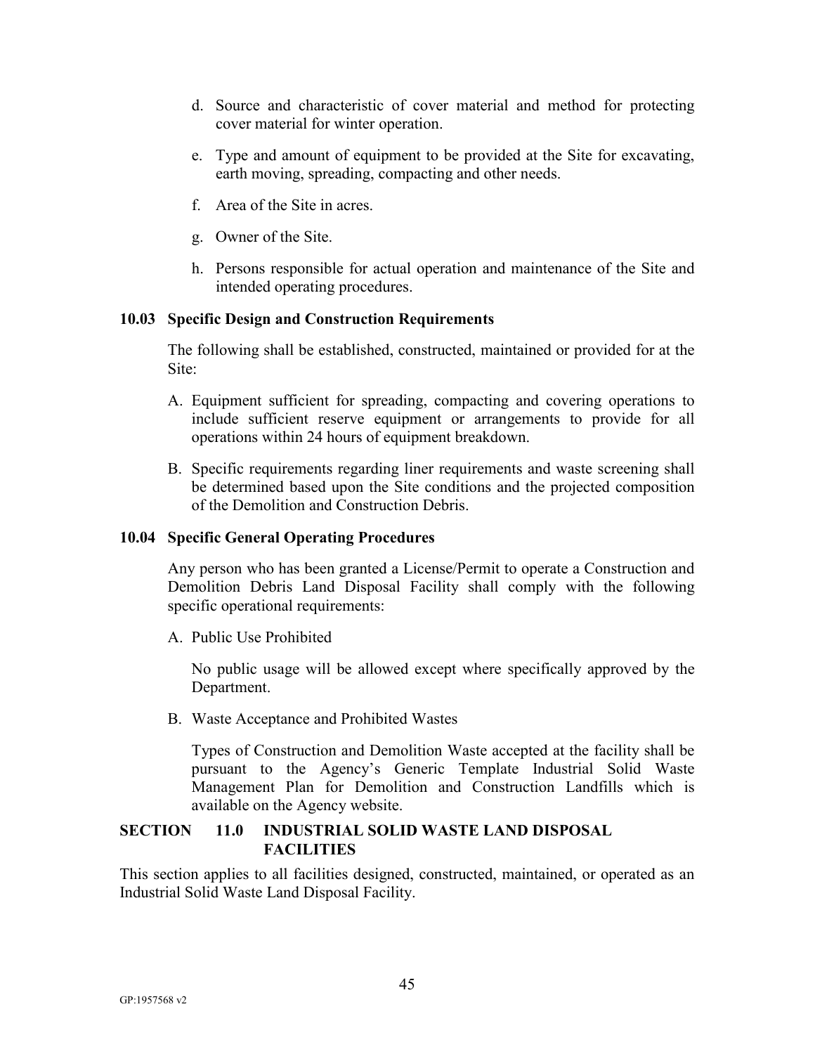d. Source and characteristic of cover material and method for protecting cover material for winter operation.

e. Type and amount of equipment to be provided at the Site for excavating, earth moving, spreading, compacting and other needs.

f. Area of the Site in acres.

g. Owner of the Site.

h. Persons responsible for actual operation and maintenance of the Site and intended operating procedures.

### 10.03 Specific Design and Construction Requirements

The following shall be established, constructed, maintained or provided for at the Site:

A. Equipment sufficient for spreading, compacting and covering operations to include sufficient reserve equipment or arrangements to provide for all operations within 24 hours of equipment breakdown.

B. Specific requirements regarding liner requirements and waste screening shall be determined based upon the Site conditions and the projected composition of the Demolition and Construction Debris.

### 10.04 Specific General Operating Procedures

Any person who has been granted a License/Permit to operate a Construction and Demolition Debris Land Disposal Facility shall comply with the following specific operational requirements:

A. Public Use Prohibited

No public usage will be allowed except where specifically approved by the Department.

B. Waste Acceptance and Prohibited Wastes

Types of Construction and Demolition Waste accepted at the facility shall be pursuant to the Agency's Generic Template Industrial Solid Waste Management Plan for Demolition and Construction Landfills which is available on the Agency website.

## SECTION 11.0 INDUSTRIAL SOLID WASTE LAND DISPOSAL FACILITIES

This section applies to all facilities designed, constructed, maintained, or operated as an Industrial Solid Waste Land Disposal Facility.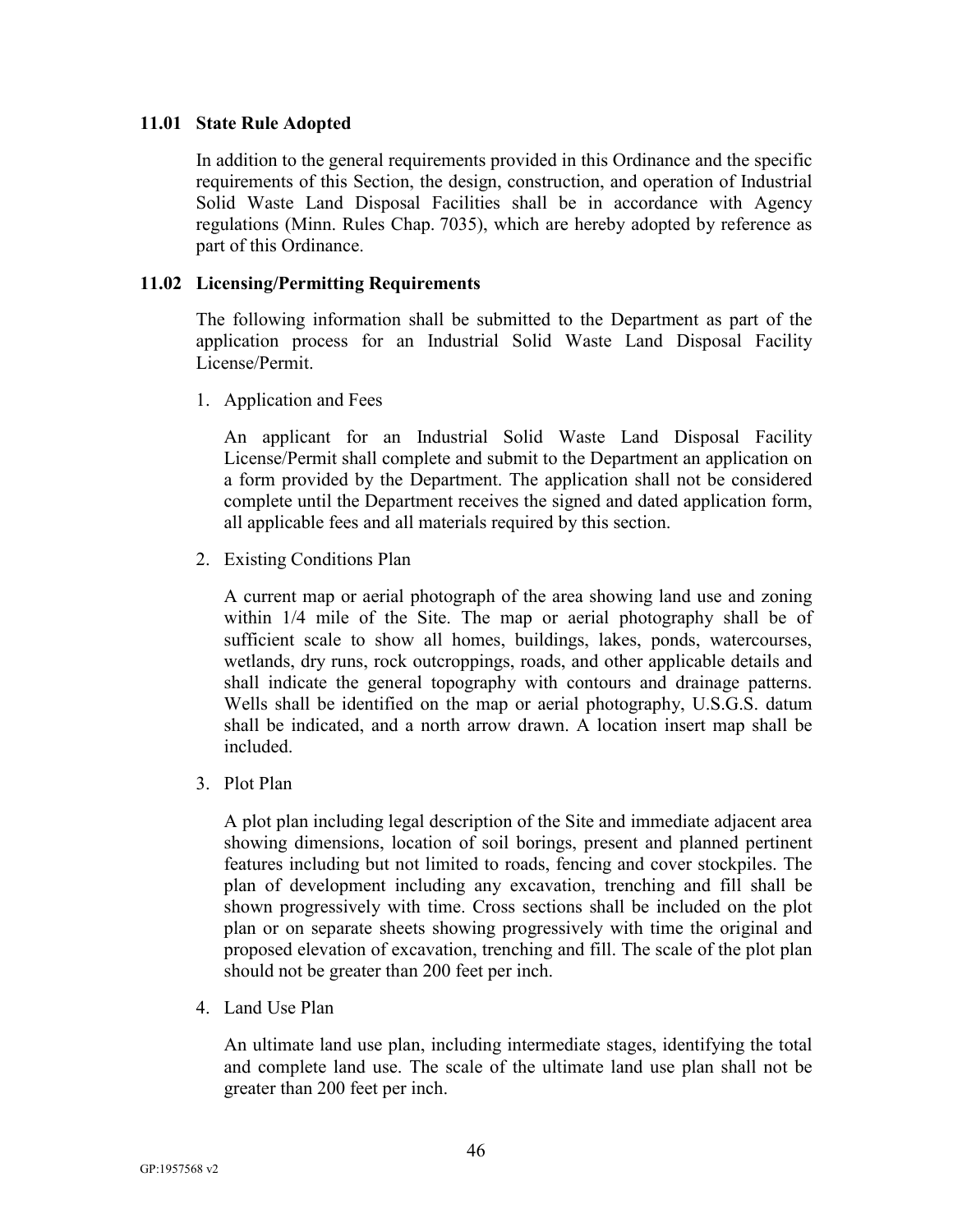### 11.01 State Rule Adopted

In addition to the general requirements provided in this Ordinance and the specific requirements of this Section, the design, construction, and operation of Industrial Solid Waste Land Disposal Facilities shall be in accordance with Agency regulations (Minn. Rules Chap. 7035), which are hereby adopted by reference as part of this Ordinance.

### 11.02 Licensing/Permitting Requirements

The following information shall be submitted to the Department as part of the application process for an Industrial Solid Waste Land Disposal Facility License/Permit.

1. Application and Fees

   An applicant for an Industrial Solid Waste Land Disposal Facility License/Permit shall complete and submit to the Department an application on a form provided by the Department. The application shall not be considered complete until the Department receives the signed and dated application form, all applicable fees and all materials required by this section.

2. Existing Conditions Plan

   A current map or aerial photograph of the area showing land use and zoning within 1/4 mile of the Site. The map or aerial photography shall be of sufficient scale to show all homes, buildings, lakes, ponds, watercourses, wetlands, dry runs, rock outcroppings, roads, and other applicable details and shall indicate the general topography with contours and drainage patterns. Wells shall be identified on the map or aerial photography, U.S.G.S. datum shall be indicated, and a north arrow drawn. A location insert map shall be included.

3. Plot Plan

   A plot plan including legal description of the Site and immediate adjacent area showing dimensions, location of soil borings, present and planned pertinent features including but not limited to roads, fencing and cover stockpiles. The plan of development including any excavation, trenching and fill shall be shown progressively with time. Cross sections shall be included on the plot plan or on separate sheets showing progressively with time the original and proposed elevation of excavation, trenching and fill. The scale of the plot plan should not be greater than 200 feet per inch.

4. Land Use Plan

   An ultimate land use plan, including intermediate stages, identifying the total and complete land use. The scale of the ultimate land use plan shall not be greater than 200 feet per inch.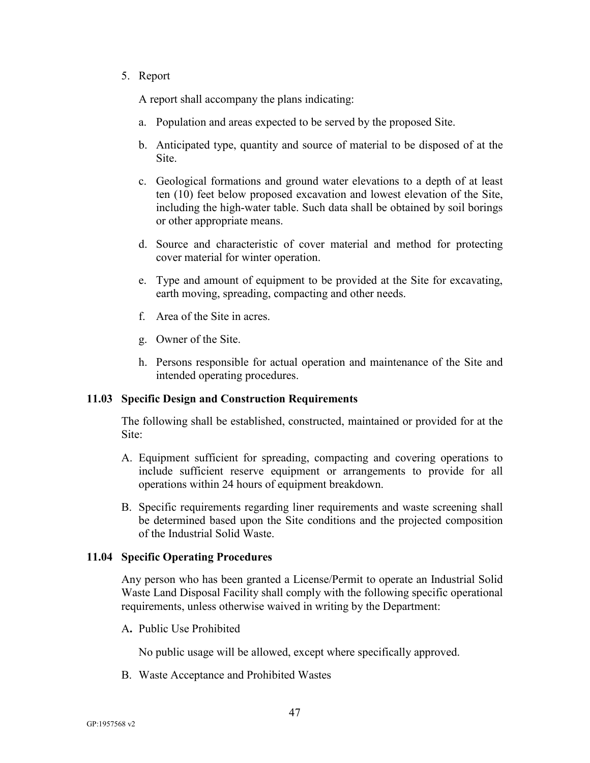5. Report

   A report shall accompany the plans indicating:

   a. Population and areas expected to be served by the proposed Site.

   b. Anticipated type, quantity and source of material to be disposed of at the Site.

   c. Geological formations and ground water elevations to a depth of at least ten (10) feet below proposed excavation and lowest elevation of the Site, including the high-water table. Such data shall be obtained by soil borings or other appropriate means.

   d. Source and characteristic of cover material and method for protecting cover material for winter operation.

   e. Type and amount of equipment to be provided at the Site for excavating, earth moving, spreading, compacting and other needs.

   f. Area of the Site in acres.

   g. Owner of the Site.

   h. Persons responsible for actual operation and maintenance of the Site and intended operating procedures.

### 11.03 Specific Design and Construction Requirements

The following shall be established, constructed, maintained or provided for at the Site:

A. Equipment sufficient for spreading, compacting and covering operations to include sufficient reserve equipment or arrangements to provide for all operations within 24 hours of equipment breakdown.

B. Specific requirements regarding liner requirements and waste screening shall be determined based upon the Site conditions and the projected composition of the Industrial Solid Waste.

### 11.04 Specific Operating Procedures

Any person who has been granted a License/Permit to operate an Industrial Solid Waste Land Disposal Facility shall comply with the following specific operational requirements, unless otherwise waived in writing by the Department:

A. Public Use Prohibited

   No public usage will be allowed, except where specifically approved.

B. Waste Acceptance and Prohibited Wastes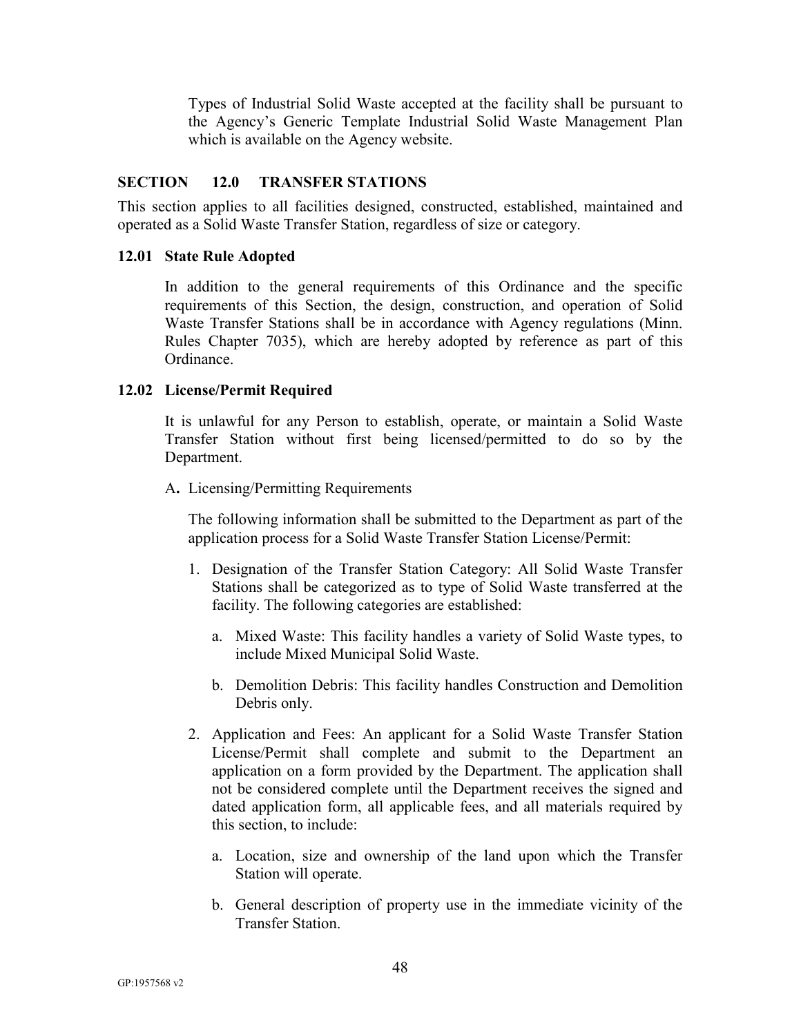Types of Industrial Solid Waste accepted at the facility shall be pursuant to the Agency's Generic Template Industrial Solid Waste Management Plan which is available on the Agency website.

## SECTION 12.0 TRANSFER STATIONS

This section applies to all facilities designed, constructed, established, maintained and operated as a Solid Waste Transfer Station, regardless of size or category.

### 12.01 State Rule Adopted

In addition to the general requirements of this Ordinance and the specific requirements of this Section, the design, construction, and operation of Solid Waste Transfer Stations shall be in accordance with Agency regulations (Minn. Rules Chapter 7035), which are hereby adopted by reference as part of this Ordinance.

### 12.02 License/Permit Required

It is unlawful for any Person to establish, operate, or maintain a Solid Waste Transfer Station without first being licensed/permitted to do so by the Department.

A**.** Licensing/Permitting Requirements

The following information shall be submitted to the Department as part of the application process for a Solid Waste Transfer Station License/Permit:

1. Designation of the Transfer Station Category: All Solid Waste Transfer Stations shall be categorized as to type of Solid Waste transferred at the facility. The following categories are established:
   a. Mixed Waste: This facility handles a variety of Solid Waste types, to include Mixed Municipal Solid Waste.
   b. Demolition Debris: This facility handles Construction and Demolition Debris only.
2. Application and Fees: An applicant for a Solid Waste Transfer Station License/Permit shall complete and submit to the Department an application on a form provided by the Department. The application shall not be considered complete until the Department receives the signed and dated application form, all applicable fees, and all materials required by this section, to include:
   a. Location, size and ownership of the land upon which the Transfer Station will operate.
   b. General description of property use in the immediate vicinity of the Transfer Station.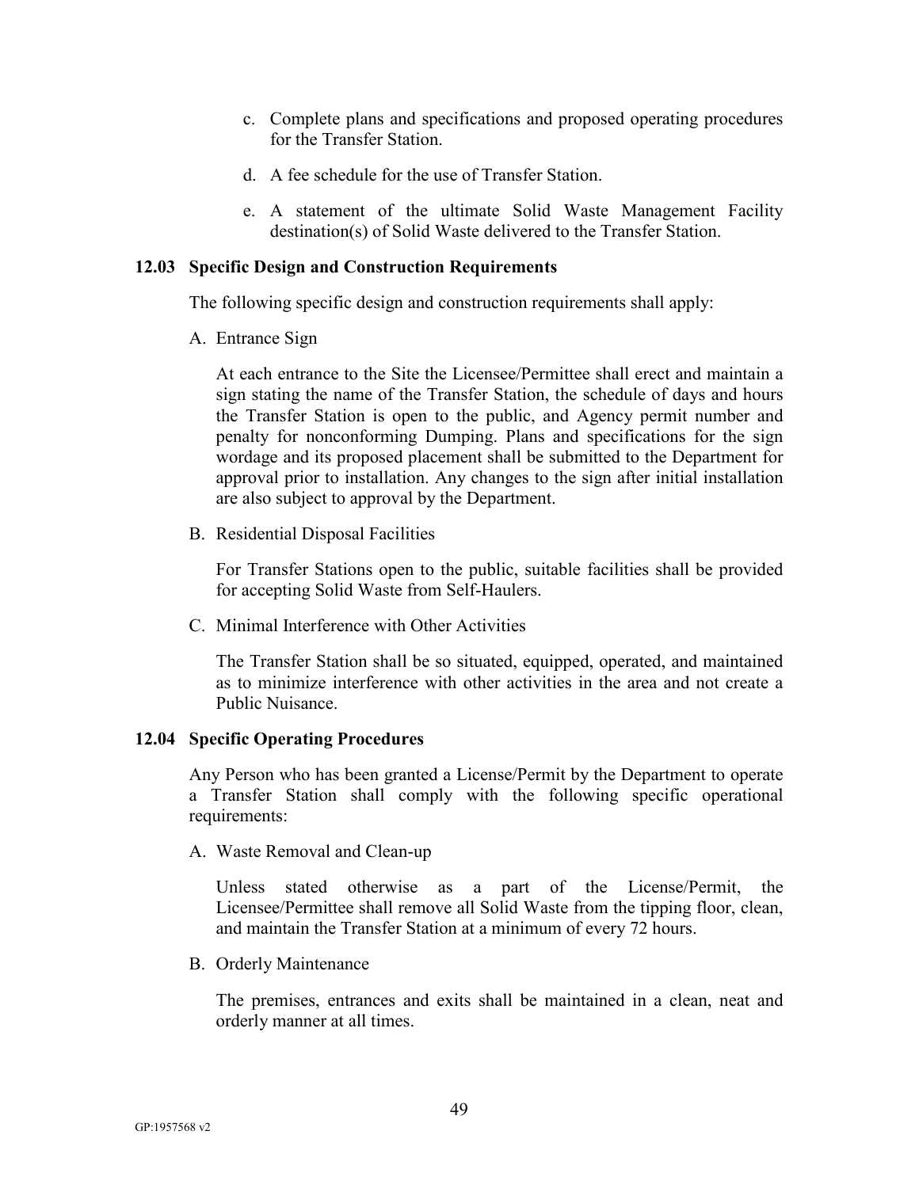c. Complete plans and specifications and proposed operating procedures for the Transfer Station.

d. A fee schedule for the use of Transfer Station.

e. A statement of the ultimate Solid Waste Management Facility destination(s) of Solid Waste delivered to the Transfer Station.

### 12.03 Specific Design and Construction Requirements

The following specific design and construction requirements shall apply:

A. Entrance Sign

At each entrance to the Site the Licensee/Permittee shall erect and maintain a sign stating the name of the Transfer Station, the schedule of days and hours the Transfer Station is open to the public, and Agency permit number and penalty for nonconforming Dumping. Plans and specifications for the sign wordage and its proposed placement shall be submitted to the Department for approval prior to installation. Any changes to the sign after initial installation are also subject to approval by the Department.

B. Residential Disposal Facilities

For Transfer Stations open to the public, suitable facilities shall be provided for accepting Solid Waste from Self-Haulers.

C. Minimal Interference with Other Activities

The Transfer Station shall be so situated, equipped, operated, and maintained as to minimize interference with other activities in the area and not create a Public Nuisance.

### 12.04 Specific Operating Procedures

Any Person who has been granted a License/Permit by the Department to operate a Transfer Station shall comply with the following specific operational requirements:

A. Waste Removal and Clean-up

Unless stated otherwise as a part of the License/Permit, the Licensee/Permittee shall remove all Solid Waste from the tipping floor, clean, and maintain the Transfer Station at a minimum of every 72 hours.

B. Orderly Maintenance

The premises, entrances and exits shall be maintained in a clean, neat and orderly manner at all times.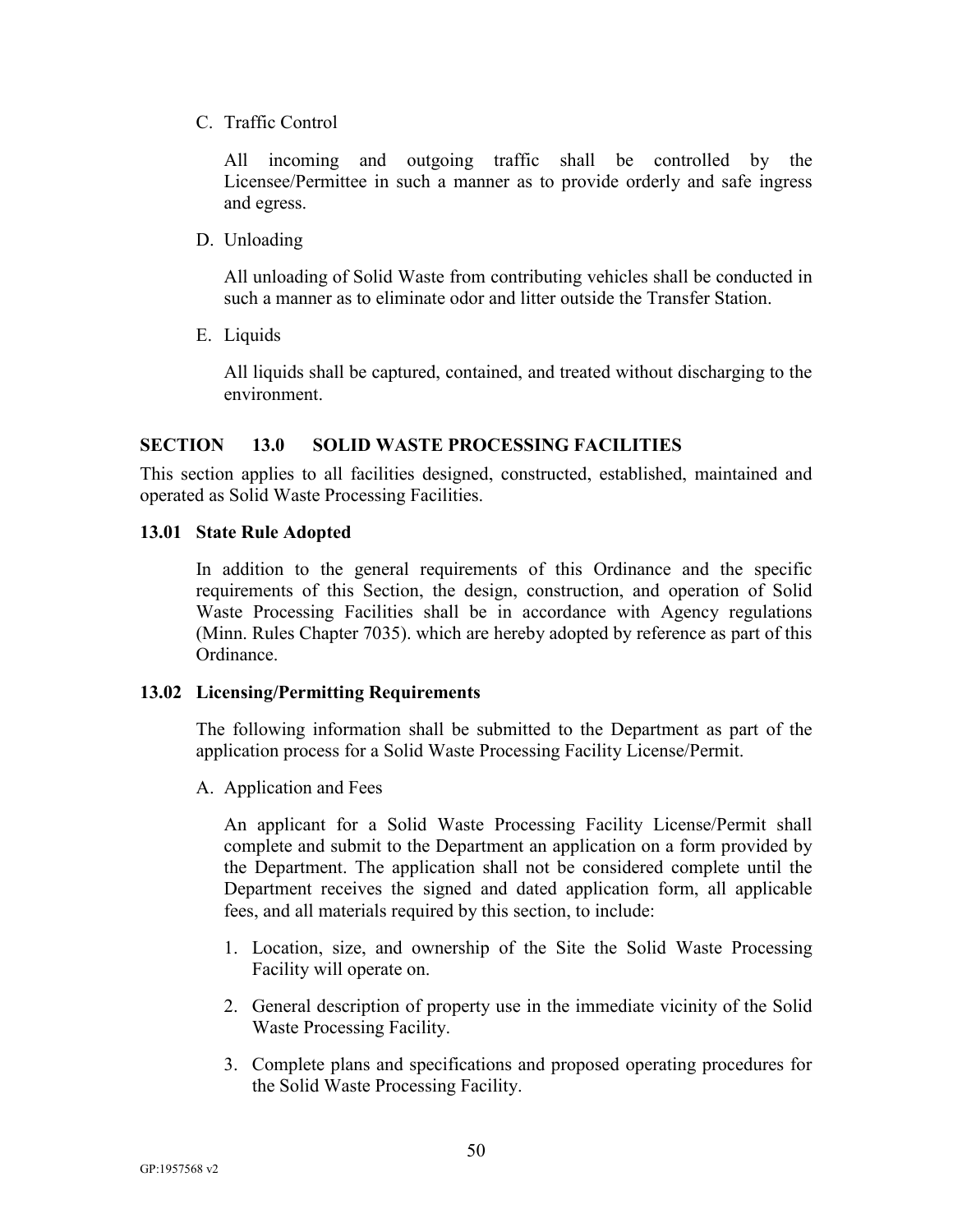C. Traffic Control

All incoming and outgoing traffic shall be controlled by the Licensee/Permittee in such a manner as to provide orderly and safe ingress and egress.

D. Unloading

All unloading of Solid Waste from contributing vehicles shall be conducted in such a manner as to eliminate odor and litter outside the Transfer Station.

E. Liquids

All liquids shall be captured, contained, and treated without discharging to the environment.

## SECTION 13.0 SOLID WASTE PROCESSING FACILITIES

This section applies to all facilities designed, constructed, established, maintained and operated as Solid Waste Processing Facilities.

### 13.01 State Rule Adopted

In addition to the general requirements of this Ordinance and the specific requirements of this Section, the design, construction, and operation of Solid Waste Processing Facilities shall be in accordance with Agency regulations (Minn. Rules Chapter 7035). which are hereby adopted by reference as part of this Ordinance.

### 13.02 Licensing/Permitting Requirements

The following information shall be submitted to the Department as part of the application process for a Solid Waste Processing Facility License/Permit.

A. Application and Fees

An applicant for a Solid Waste Processing Facility License/Permit shall complete and submit to the Department an application on a form provided by the Department. The application shall not be considered complete until the Department receives the signed and dated application form, all applicable fees, and all materials required by this section, to include:

1. Location, size, and ownership of the Site the Solid Waste Processing Facility will operate on.
2. General description of property use in the immediate vicinity of the Solid Waste Processing Facility.
3. Complete plans and specifications and proposed operating procedures for the Solid Waste Processing Facility.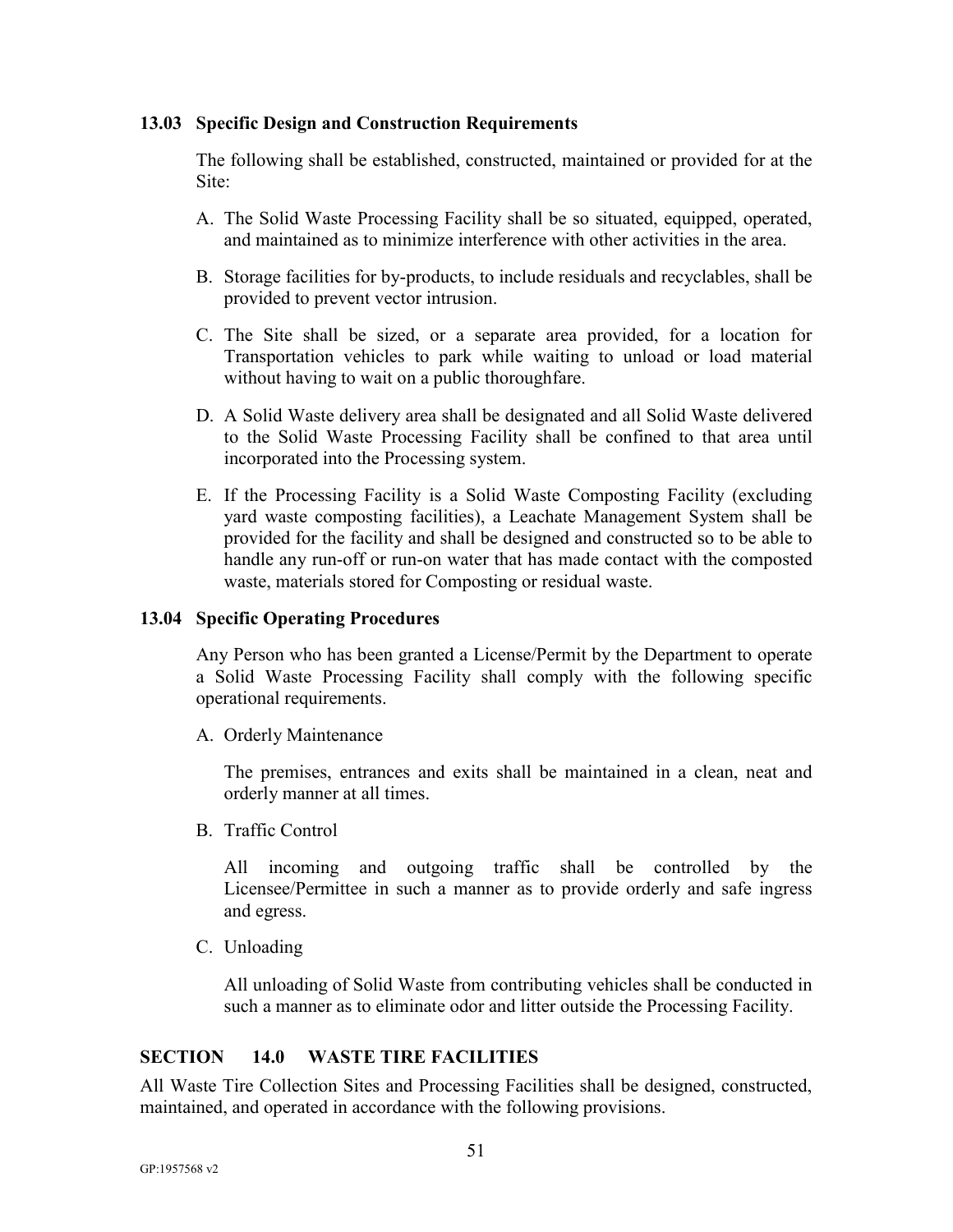### 13.03 Specific Design and Construction Requirements

The following shall be established, constructed, maintained or provided for at the Site:

A. The Solid Waste Processing Facility shall be so situated, equipped, operated, and maintained as to minimize interference with other activities in the area.

B. Storage facilities for by-products, to include residuals and recyclables, shall be provided to prevent vector intrusion.

C. The Site shall be sized, or a separate area provided, for a location for Transportation vehicles to park while waiting to unload or load material without having to wait on a public thoroughfare.

D. A Solid Waste delivery area shall be designated and all Solid Waste delivered to the Solid Waste Processing Facility shall be confined to that area until incorporated into the Processing system.

E. If the Processing Facility is a Solid Waste Composting Facility (excluding yard waste composting facilities), a Leachate Management System shall be provided for the facility and shall be designed and constructed so to be able to handle any run-off or run-on water that has made contact with the composted waste, materials stored for Composting or residual waste.

### 13.04 Specific Operating Procedures

Any Person who has been granted a License/Permit by the Department to operate a Solid Waste Processing Facility shall comply with the following specific operational requirements.

A. Orderly Maintenance

   The premises, entrances and exits shall be maintained in a clean, neat and orderly manner at all times.

B. Traffic Control

   All incoming and outgoing traffic shall be controlled by the Licensee/Permittee in such a manner as to provide orderly and safe ingress and egress.

C. Unloading

   All unloading of Solid Waste from contributing vehicles shall be conducted in such a manner as to eliminate odor and litter outside the Processing Facility.

## SECTION 14.0 WASTE TIRE FACILITIES

All Waste Tire Collection Sites and Processing Facilities shall be designed, constructed, maintained, and operated in accordance with the following provisions.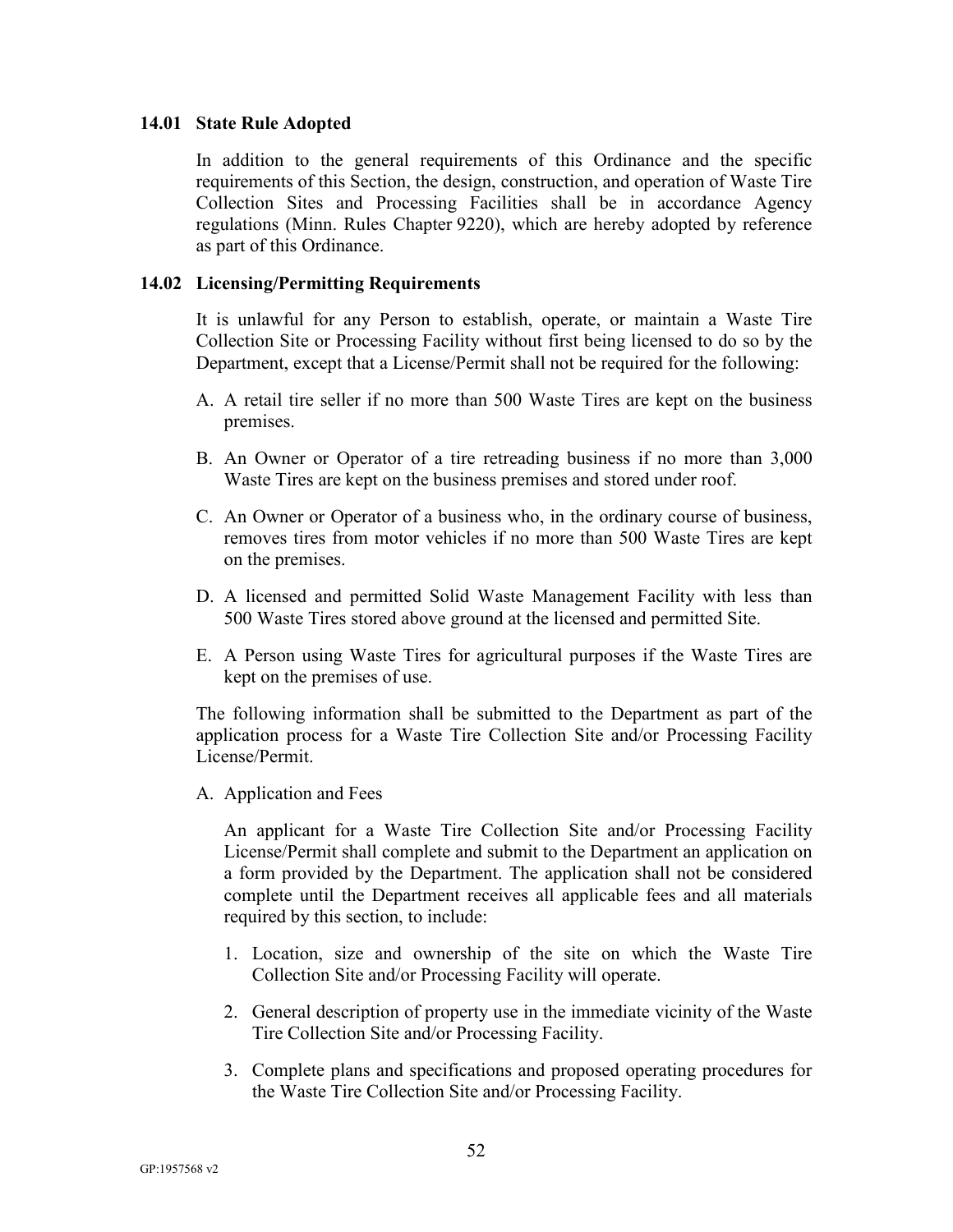### 14.01 State Rule Adopted

In addition to the general requirements of this Ordinance and the specific requirements of this Section, the design, construction, and operation of Waste Tire Collection Sites and Processing Facilities shall be in accordance Agency regulations (Minn. Rules Chapter 9220), which are hereby adopted by reference as part of this Ordinance.

### 14.02 Licensing/Permitting Requirements

It is unlawful for any Person to establish, operate, or maintain a Waste Tire Collection Site or Processing Facility without first being licensed to do so by the Department, except that a License/Permit shall not be required for the following:

A. A retail tire seller if no more than 500 Waste Tires are kept on the business premises.

B. An Owner or Operator of a tire retreading business if no more than 3,000 Waste Tires are kept on the business premises and stored under roof.

C. An Owner or Operator of a business who, in the ordinary course of business, removes tires from motor vehicles if no more than 500 Waste Tires are kept on the premises.

D. A licensed and permitted Solid Waste Management Facility with less than 500 Waste Tires stored above ground at the licensed and permitted Site.

E. A Person using Waste Tires for agricultural purposes if the Waste Tires are kept on the premises of use.

The following information shall be submitted to the Department as part of the application process for a Waste Tire Collection Site and/or Processing Facility License/Permit.

A. Application and Fees

   An applicant for a Waste Tire Collection Site and/or Processing Facility License/Permit shall complete and submit to the Department an application on a form provided by the Department. The application shall not be considered complete until the Department receives all applicable fees and all materials required by this section, to include:

   1. Location, size and ownership of the site on which the Waste Tire Collection Site and/or Processing Facility will operate.

   2. General description of property use in the immediate vicinity of the Waste Tire Collection Site and/or Processing Facility.

   3. Complete plans and specifications and proposed operating procedures for the Waste Tire Collection Site and/or Processing Facility.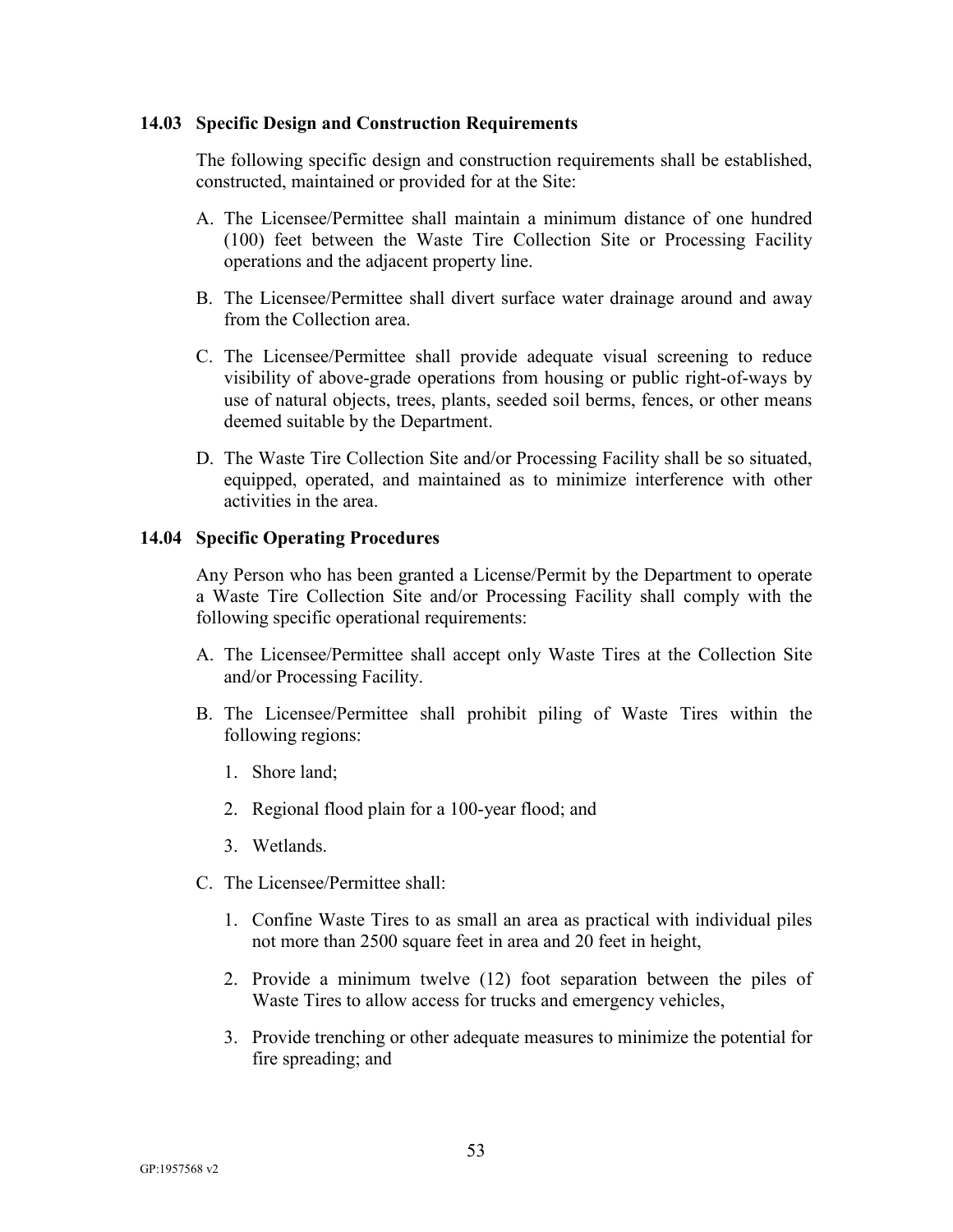### 14.03 Specific Design and Construction Requirements

The following specific design and construction requirements shall be established, constructed, maintained or provided for at the Site:

A. The Licensee/Permittee shall maintain a minimum distance of one hundred (100) feet between the Waste Tire Collection Site or Processing Facility operations and the adjacent property line.

B. The Licensee/Permittee shall divert surface water drainage around and away from the Collection area.

C. The Licensee/Permittee shall provide adequate visual screening to reduce visibility of above-grade operations from housing or public right-of-ways by use of natural objects, trees, plants, seeded soil berms, fences, or other means deemed suitable by the Department.

D. The Waste Tire Collection Site and/or Processing Facility shall be so situated, equipped, operated, and maintained as to minimize interference with other activities in the area.

### 14.04 Specific Operating Procedures

Any Person who has been granted a License/Permit by the Department to operate a Waste Tire Collection Site and/or Processing Facility shall comply with the following specific operational requirements:

A. The Licensee/Permittee shall accept only Waste Tires at the Collection Site and/or Processing Facility.

B. The Licensee/Permittee shall prohibit piling of Waste Tires within the following regions:

   1. Shore land;

   2. Regional flood plain for a 100-year flood; and

   3. Wetlands.

C. The Licensee/Permittee shall:

   1. Confine Waste Tires to as small an area as practical with individual piles not more than 2500 square feet in area and 20 feet in height,

   2. Provide a minimum twelve (12) foot separation between the piles of Waste Tires to allow access for trucks and emergency vehicles,

   3. Provide trenching or other adequate measures to minimize the potential for fire spreading; and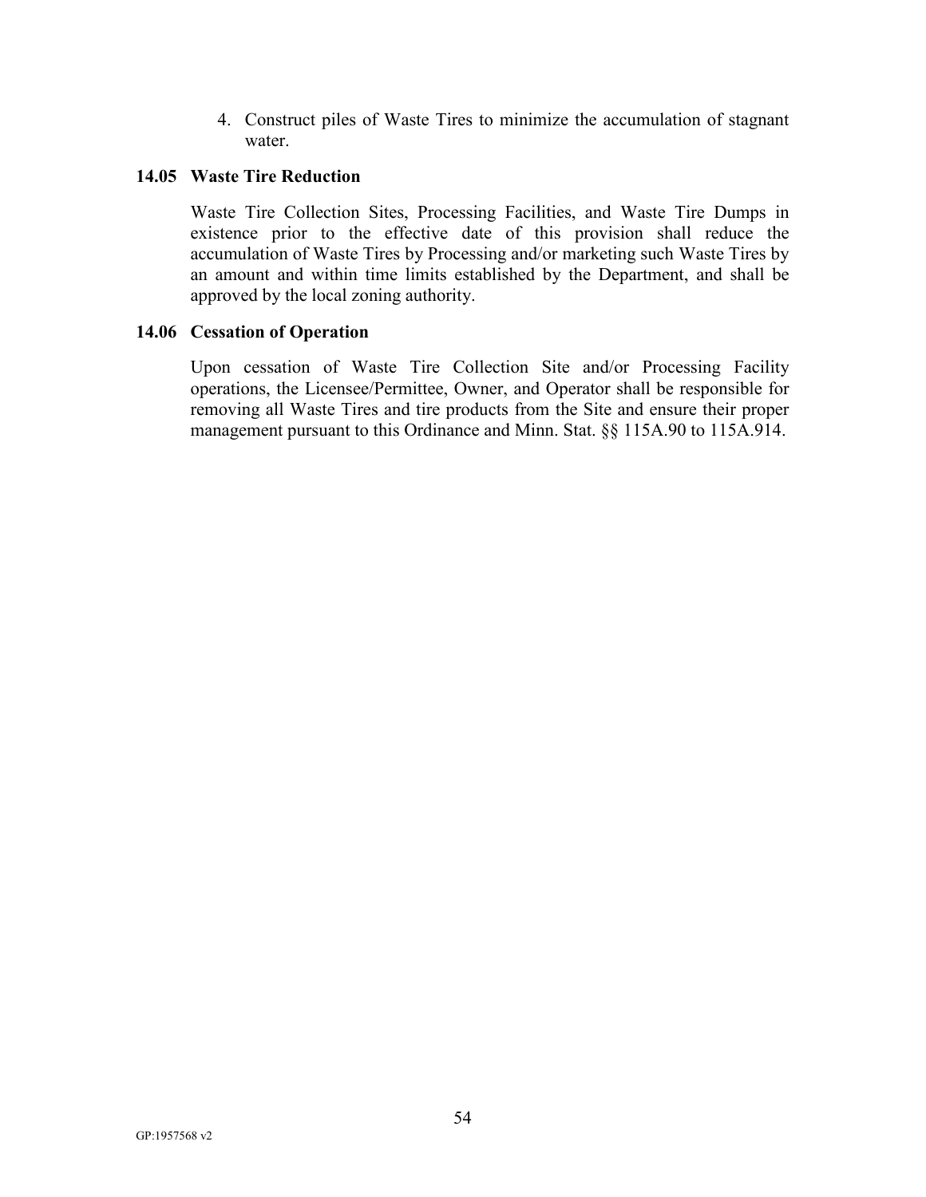4. Construct piles of Waste Tires to minimize the accumulation of stagnant water.

### 14.05 Waste Tire Reduction

Waste Tire Collection Sites, Processing Facilities, and Waste Tire Dumps in existence prior to the effective date of this provision shall reduce the accumulation of Waste Tires by Processing and/or marketing such Waste Tires by an amount and within time limits established by the Department, and shall be approved by the local zoning authority.

### 14.06 Cessation of Operation

Upon cessation of Waste Tire Collection Site and/or Processing Facility operations, the Licensee/Permittee, Owner, and Operator shall be responsible for removing all Waste Tires and tire products from the Site and ensure their proper management pursuant to this Ordinance and Minn. Stat. §§ 115A.90 to 115A.914.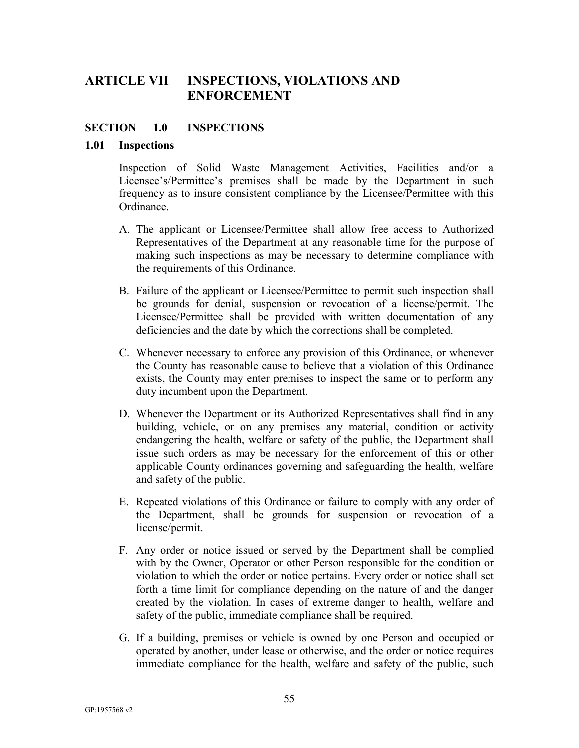# ARTICLE VII INSPECTIONS, VIOLATIONS AND ENFORCEMENT

## SECTION 1.0 INSPECTIONS

### 1.01 Inspections

Inspection of Solid Waste Management Activities, Facilities and/or a Licensee's/Permittee's premises shall be made by the Department in such frequency as to insure consistent compliance by the Licensee/Permittee with this Ordinance.

A. The applicant or Licensee/Permittee shall allow free access to Authorized Representatives of the Department at any reasonable time for the purpose of making such inspections as may be necessary to determine compliance with the requirements of this Ordinance.

B. Failure of the applicant or Licensee/Permittee to permit such inspection shall be grounds for denial, suspension or revocation of a license/permit. The Licensee/Permittee shall be provided with written documentation of any deficiencies and the date by which the corrections shall be completed.

C. Whenever necessary to enforce any provision of this Ordinance, or whenever the County has reasonable cause to believe that a violation of this Ordinance exists, the County may enter premises to inspect the same or to perform any duty incumbent upon the Department.

D. Whenever the Department or its Authorized Representatives shall find in any building, vehicle, or on any premises any material, condition or activity endangering the health, welfare or safety of the public, the Department shall issue such orders as may be necessary for the enforcement of this or other applicable County ordinances governing and safeguarding the health, welfare and safety of the public.

E. Repeated violations of this Ordinance or failure to comply with any order of the Department, shall be grounds for suspension or revocation of a license/permit.

F. Any order or notice issued or served by the Department shall be complied with by the Owner, Operator or other Person responsible for the condition or violation to which the order or notice pertains. Every order or notice shall set forth a time limit for compliance depending on the nature of and the danger created by the violation. In cases of extreme danger to health, welfare and safety of the public, immediate compliance shall be required.

G. If a building, premises or vehicle is owned by one Person and occupied or operated by another, under lease or otherwise, and the order or notice requires immediate compliance for the health, welfare and safety of the public, such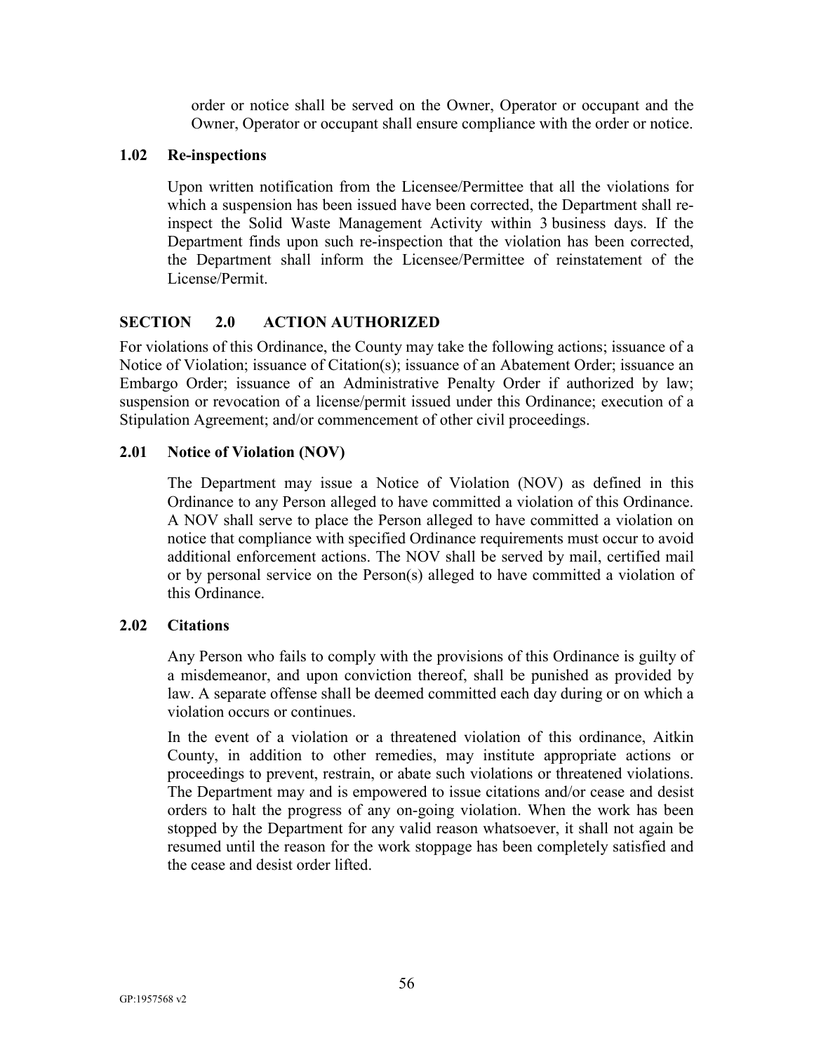order or notice shall be served on the Owner, Operator or occupant and the Owner, Operator or occupant shall ensure compliance with the order or notice.

### 1.02 Re-inspections

Upon written notification from the Licensee/Permittee that all the violations for which a suspension has been issued have been corrected, the Department shall re-inspect the Solid Waste Management Activity within 3 business days. If the Department finds upon such re-inspection that the violation has been corrected, the Department shall inform the Licensee/Permittee of reinstatement of the License/Permit.

## SECTION 2.0 ACTION AUTHORIZED

For violations of this Ordinance, the County may take the following actions; issuance of a Notice of Violation; issuance of Citation(s); issuance of an Abatement Order; issuance an Embargo Order; issuance of an Administrative Penalty Order if authorized by law; suspension or revocation of a license/permit issued under this Ordinance; execution of a Stipulation Agreement; and/or commencement of other civil proceedings.

### 2.01 Notice of Violation (NOV)

The Department may issue a Notice of Violation (NOV) as defined in this Ordinance to any Person alleged to have committed a violation of this Ordinance. A NOV shall serve to place the Person alleged to have committed a violation on notice that compliance with specified Ordinance requirements must occur to avoid additional enforcement actions. The NOV shall be served by mail, certified mail or by personal service on the Person(s) alleged to have committed a violation of this Ordinance.

### 2.02 Citations

Any Person who fails to comply with the provisions of this Ordinance is guilty of a misdemeanor, and upon conviction thereof, shall be punished as provided by law. A separate offense shall be deemed committed each day during or on which a violation occurs or continues.

In the event of a violation or a threatened violation of this ordinance, Aitkin County, in addition to other remedies, may institute appropriate actions or proceedings to prevent, restrain, or abate such violations or threatened violations. The Department may and is empowered to issue citations and/or cease and desist orders to halt the progress of any on-going violation. When the work has been stopped by the Department for any valid reason whatsoever, it shall not again be resumed until the reason for the work stoppage has been completely satisfied and the cease and desist order lifted.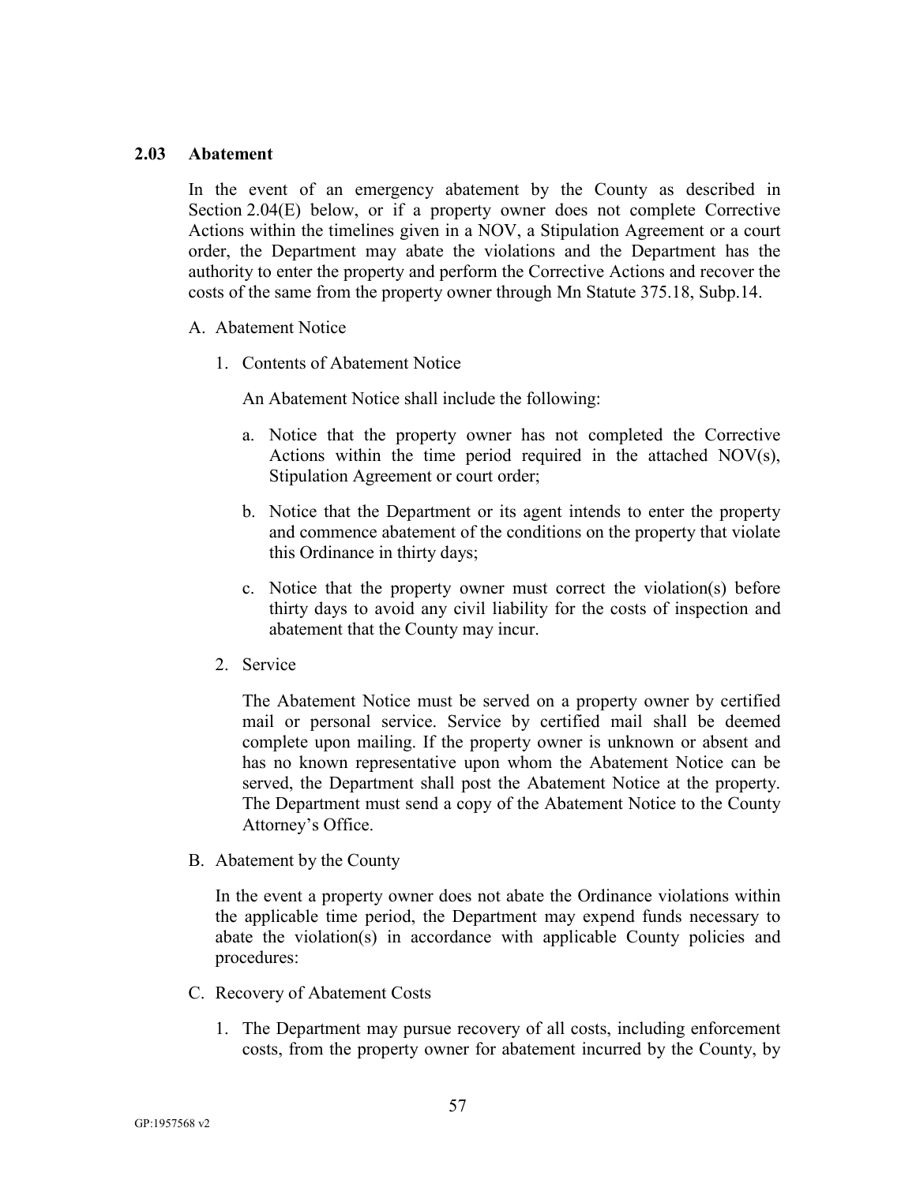### 2.03 Abatement

In the event of an emergency abatement by the County as described in Section 2.04(E) below, or if a property owner does not complete Corrective Actions within the timelines given in a NOV, a Stipulation Agreement or a court order, the Department may abate the violations and the Department has the authority to enter the property and perform the Corrective Actions and recover the costs of the same from the property owner through Mn Statute 375.18, Subp.14.

A. Abatement Notice

1. Contents of Abatement Notice

   An Abatement Notice shall include the following:

   a. Notice that the property owner has not completed the Corrective Actions within the time period required in the attached NOV(s), Stipulation Agreement or court order;

   b. Notice that the Department or its agent intends to enter the property and commence abatement of the conditions on the property that violate this Ordinance in thirty days;

   c. Notice that the property owner must correct the violation(s) before thirty days to avoid any civil liability for the costs of inspection and abatement that the County may incur.

2. Service

   The Abatement Notice must be served on a property owner by certified mail or personal service. Service by certified mail shall be deemed complete upon mailing. If the property owner is unknown or absent and has no known representative upon whom the Abatement Notice can be served, the Department shall post the Abatement Notice at the property. The Department must send a copy of the Abatement Notice to the County Attorney's Office.

B. Abatement by the County

   In the event a property owner does not abate the Ordinance violations within the applicable time period, the Department may expend funds necessary to abate the violation(s) in accordance with applicable County policies and procedures:

C. Recovery of Abatement Costs

1. The Department may pursue recovery of all costs, including enforcement costs, from the property owner for abatement incurred by the County, by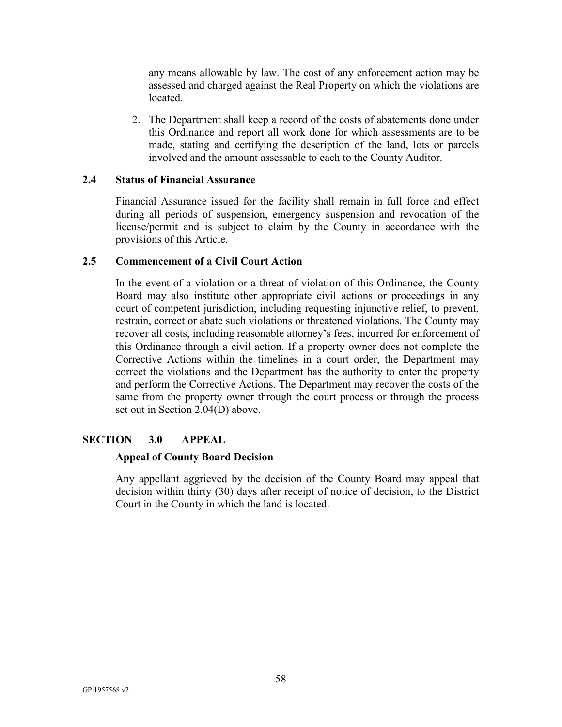any means allowable by law. The cost of any enforcement action may be assessed and charged against the Real Property on which the violations are located.

2. The Department shall keep a record of the costs of abatements done under this Ordinance and report all work done for which assessments are to be made, stating and certifying the description of the land, lots or parcels involved and the amount assessable to each to the County Auditor.

### 2.4 Status of Financial Assurance

Financial Assurance issued for the facility shall remain in full force and effect during all periods of suspension, emergency suspension and revocation of the license/permit and is subject to claim by the County in accordance with the provisions of this Article.

### 2.5 Commencement of a Civil Court Action

In the event of a violation or a threat of violation of this Ordinance, the County Board may also institute other appropriate civil actions or proceedings in any court of competent jurisdiction, including requesting injunctive relief, to prevent, restrain, correct or abate such violations or threatened violations. The County may recover all costs, including reasonable attorney's fees, incurred for enforcement of this Ordinance through a civil action. If a property owner does not complete the Corrective Actions within the timelines in a court order, the Department may correct the violations and the Department has the authority to enter the property and perform the Corrective Actions. The Department may recover the costs of the same from the property owner through the court process or through the process set out in Section 2.04(D) above.

## SECTION 3.0 APPEAL

**Appeal of County Board Decision**

Any appellant aggrieved by the decision of the County Board may appeal that decision within thirty (30) days after receipt of notice of decision, to the District Court in the County in which the land is located.

GP:1957568 v2